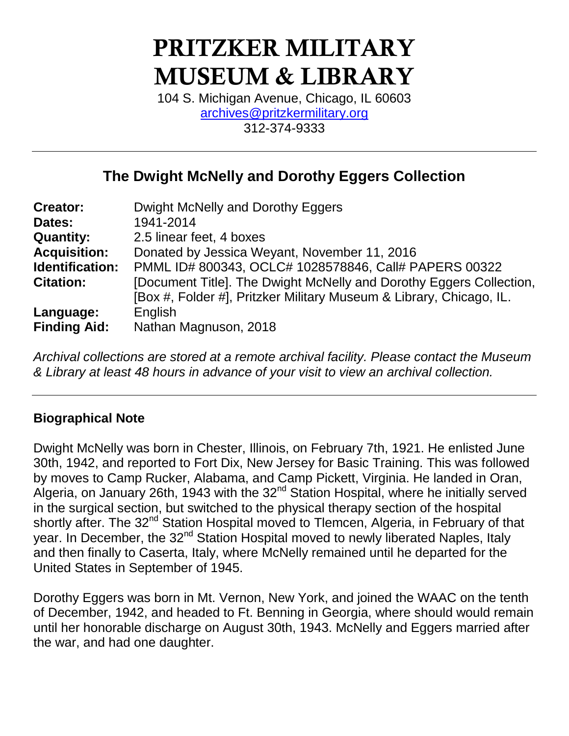# PRITZKER MILITARY MUSEUM & LIBRARY

104 S. Michigan Avenue, Chicago, IL 60603
archives@pritzkermilitary.org
312-374-9333

---

## The Dwight McNelly and Dorothy Eggers Collection

| | |
|---|---|
| **Creator:** | Dwight McNelly and Dorothy Eggers |
| **Dates:** | 1941-2014 |
| **Quantity:** | 2.5 linear feet, 4 boxes |
| **Acquisition:** | Donated by Jessica Weyant, November 11, 2016 |
| **Identification:** | PMML ID# 800343, OCLC# 1028578846, Call# PAPERS 00322 |
| **Citation:** | [Document Title]. The Dwight McNelly and Dorothy Eggers Collection, [Box #, Folder #], Pritzker Military Museum & Library, Chicago, IL. |
| **Language:** | English |
| **Finding Aid:** | Nathan Magnuson, 2018 |

*Archival collections are stored at a remote archival facility. Please contact the Museum & Library at least 48 hours in advance of your visit to view an archival collection.*

---

### Biographical Note

Dwight McNelly was born in Chester, Illinois, on February 7th, 1921. He enlisted June 30th, 1942, and reported to Fort Dix, New Jersey for Basic Training. This was followed by moves to Camp Rucker, Alabama, and Camp Pickett, Virginia. He landed in Oran, Algeria, on January 26th, 1943 with the 32nd Station Hospital, where he initially served in the surgical section, but switched to the physical therapy section of the hospital shortly after. The 32nd Station Hospital moved to Tlemcen, Algeria, in February of that year. In December, the 32nd Station Hospital moved to newly liberated Naples, Italy and then finally to Caserta, Italy, where McNelly remained until he departed for the United States in September of 1945.

Dorothy Eggers was born in Mt. Vernon, New York, and joined the WAAC on the tenth of December, 1942, and headed to Ft. Benning in Georgia, where should would remain until her honorable discharge on August 30th, 1943. McNelly and Eggers married after the war, and had one daughter.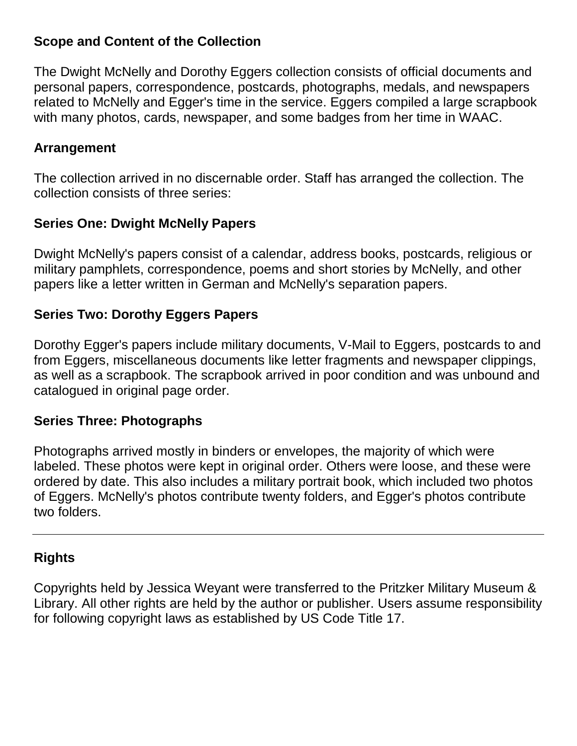## Scope and Content of the Collection

The Dwight McNelly and Dorothy Eggers collection consists of official documents and personal papers, correspondence, postcards, photographs, medals, and newspapers related to McNelly and Egger's time in the service. Eggers compiled a large scrapbook with many photos, cards, newspaper, and some badges from her time in WAAC.

## Arrangement

The collection arrived in no discernable order. Staff has arranged the collection. The collection consists of three series:

### Series One: Dwight McNelly Papers

Dwight McNelly's papers consist of a calendar, address books, postcards, religious or military pamphlets, correspondence, poems and short stories by McNelly, and other papers like a letter written in German and McNelly's separation papers.

### Series Two: Dorothy Eggers Papers

Dorothy Egger's papers include military documents, V-Mail to Eggers, postcards to and from Eggers, miscellaneous documents like letter fragments and newspaper clippings, as well as a scrapbook. The scrapbook arrived in poor condition and was unbound and catalogued in original page order.

### Series Three: Photographs

Photographs arrived mostly in binders or envelopes, the majority of which were labeled. These photos were kept in original order. Others were loose, and these were ordered by date. This also includes a military portrait book, which included two photos of Eggers. McNelly's photos contribute twenty folders, and Egger's photos contribute two folders.

---

## Rights

Copyrights held by Jessica Weyant were transferred to the Pritzker Military Museum & Library. All other rights are held by the author or publisher. Users assume responsibility for following copyright laws as established by US Code Title 17.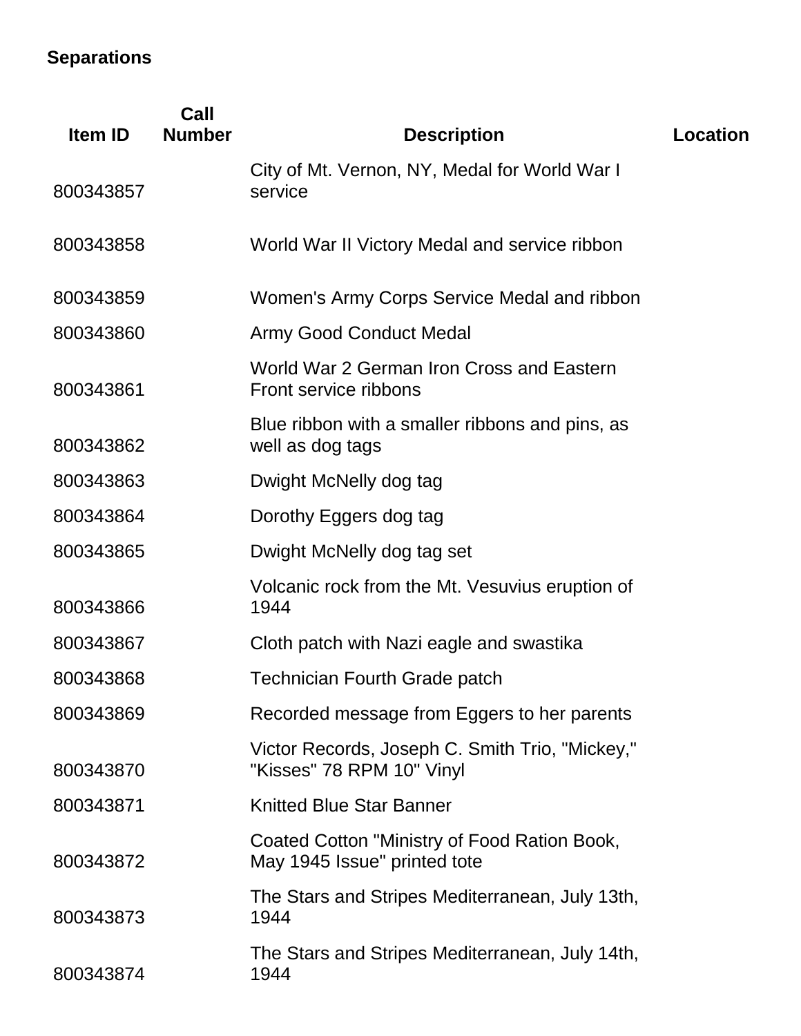**Separations**

| Item ID | Call Number | Description | Location |
|---|---|---|---|
| 800343857 | | City of Mt. Vernon, NY, Medal for World War I service | |
| 800343858 | | World War II Victory Medal and service ribbon | |
| 800343859 | | Women's Army Corps Service Medal and ribbon | |
| 800343860 | | Army Good Conduct Medal | |
| 800343861 | | World War 2 German Iron Cross and Eastern Front service ribbons | |
| 800343862 | | Blue ribbon with a smaller ribbons and pins, as well as dog tags | |
| 800343863 | | Dwight McNelly dog tag | |
| 800343864 | | Dorothy Eggers dog tag | |
| 800343865 | | Dwight McNelly dog tag set | |
| 800343866 | | Volcanic rock from the Mt. Vesuvius eruption of 1944 | |
| 800343867 | | Cloth patch with Nazi eagle and swastika | |
| 800343868 | | Technician Fourth Grade patch | |
| 800343869 | | Recorded message from Eggers to her parents | |
| 800343870 | | Victor Records, Joseph C. Smith Trio, "Mickey," "Kisses" 78 RPM 10" Vinyl | |
| 800343871 | | Knitted Blue Star Banner | |
| 800343872 | | Coated Cotton "Ministry of Food Ration Book, May 1945 Issue" printed tote | |
| 800343873 | | The Stars and Stripes Mediterranean, July 13th, 1944 | |
| 800343874 | | The Stars and Stripes Mediterranean, July 14th, 1944 | |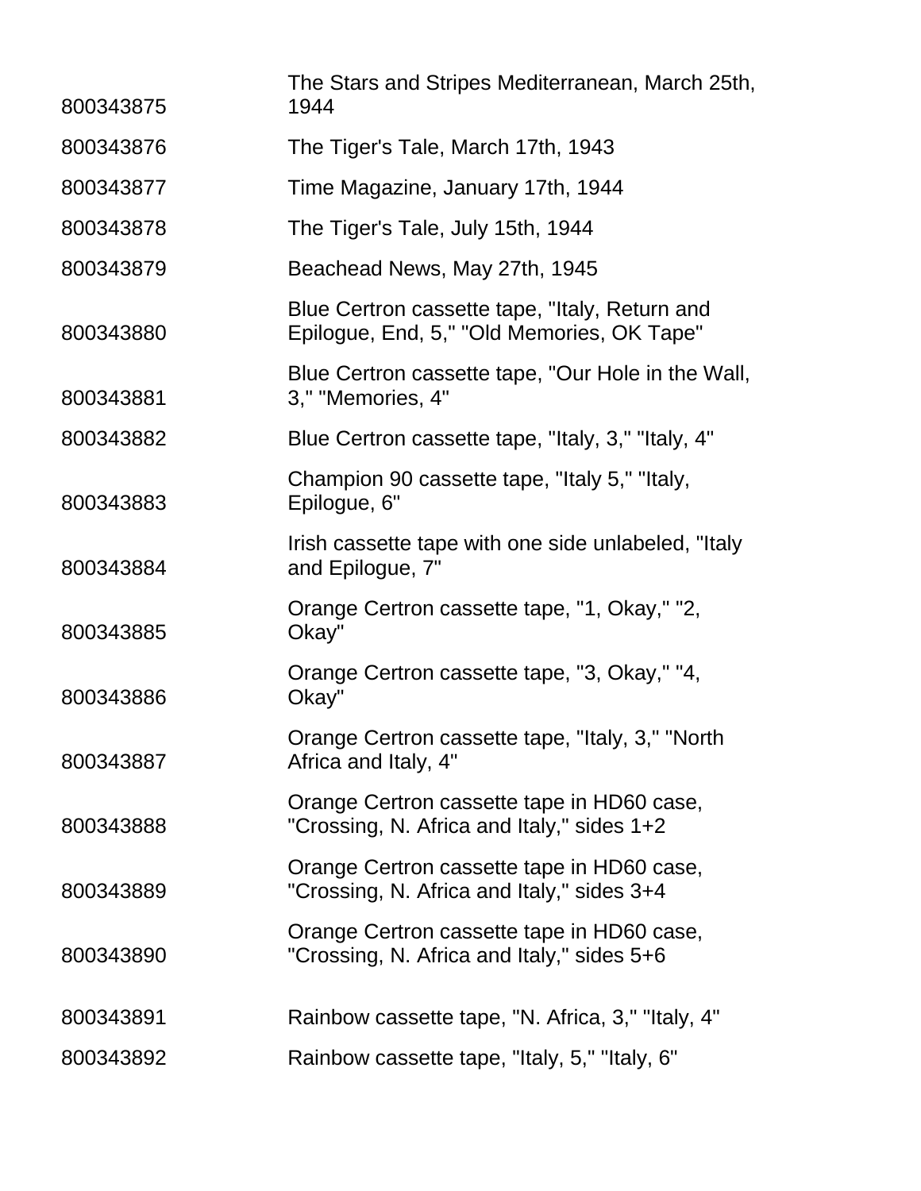| | |
|---|---|
| 800343875 | The Stars and Stripes Mediterranean, March 25th, 1944 |
| 800343876 | The Tiger's Tale, March 17th, 1943 |
| 800343877 | Time Magazine, January 17th, 1944 |
| 800343878 | The Tiger's Tale, July 15th, 1944 |
| 800343879 | Beachead News, May 27th, 1945 |
| 800343880 | Blue Certron cassette tape, "Italy, Return and Epilogue, End, 5," "Old Memories, OK Tape" |
| 800343881 | Blue Certron cassette tape, "Our Hole in the Wall, 3," "Memories, 4" |
| 800343882 | Blue Certron cassette tape, "Italy, 3," "Italy, 4" |
| 800343883 | Champion 90 cassette tape, "Italy 5," "Italy, Epilogue, 6" |
| 800343884 | Irish cassette tape with one side unlabeled, "Italy and Epilogue, 7" |
| 800343885 | Orange Certron cassette tape, "1, Okay," "2, Okay" |
| 800343886 | Orange Certron cassette tape, "3, Okay," "4, Okay" |
| 800343887 | Orange Certron cassette tape, "Italy, 3," "North Africa and Italy, 4" |
| 800343888 | Orange Certron cassette tape in HD60 case, "Crossing, N. Africa and Italy," sides 1+2 |
| 800343889 | Orange Certron cassette tape in HD60 case, "Crossing, N. Africa and Italy," sides 3+4 |
| 800343890 | Orange Certron cassette tape in HD60 case, "Crossing, N. Africa and Italy," sides 5+6 |
| 800343891 | Rainbow cassette tape, "N. Africa, 3," "Italy, 4" |
| 800343892 | Rainbow cassette tape, "Italy, 5," "Italy, 6" |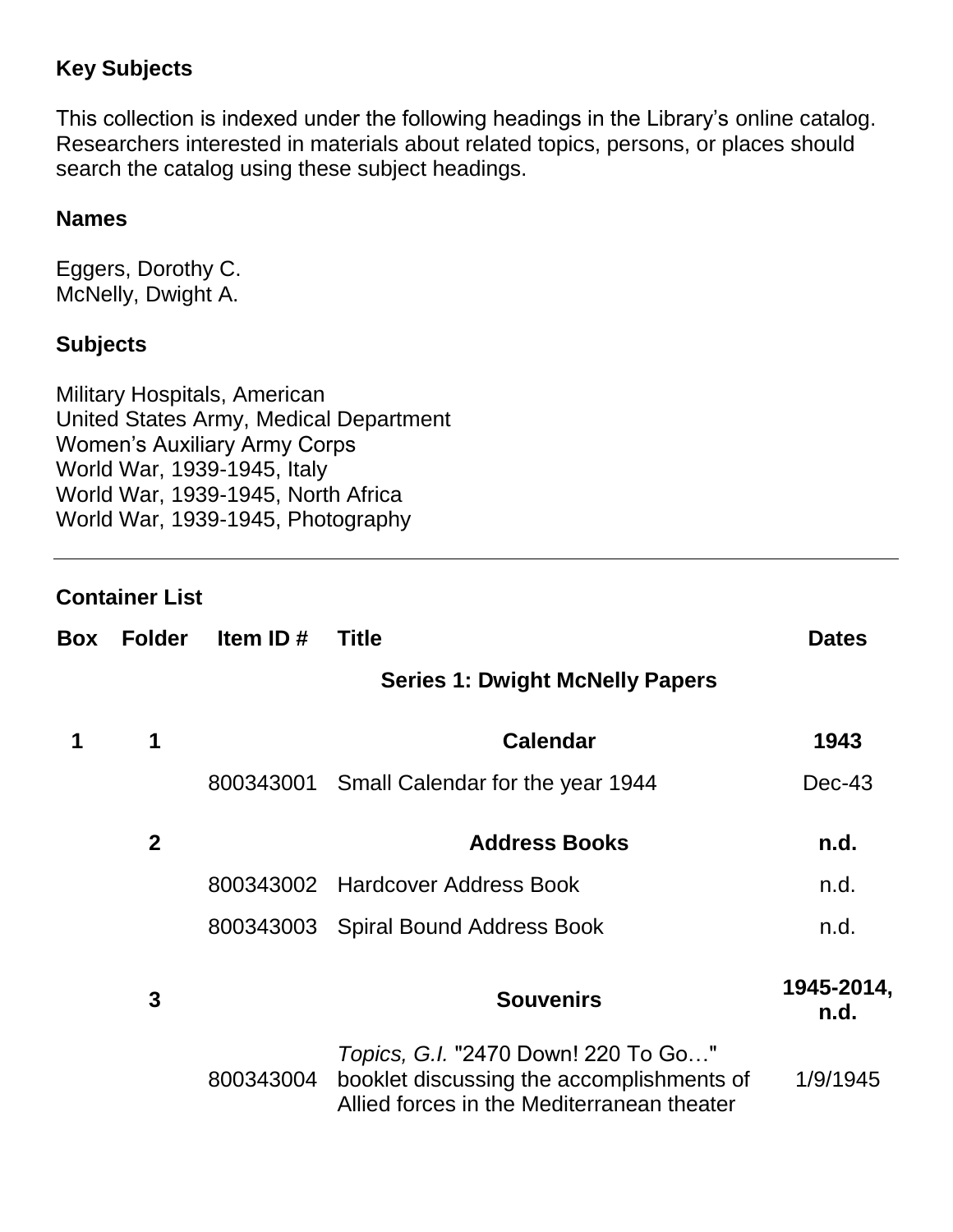## Key Subjects

This collection is indexed under the following headings in the Library's online catalog. Researchers interested in materials about related topics, persons, or places should search the catalog using these subject headings.

### Names

Eggers, Dorothy C.
McNelly, Dwight A.

### Subjects

Military Hospitals, American
United States Army, Medical Department
Women's Auxiliary Army Corps
World War, 1939-1945, Italy
World War, 1939-1945, North Africa
World War, 1939-1945, Photography

---

## Container List

| Box | Folder | Item ID # | Title | Dates |
|---|---|---|---|---|
| | | | **Series 1: Dwight McNelly Papers** | |
| **1** | **1** | | **Calendar** | **1943** |
| | | 800343001 | Small Calendar for the year 1944 | Dec-43 |
| | **2** | | **Address Books** | **n.d.** |
| | | 800343002 | Hardcover Address Book | n.d. |
| | | 800343003 | Spiral Bound Address Book | n.d. |
| | **3** | | **Souvenirs** | **1945-2014, n.d.** |
| | | 800343004 | *Topics, G.I.* "2470 Down! 220 To Go…" booklet discussing the accomplishments of Allied forces in the Mediterranean theater | 1/9/1945 |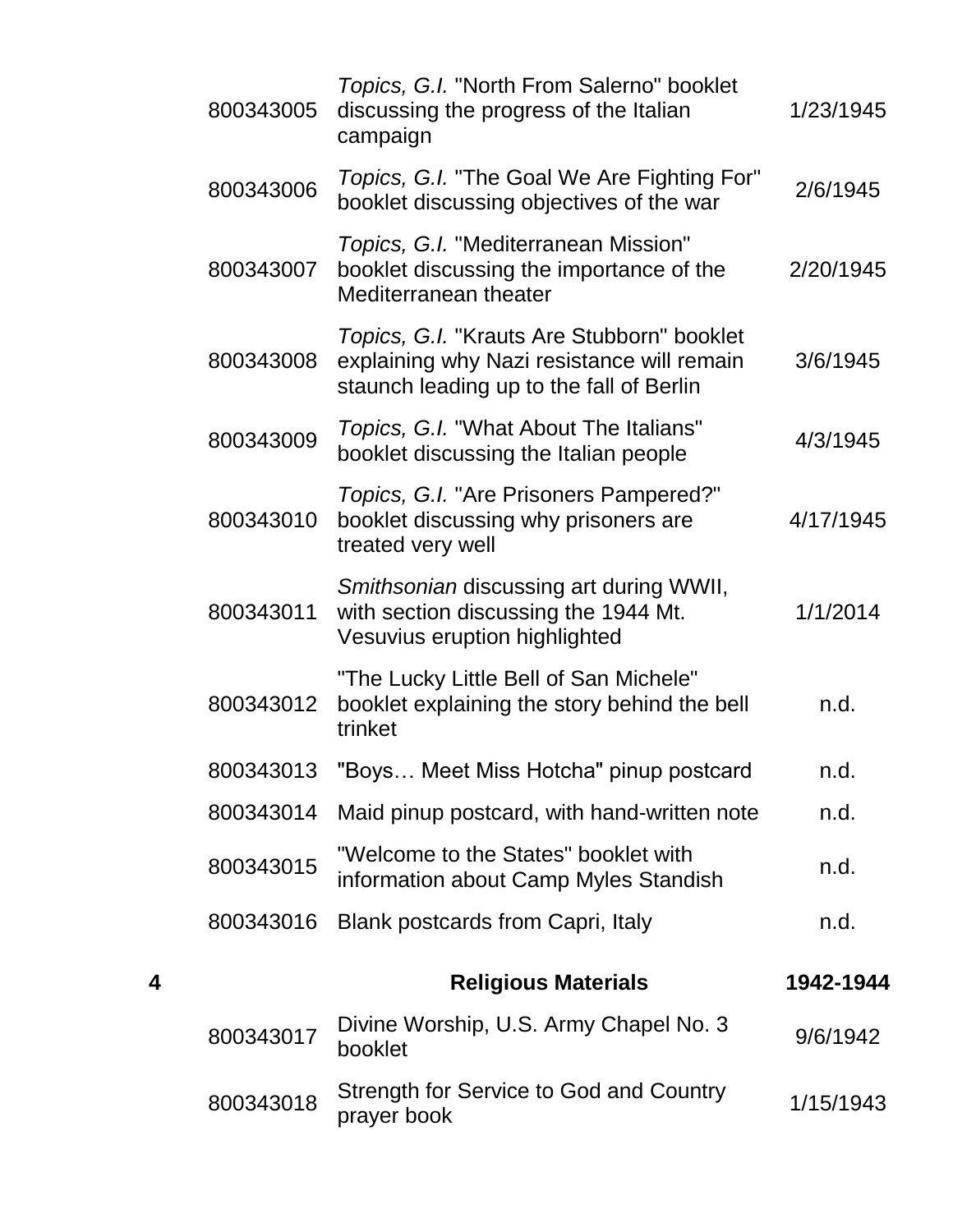| | | | |
|---|---|---|---|
| | 800343005 | *Topics, G.I.* "North From Salerno" booklet discussing the progress of the Italian campaign | 1/23/1945 |
| | 800343006 | *Topics, G.I.* "The Goal We Are Fighting For" booklet discussing objectives of the war | 2/6/1945 |
| | 800343007 | *Topics, G.I.* "Mediterranean Mission" booklet discussing the importance of the Mediterranean theater | 2/20/1945 |
| | 800343008 | *Topics, G.I.* "Krauts Are Stubborn" booklet explaining why Nazi resistance will remain staunch leading up to the fall of Berlin | 3/6/1945 |
| | 800343009 | *Topics, G.I.* "What About The Italians" booklet discussing the Italian people | 4/3/1945 |
| | 800343010 | *Topics, G.I.* "Are Prisoners Pampered?" booklet discussing why prisoners are treated very well | 4/17/1945 |
| | 800343011 | *Smithsonian* discussing art during WWII, with section discussing the 1944 Mt. Vesuvius eruption highlighted | 1/1/2014 |
| | 800343012 | "The Lucky Little Bell of San Michele" booklet explaining the story behind the bell trinket | n.d. |
| | 800343013 | "Boys… Meet Miss Hotcha" pinup postcard | n.d. |
| | 800343014 | Maid pinup postcard, with hand-written note | n.d. |
| | 800343015 | "Welcome to the States" booklet with information about Camp Myles Standish | n.d. |
| | 800343016 | Blank postcards from Capri, Italy | n.d. |
| **4** | | **Religious Materials** | **1942-1944** |
| | 800343017 | Divine Worship, U.S. Army Chapel No. 3 booklet | 9/6/1942 |
| | 800343018 | Strength for Service to God and Country prayer book | 1/15/1943 |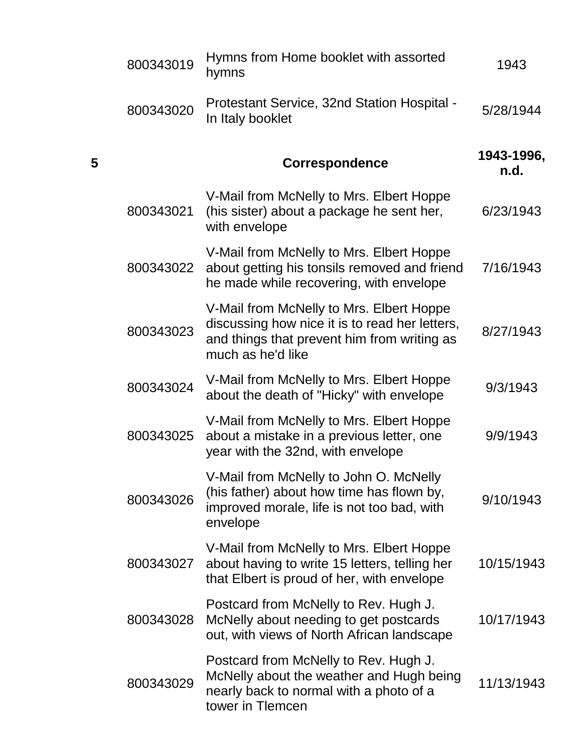| | | | |
|---|---|---|---|
| | 800343019 | Hymns from Home booklet with assorted hymns | 1943 |
| | 800343020 | Protestant Service, 32nd Station Hospital - In Italy booklet | 5/28/1944 |
| **5** | | **Correspondence** | **1943-1996, n.d.** |
| | 800343021 | V-Mail from McNelly to Mrs. Elbert Hoppe (his sister) about a package he sent her, with envelope | 6/23/1943 |
| | 800343022 | V-Mail from McNelly to Mrs. Elbert Hoppe about getting his tonsils removed and friend he made while recovering, with envelope | 7/16/1943 |
| | 800343023 | V-Mail from McNelly to Mrs. Elbert Hoppe discussing how nice it is to read her letters, and things that prevent him from writing as much as he'd like | 8/27/1943 |
| | 800343024 | V-Mail from McNelly to Mrs. Elbert Hoppe about the death of "Hicky" with envelope | 9/3/1943 |
| | 800343025 | V-Mail from McNelly to Mrs. Elbert Hoppe about a mistake in a previous letter, one year with the 32nd, with envelope | 9/9/1943 |
| | 800343026 | V-Mail from McNelly to John O. McNelly (his father) about how time has flown by, improved morale, life is not too bad, with envelope | 9/10/1943 |
| | 800343027 | V-Mail from McNelly to Mrs. Elbert Hoppe about having to write 15 letters, telling her that Elbert is proud of her, with envelope | 10/15/1943 |
| | 800343028 | Postcard from McNelly to Rev. Hugh J. McNelly about needing to get postcards out, with views of North African landscape | 10/17/1943 |
| | 800343029 | Postcard from McNelly to Rev. Hugh J. McNelly about the weather and Hugh being nearly back to normal with a photo of a tower in Tlemcen | 11/13/1943 |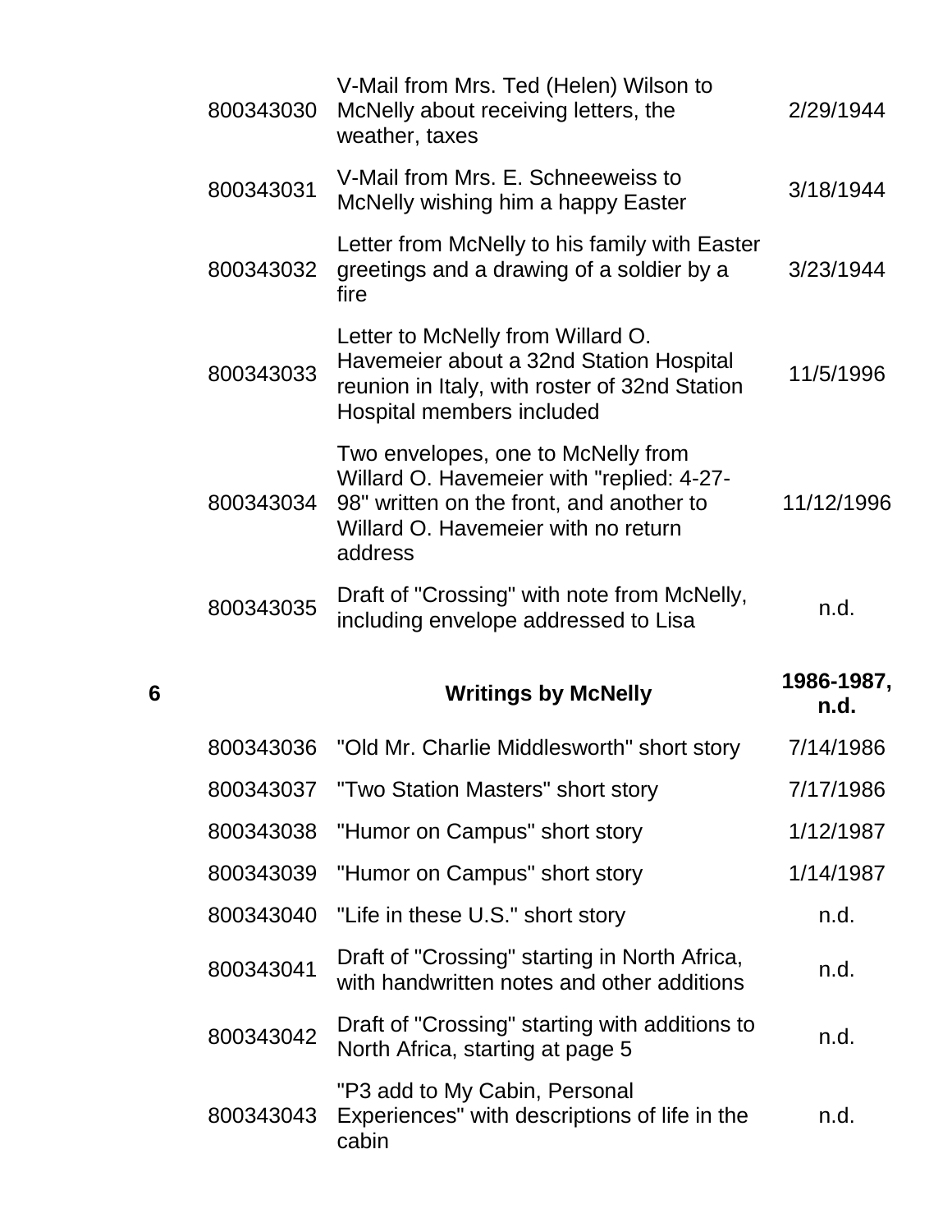| | | | |
|---|---|---|---|
| | 800343030 | V-Mail from Mrs. Ted (Helen) Wilson to McNelly about receiving letters, the weather, taxes | 2/29/1944 |
| | 800343031 | V-Mail from Mrs. E. Schneeweiss to McNelly wishing him a happy Easter | 3/18/1944 |
| | 800343032 | Letter from McNelly to his family with Easter greetings and a drawing of a soldier by a fire | 3/23/1944 |
| | 800343033 | Letter to McNelly from Willard O. Havemeier about a 32nd Station Hospital reunion in Italy, with roster of 32nd Station Hospital members included | 11/5/1996 |
| | 800343034 | Two envelopes, one to McNelly from Willard O. Havemeier with "replied: 4-27-98" written on the front, and another to Willard O. Havemeier with no return address | 11/12/1996 |
| | 800343035 | Draft of "Crossing" with note from McNelly, including envelope addressed to Lisa | n.d. |
| **6** | | **Writings by McNelly** | **1986-1987, n.d.** |
| | 800343036 | "Old Mr. Charlie Middlesworth" short story | 7/14/1986 |
| | 800343037 | "Two Station Masters" short story | 7/17/1986 |
| | 800343038 | "Humor on Campus" short story | 1/12/1987 |
| | 800343039 | "Humor on Campus" short story | 1/14/1987 |
| | 800343040 | "Life in these U.S." short story | n.d. |
| | 800343041 | Draft of "Crossing" starting in North Africa, with handwritten notes and other additions | n.d. |
| | 800343042 | Draft of "Crossing" starting with additions to North Africa, starting at page 5 | n.d. |
| | 800343043 | "P3 add to My Cabin, Personal Experiences" with descriptions of life in the cabin | n.d. |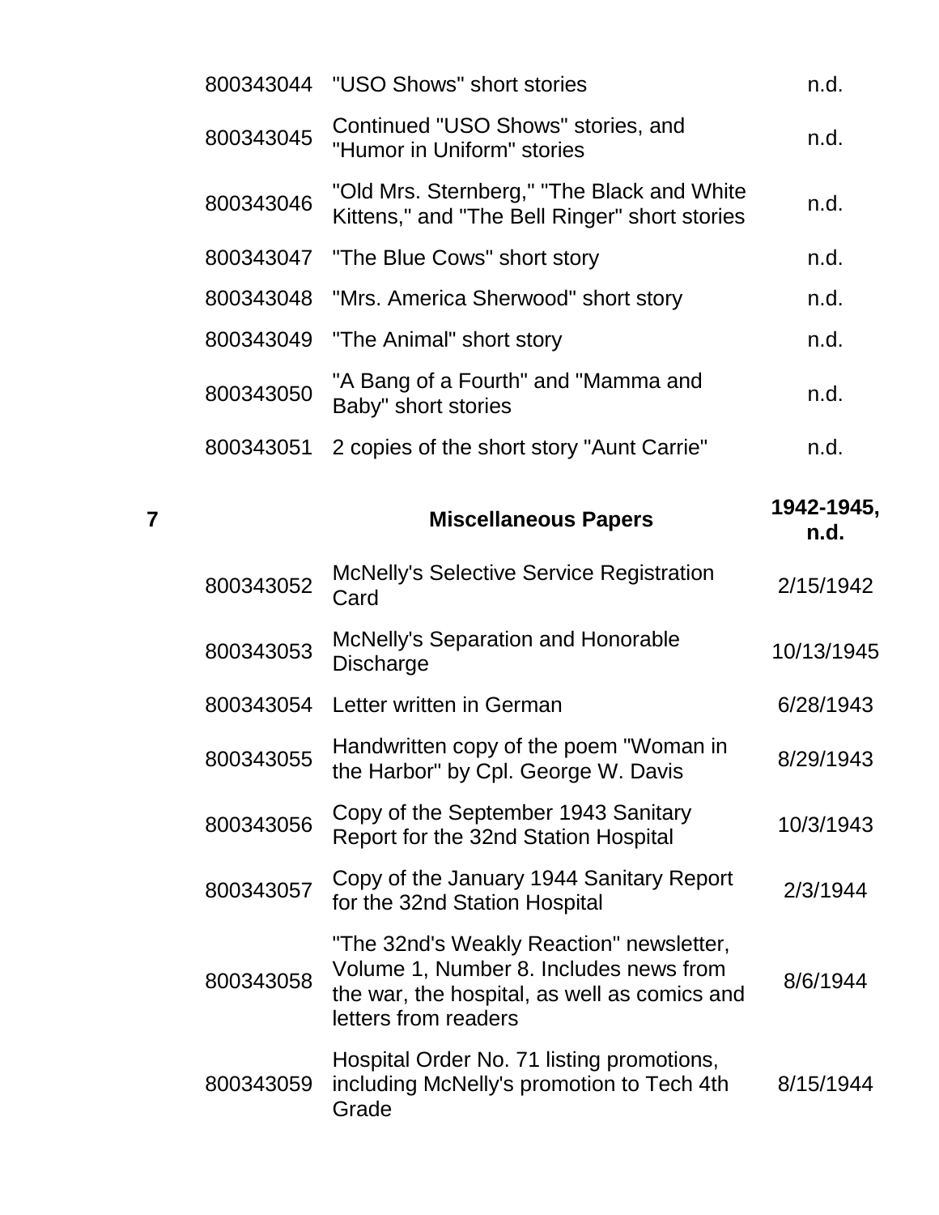| | | | |
|---|---|---|---|
| | 800343044 | "USO Shows" short stories | n.d. |
| | 800343045 | Continued "USO Shows" stories, and "Humor in Uniform" stories | n.d. |
| | 800343046 | "Old Mrs. Sternberg," "The Black and White Kittens," and "The Bell Ringer" short stories | n.d. |
| | 800343047 | "The Blue Cows" short story | n.d. |
| | 800343048 | "Mrs. America Sherwood" short story | n.d. |
| | 800343049 | "The Animal" short story | n.d. |
| | 800343050 | "A Bang of a Fourth" and "Mamma and Baby" short stories | n.d. |
| | 800343051 | 2 copies of the short story "Aunt Carrie" | n.d. |
| **7** | | **Miscellaneous Papers** | **1942-1945, n.d.** |
| | 800343052 | McNelly's Selective Service Registration Card | 2/15/1942 |
| | 800343053 | McNelly's Separation and Honorable Discharge | 10/13/1945 |
| | 800343054 | Letter written in German | 6/28/1943 |
| | 800343055 | Handwritten copy of the poem "Woman in the Harbor" by Cpl. George W. Davis | 8/29/1943 |
| | 800343056 | Copy of the September 1943 Sanitary Report for the 32nd Station Hospital | 10/3/1943 |
| | 800343057 | Copy of the January 1944 Sanitary Report for the 32nd Station Hospital | 2/3/1944 |
| | 800343058 | "The 32nd's Weakly Reaction" newsletter, Volume 1, Number 8. Includes news from the war, the hospital, as well as comics and letters from readers | 8/6/1944 |
| | 800343059 | Hospital Order No. 71 listing promotions, including McNelly's promotion to Tech 4th Grade | 8/15/1944 |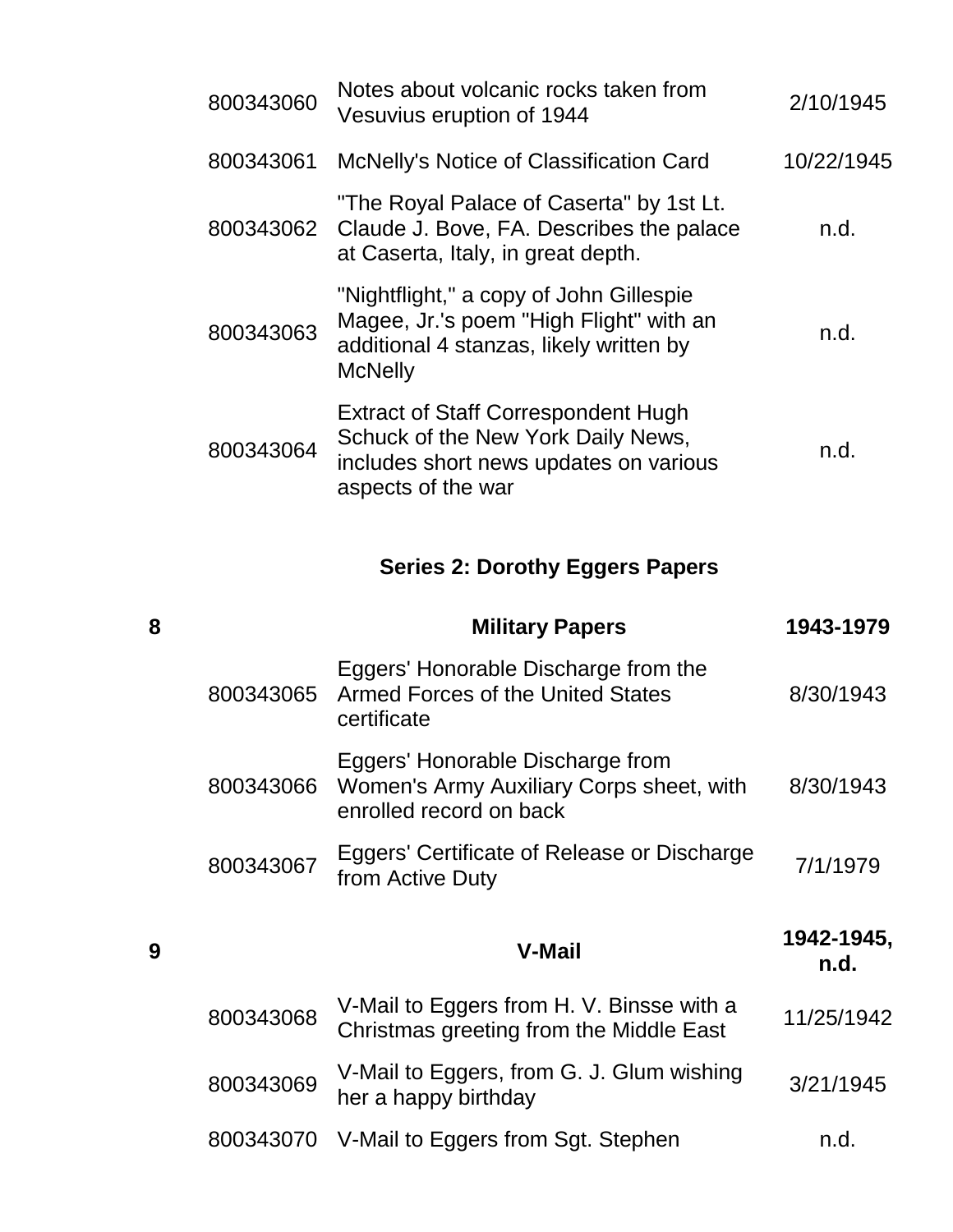| | | | |
|---|---|---|---|
| | 800343060 | Notes about volcanic rocks taken from Vesuvius eruption of 1944 | 2/10/1945 |
| | 800343061 | McNelly's Notice of Classification Card | 10/22/1945 |
| | 800343062 | "The Royal Palace of Caserta" by 1st Lt. Claude J. Bove, FA. Describes the palace at Caserta, Italy, in great depth. | n.d. |
| | 800343063 | "Nightflight," a copy of John Gillespie Magee, Jr.'s poem "High Flight" with an additional 4 stanzas, likely written by McNelly | n.d. |
| | 800343064 | Extract of Staff Correspondent Hugh Schuck of the New York Daily News, includes short news updates on various aspects of the war | n.d. |

## Series 2: Dorothy Eggers Papers

| | | | |
|---|---|---|---|
| **8** | | **Military Papers** | **1943-1979** |
| | 800343065 | Eggers' Honorable Discharge from the Armed Forces of the United States certificate | 8/30/1943 |
| | 800343066 | Eggers' Honorable Discharge from Women's Army Auxiliary Corps sheet, with enrolled record on back | 8/30/1943 |
| | 800343067 | Eggers' Certificate of Release or Discharge from Active Duty | 7/1/1979 |
| **9** | | **V-Mail** | **1942-1945, n.d.** |
| | 800343068 | V-Mail to Eggers from H. V. Binsse with a Christmas greeting from the Middle East | 11/25/1942 |
| | 800343069 | V-Mail to Eggers, from G. J. Glum wishing her a happy birthday | 3/21/1945 |
| | 800343070 | V-Mail to Eggers from Sgt. Stephen | n.d. |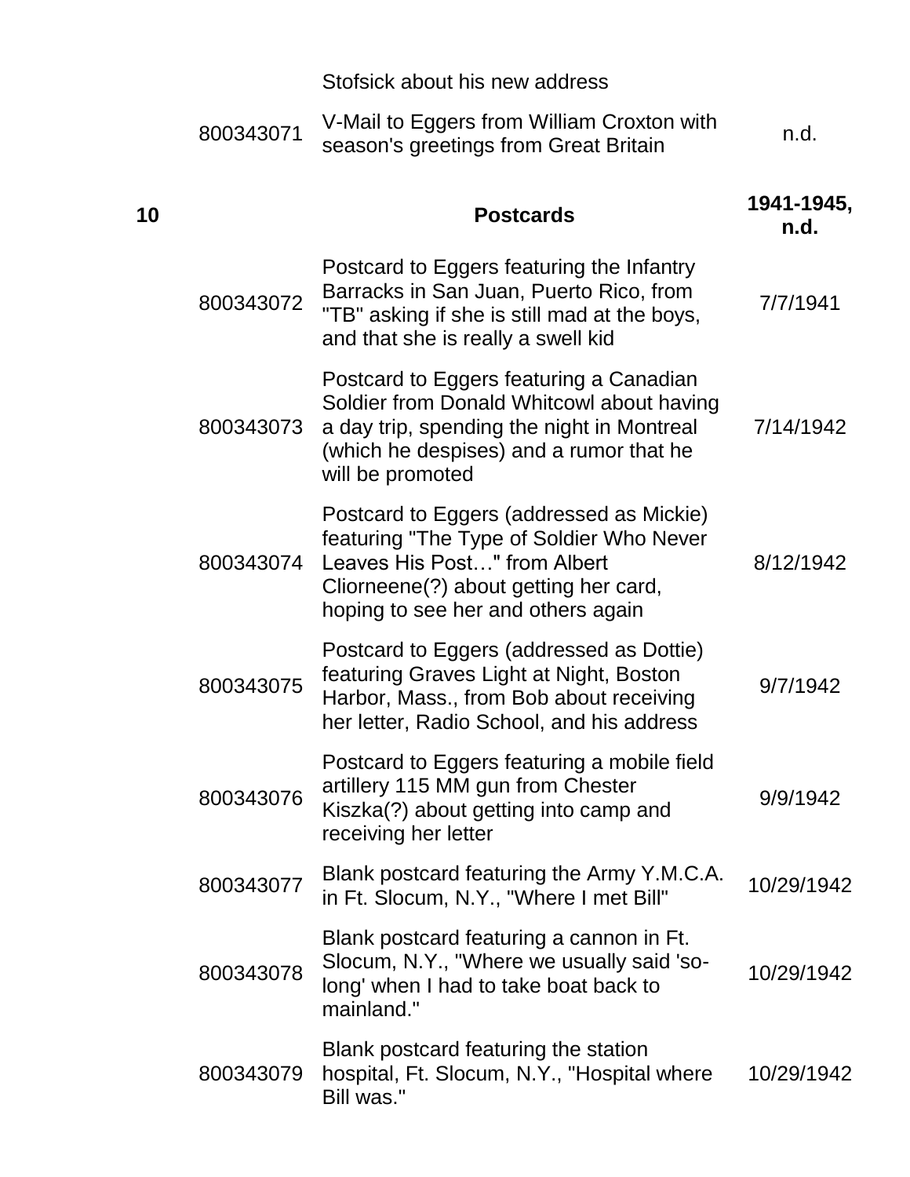| | | Stofsick about his new address | |
|---|---|---|---|
| | 800343071 | V-Mail to Eggers from William Croxton with season's greetings from Great Britain | n.d. |
| **10** | | **Postcards** | **1941-1945, n.d.** |
| | 800343072 | Postcard to Eggers featuring the Infantry Barracks in San Juan, Puerto Rico, from "TB" asking if she is still mad at the boys, and that she is really a swell kid | 7/7/1941 |
| | 800343073 | Postcard to Eggers featuring a Canadian Soldier from Donald Whitcowl about having a day trip, spending the night in Montreal (which he despises) and a rumor that he will be promoted | 7/14/1942 |
| | 800343074 | Postcard to Eggers (addressed as Mickie) featuring "The Type of Soldier Who Never Leaves His Post…" from Albert Cliorneene(?) about getting her card, hoping to see her and others again | 8/12/1942 |
| | 800343075 | Postcard to Eggers (addressed as Dottie) featuring Graves Light at Night, Boston Harbor, Mass., from Bob about receiving her letter, Radio School, and his address | 9/7/1942 |
| | 800343076 | Postcard to Eggers featuring a mobile field artillery 115 MM gun from Chester Kiszka(?) about getting into camp and receiving her letter | 9/9/1942 |
| | 800343077 | Blank postcard featuring the Army Y.M.C.A. in Ft. Slocum, N.Y., "Where I met Bill" | 10/29/1942 |
| | 800343078 | Blank postcard featuring a cannon in Ft. Slocum, N.Y., "Where we usually said 'so-long' when I had to take boat back to mainland." | 10/29/1942 |
| | 800343079 | Blank postcard featuring the station hospital, Ft. Slocum, N.Y., "Hospital where Bill was." | 10/29/1942 |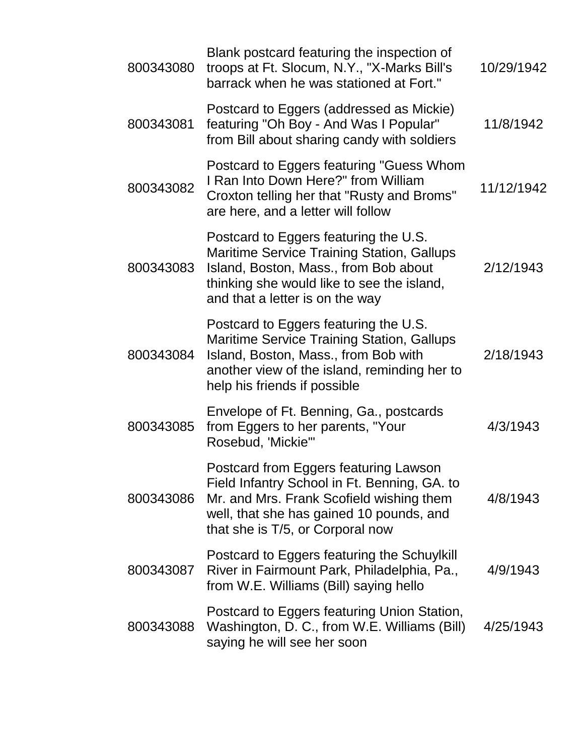| | | |
|---|---|---|
| 800343080 | Blank postcard featuring the inspection of troops at Ft. Slocum, N.Y., "X-Marks Bill's barrack when he was stationed at Fort." | 10/29/1942 |
| 800343081 | Postcard to Eggers (addressed as Mickie) featuring "Oh Boy - And Was I Popular" from Bill about sharing candy with soldiers | 11/8/1942 |
| 800343082 | Postcard to Eggers featuring "Guess Whom I Ran Into Down Here?" from William Croxton telling her that "Rusty and Broms" are here, and a letter will follow | 11/12/1942 |
| 800343083 | Postcard to Eggers featuring the U.S. Maritime Service Training Station, Gallups Island, Boston, Mass., from Bob about thinking she would like to see the island, and that a letter is on the way | 2/12/1943 |
| 800343084 | Postcard to Eggers featuring the U.S. Maritime Service Training Station, Gallups Island, Boston, Mass., from Bob with another view of the island, reminding her to help his friends if possible | 2/18/1943 |
| 800343085 | Envelope of Ft. Benning, Ga., postcards from Eggers to her parents, "Your Rosebud, 'Mickie'" | 4/3/1943 |
| 800343086 | Postcard from Eggers featuring Lawson Field Infantry School in Ft. Benning, GA. to Mr. and Mrs. Frank Scofield wishing them well, that she has gained 10 pounds, and that she is T/5, or Corporal now | 4/8/1943 |
| 800343087 | Postcard to Eggers featuring the Schuylkill River in Fairmount Park, Philadelphia, Pa., from W.E. Williams (Bill) saying hello | 4/9/1943 |
| 800343088 | Postcard to Eggers featuring Union Station, Washington, D. C., from W.E. Williams (Bill) saying he will see her soon | 4/25/1943 |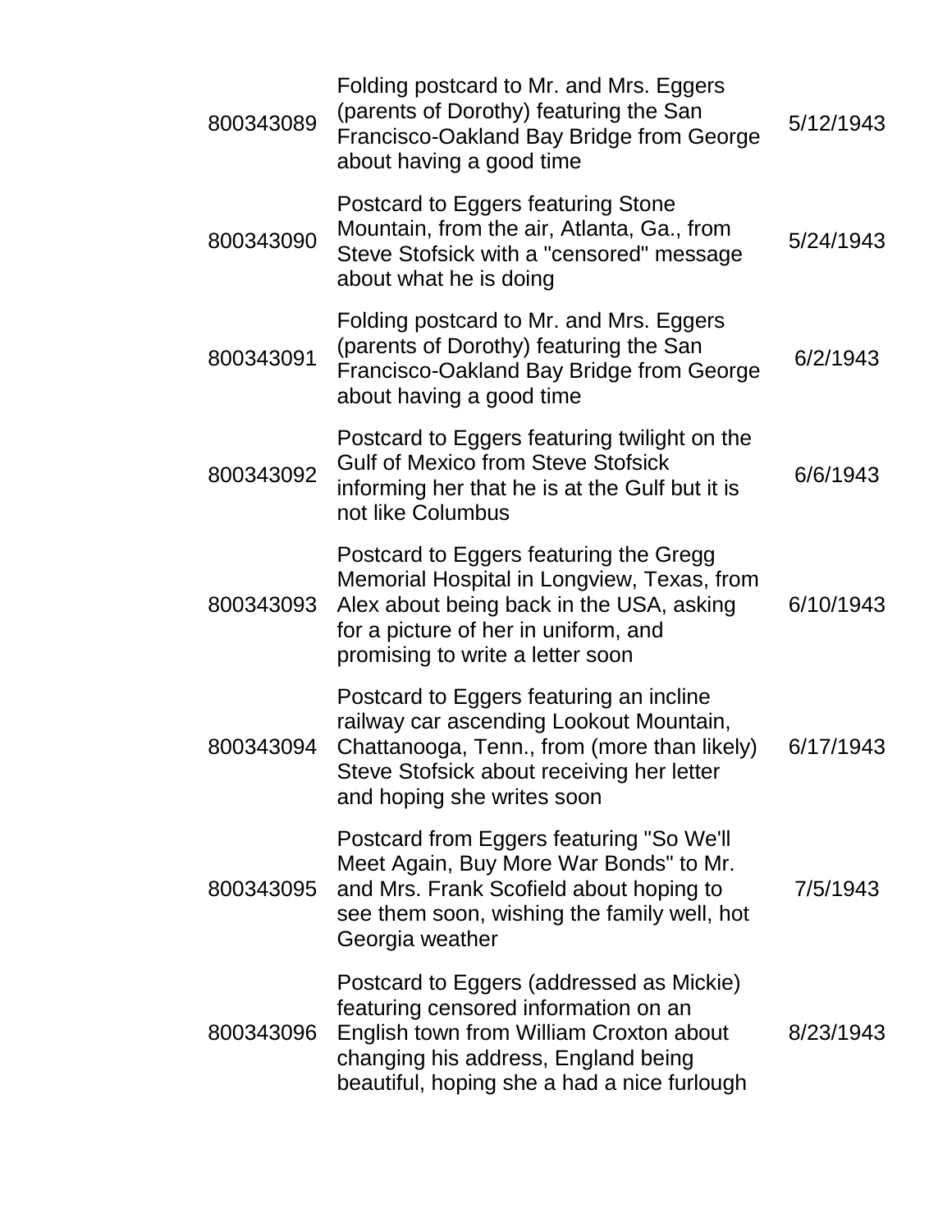| | | |
|---|---|---|
| 800343089 | Folding postcard to Mr. and Mrs. Eggers (parents of Dorothy) featuring the San Francisco-Oakland Bay Bridge from George about having a good time | 5/12/1943 |
| 800343090 | Postcard to Eggers featuring Stone Mountain, from the air, Atlanta, Ga., from Steve Stofsick with a "censored" message about what he is doing | 5/24/1943 |
| 800343091 | Folding postcard to Mr. and Mrs. Eggers (parents of Dorothy) featuring the San Francisco-Oakland Bay Bridge from George about having a good time | 6/2/1943 |
| 800343092 | Postcard to Eggers featuring twilight on the Gulf of Mexico from Steve Stofsick informing her that he is at the Gulf but it is not like Columbus | 6/6/1943 |
| 800343093 | Postcard to Eggers featuring the Gregg Memorial Hospital in Longview, Texas, from Alex about being back in the USA, asking for a picture of her in uniform, and promising to write a letter soon | 6/10/1943 |
| 800343094 | Postcard to Eggers featuring an incline railway car ascending Lookout Mountain, Chattanooga, Tenn., from (more than likely) Steve Stofsick about receiving her letter and hoping she writes soon | 6/17/1943 |
| 800343095 | Postcard from Eggers featuring "So We'll Meet Again, Buy More War Bonds" to Mr. and Mrs. Frank Scofield about hoping to see them soon, wishing the family well, hot Georgia weather | 7/5/1943 |
| 800343096 | Postcard to Eggers (addressed as Mickie) featuring censored information on an English town from William Croxton about changing his address, England being beautiful, hoping she a had a nice furlough | 8/23/1943 |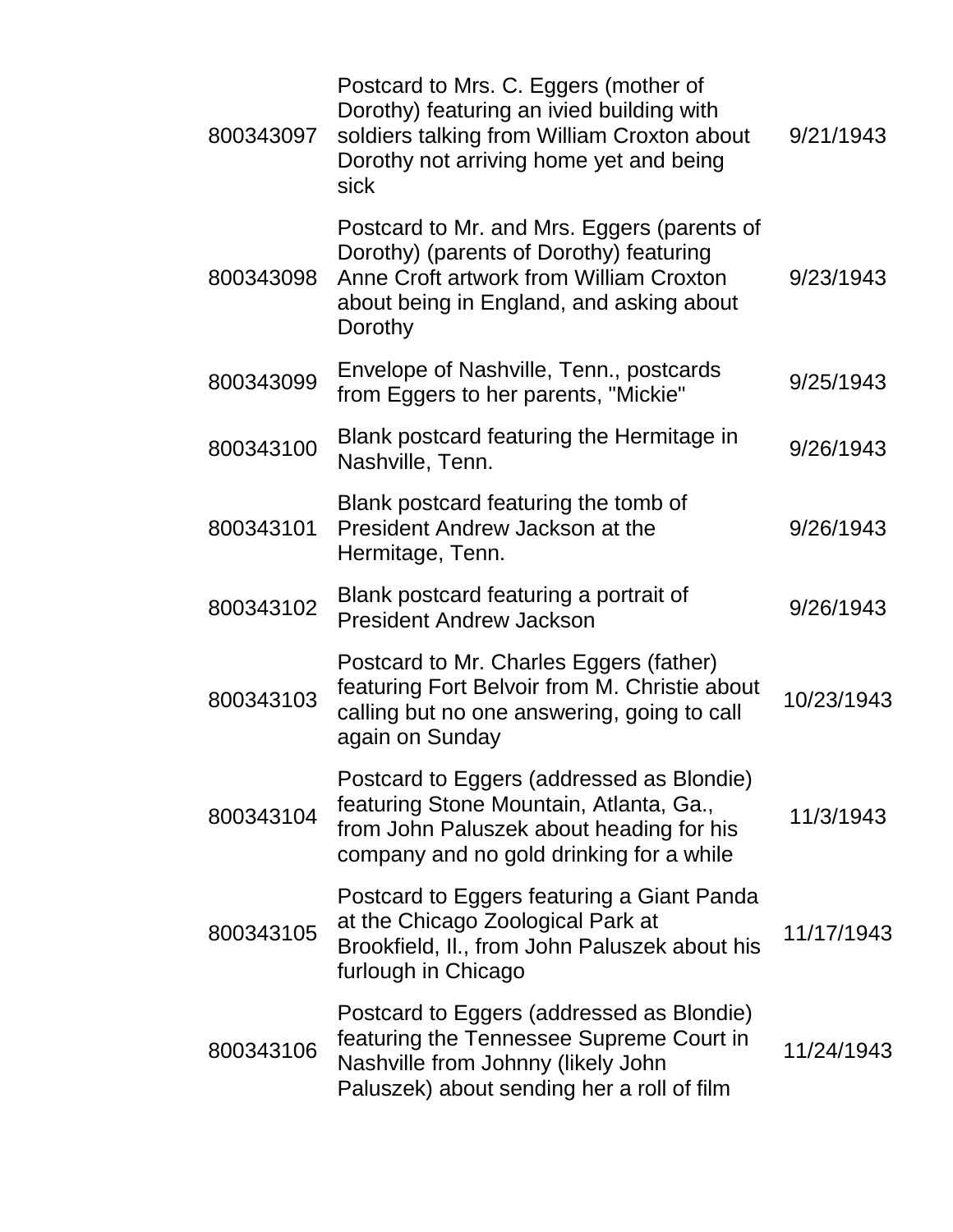| | | |
|---|---|---|
| 800343097 | Postcard to Mrs. C. Eggers (mother of Dorothy) featuring an ivied building with soldiers talking from William Croxton about Dorothy not arriving home yet and being sick | 9/21/1943 |
| 800343098 | Postcard to Mr. and Mrs. Eggers (parents of Dorothy) (parents of Dorothy) featuring Anne Croft artwork from William Croxton about being in England, and asking about Dorothy | 9/23/1943 |
| 800343099 | Envelope of Nashville, Tenn., postcards from Eggers to her parents, "Mickie" | 9/25/1943 |
| 800343100 | Blank postcard featuring the Hermitage in Nashville, Tenn. | 9/26/1943 |
| 800343101 | Blank postcard featuring the tomb of President Andrew Jackson at the Hermitage, Tenn. | 9/26/1943 |
| 800343102 | Blank postcard featuring a portrait of President Andrew Jackson | 9/26/1943 |
| 800343103 | Postcard to Mr. Charles Eggers (father) featuring Fort Belvoir from M. Christie about calling but no one answering, going to call again on Sunday | 10/23/1943 |
| 800343104 | Postcard to Eggers (addressed as Blondie) featuring Stone Mountain, Atlanta, Ga., from John Paluszek about heading for his company and no gold drinking for a while | 11/3/1943 |
| 800343105 | Postcard to Eggers featuring a Giant Panda at the Chicago Zoological Park at Brookfield, Il., from John Paluszek about his furlough in Chicago | 11/17/1943 |
| 800343106 | Postcard to Eggers (addressed as Blondie) featuring the Tennessee Supreme Court in Nashville from Johnny (likely John Paluszek) about sending her a roll of film | 11/24/1943 |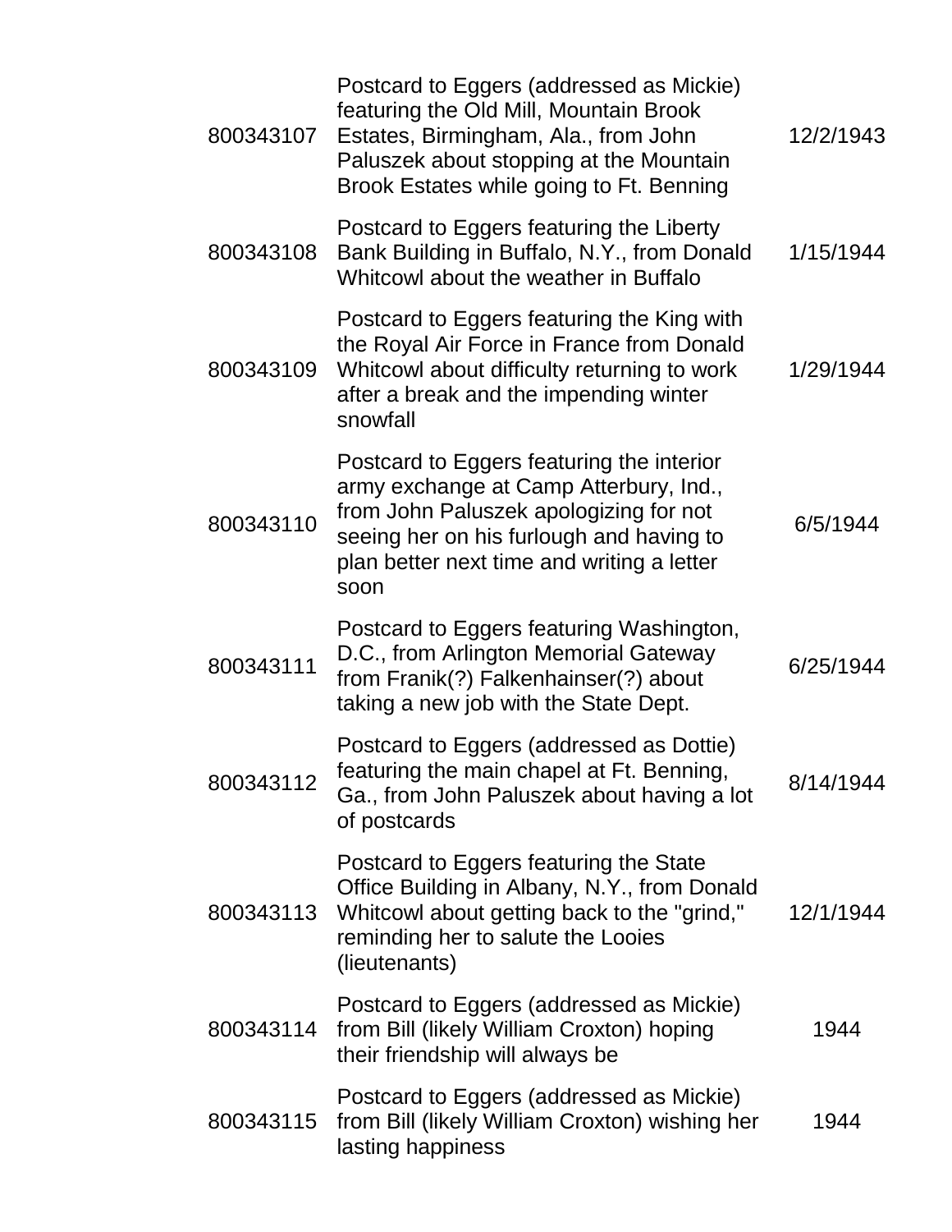| | | |
|---|---|---|
| 800343107 | Postcard to Eggers (addressed as Mickie) featuring the Old Mill, Mountain Brook Estates, Birmingham, Ala., from John Paluszek about stopping at the Mountain Brook Estates while going to Ft. Benning | 12/2/1943 |
| 800343108 | Postcard to Eggers featuring the Liberty Bank Building in Buffalo, N.Y., from Donald Whitcowl about the weather in Buffalo | 1/15/1944 |
| 800343109 | Postcard to Eggers featuring the King with the Royal Air Force in France from Donald Whitcowl about difficulty returning to work after a break and the impending winter snowfall | 1/29/1944 |
| 800343110 | Postcard to Eggers featuring the interior army exchange at Camp Atterbury, Ind., from John Paluszek apologizing for not seeing her on his furlough and having to plan better next time and writing a letter soon | 6/5/1944 |
| 800343111 | Postcard to Eggers featuring Washington, D.C., from Arlington Memorial Gateway from Franik(?) Falkenhainser(?) about taking a new job with the State Dept. | 6/25/1944 |
| 800343112 | Postcard to Eggers (addressed as Dottie) featuring the main chapel at Ft. Benning, Ga., from John Paluszek about having a lot of postcards | 8/14/1944 |
| 800343113 | Postcard to Eggers featuring the State Office Building in Albany, N.Y., from Donald Whitcowl about getting back to the "grind," reminding her to salute the Looies (lieutenants) | 12/1/1944 |
| 800343114 | Postcard to Eggers (addressed as Mickie) from Bill (likely William Croxton) hoping their friendship will always be | 1944 |
| 800343115 | Postcard to Eggers (addressed as Mickie) from Bill (likely William Croxton) wishing her lasting happiness | 1944 |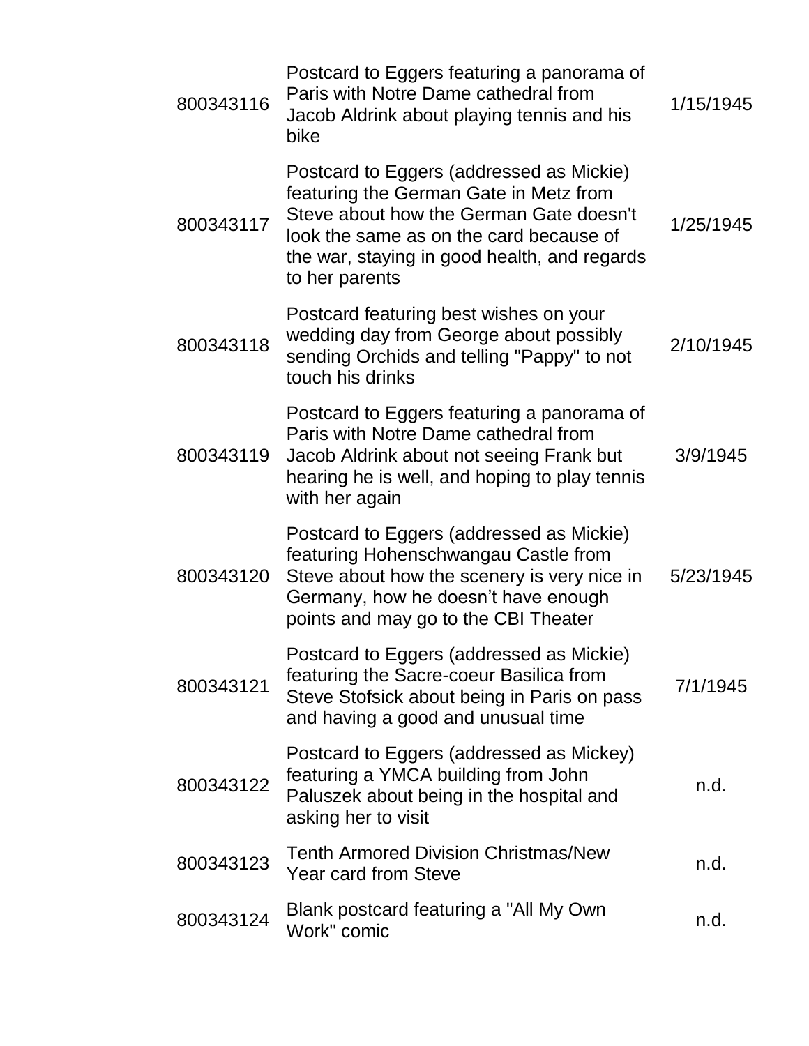| | | |
|---|---|---|
| 800343116 | Postcard to Eggers featuring a panorama of Paris with Notre Dame cathedral from Jacob Aldrink about playing tennis and his bike | 1/15/1945 |
| 800343117 | Postcard to Eggers (addressed as Mickie) featuring the German Gate in Metz from Steve about how the German Gate doesn't look the same as on the card because of the war, staying in good health, and regards to her parents | 1/25/1945 |
| 800343118 | Postcard featuring best wishes on your wedding day from George about possibly sending Orchids and telling "Pappy" to not touch his drinks | 2/10/1945 |
| 800343119 | Postcard to Eggers featuring a panorama of Paris with Notre Dame cathedral from Jacob Aldrink about not seeing Frank but hearing he is well, and hoping to play tennis with her again | 3/9/1945 |
| 800343120 | Postcard to Eggers (addressed as Mickie) featuring Hohenschwangau Castle from Steve about how the scenery is very nice in Germany, how he doesn't have enough points and may go to the CBI Theater | 5/23/1945 |
| 800343121 | Postcard to Eggers (addressed as Mickie) featuring the Sacre-coeur Basilica from Steve Stofsick about being in Paris on pass and having a good and unusual time | 7/1/1945 |
| 800343122 | Postcard to Eggers (addressed as Mickey) featuring a YMCA building from John Paluszek about being in the hospital and asking her to visit | n.d. |
| 800343123 | Tenth Armored Division Christmas/New Year card from Steve | n.d. |
| 800343124 | Blank postcard featuring a "All My Own Work" comic | n.d. |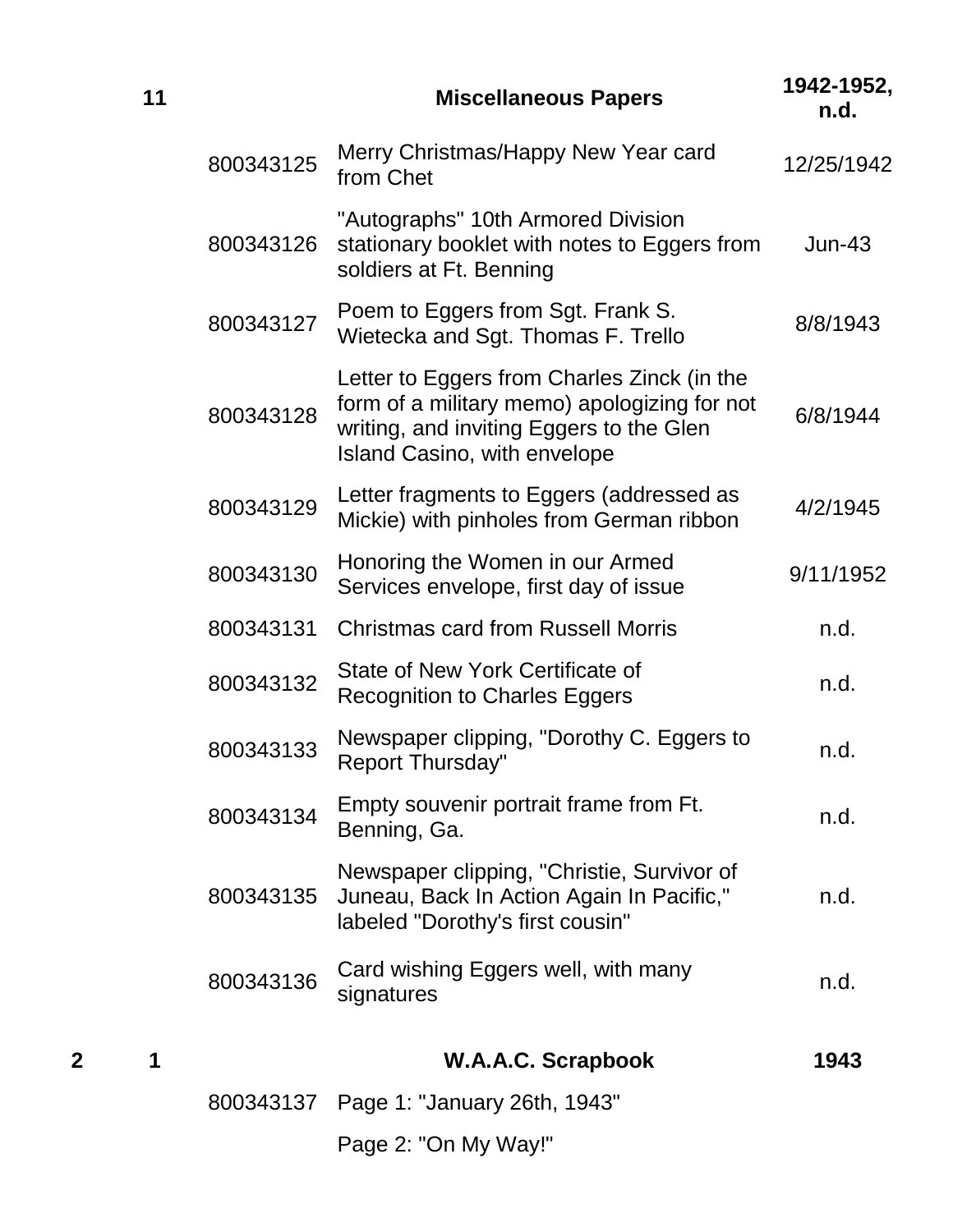| Box | Folder | Item ID | Description | Date |
|---|---|---|---|---|
| | 11 | | **Miscellaneous Papers** | **1942-1952, n.d.** |
| | | 800343125 | Merry Christmas/Happy New Year card from Chet | 12/25/1942 |
| | | 800343126 | "Autographs" 10th Armored Division stationary booklet with notes to Eggers from soldiers at Ft. Benning | Jun-43 |
| | | 800343127 | Poem to Eggers from Sgt. Frank S. Wietecka and Sgt. Thomas F. Trello | 8/8/1943 |
| | | 800343128 | Letter to Eggers from Charles Zinck (in the form of a military memo) apologizing for not writing, and inviting Eggers to the Glen Island Casino, with envelope | 6/8/1944 |
| | | 800343129 | Letter fragments to Eggers (addressed as Mickie) with pinholes from German ribbon | 4/2/1945 |
| | | 800343130 | Honoring the Women in our Armed Services envelope, first day of issue | 9/11/1952 |
| | | 800343131 | Christmas card from Russell Morris | n.d. |
| | | 800343132 | State of New York Certificate of Recognition to Charles Eggers | n.d. |
| | | 800343133 | Newspaper clipping, "Dorothy C. Eggers to Report Thursday" | n.d. |
| | | 800343134 | Empty souvenir portrait frame from Ft. Benning, Ga. | n.d. |
| | | 800343135 | Newspaper clipping, "Christie, Survivor of Juneau, Back In Action Again In Pacific," labeled "Dorothy's first cousin" | n.d. |
| | | 800343136 | Card wishing Eggers well, with many signatures | n.d. |
| 2 | 1 | | **W.A.A.C. Scrapbook** | **1943** |
| | | 800343137 | Page 1: "January 26th, 1943" | |
| | | | Page 2: "On My Way!" | |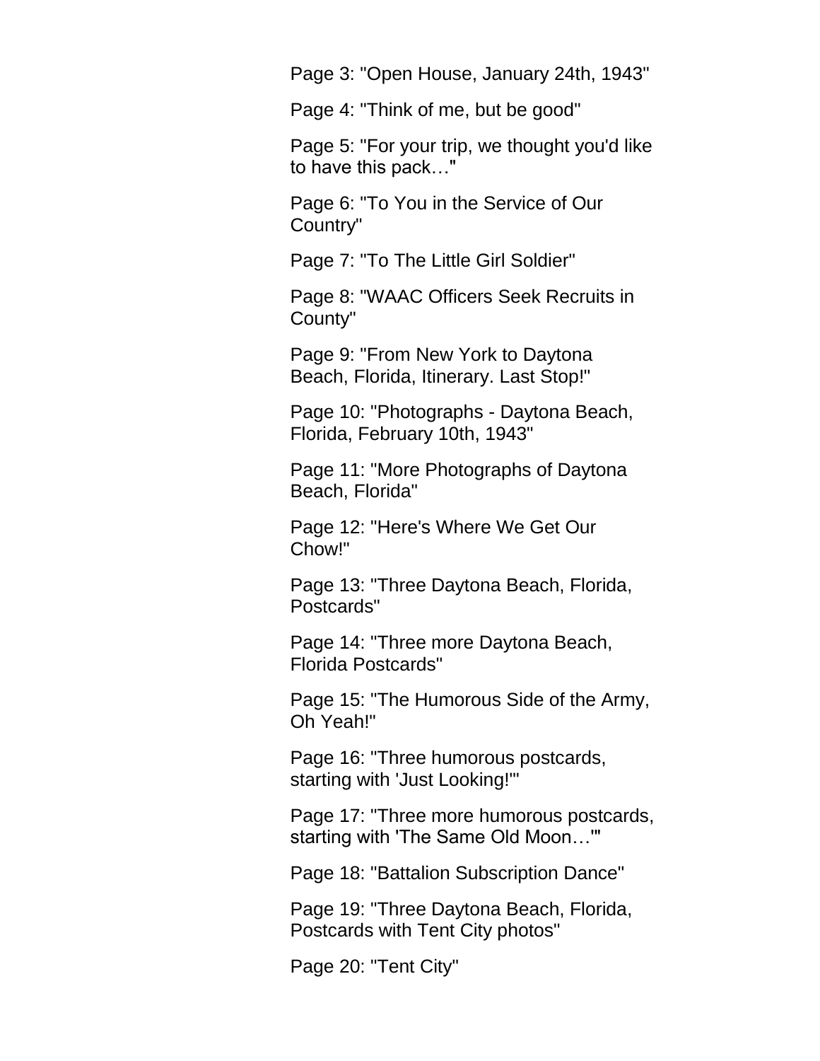Page 3: "Open House, January 24th, 1943"

Page 4: "Think of me, but be good"

Page 5: "For your trip, we thought you'd like to have this pack…"

Page 6: "To You in the Service of Our Country"

Page 7: "To The Little Girl Soldier"

Page 8: "WAAC Officers Seek Recruits in County"

Page 9: "From New York to Daytona Beach, Florida, Itinerary. Last Stop!"

Page 10: "Photographs - Daytona Beach, Florida, February 10th, 1943"

Page 11: "More Photographs of Daytona Beach, Florida"

Page 12: "Here's Where We Get Our Chow!"

Page 13: "Three Daytona Beach, Florida, Postcards"

Page 14: "Three more Daytona Beach, Florida Postcards"

Page 15: "The Humorous Side of the Army, Oh Yeah!"

Page 16: "Three humorous postcards, starting with 'Just Looking!'"

Page 17: "Three more humorous postcards, starting with 'The Same Old Moon…'"

Page 18: "Battalion Subscription Dance"

Page 19: "Three Daytona Beach, Florida, Postcards with Tent City photos"

Page 20: "Tent City"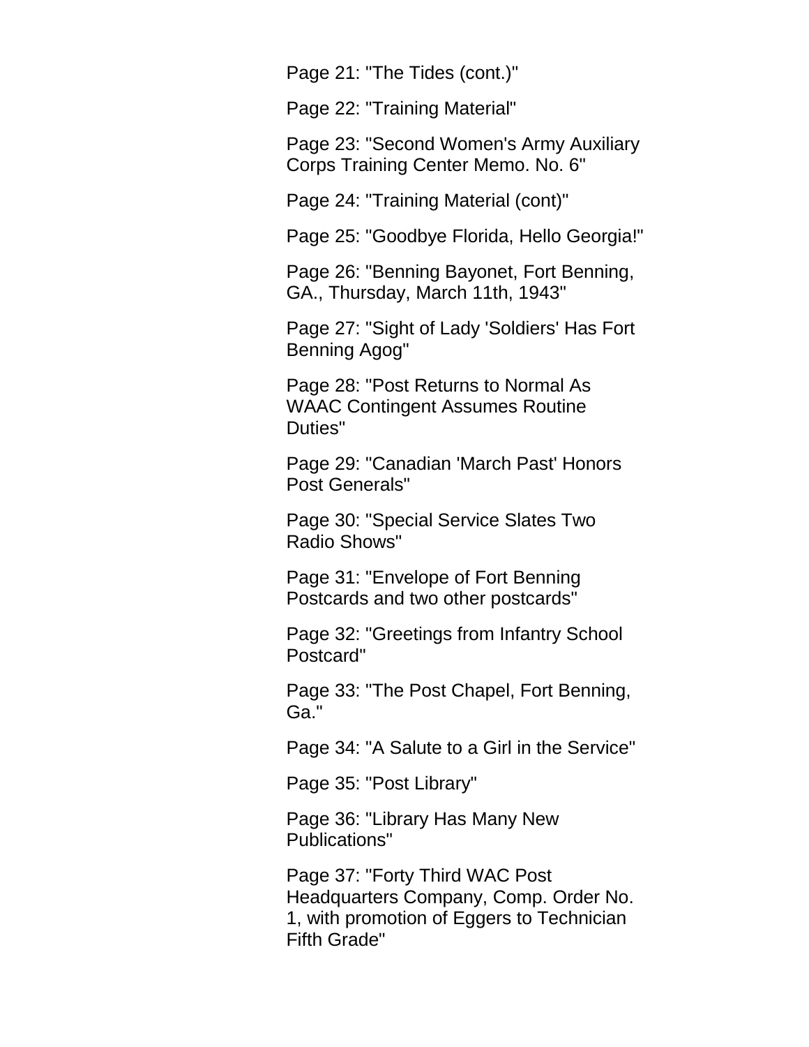Page 21: "The Tides (cont.)"

Page 22: "Training Material"

Page 23: "Second Women's Army Auxiliary Corps Training Center Memo. No. 6"

Page 24: "Training Material (cont)"

Page 25: "Goodbye Florida, Hello Georgia!"

Page 26: "Benning Bayonet, Fort Benning, GA., Thursday, March 11th, 1943"

Page 27: "Sight of Lady 'Soldiers' Has Fort Benning Agog"

Page 28: "Post Returns to Normal As WAAC Contingent Assumes Routine Duties"

Page 29: "Canadian 'March Past' Honors Post Generals"

Page 30: "Special Service Slates Two Radio Shows"

Page 31: "Envelope of Fort Benning Postcards and two other postcards"

Page 32: "Greetings from Infantry School Postcard"

Page 33: "The Post Chapel, Fort Benning, Ga."

Page 34: "A Salute to a Girl in the Service"

Page 35: "Post Library"

Page 36: "Library Has Many New Publications"

Page 37: "Forty Third WAC Post Headquarters Company, Comp. Order No. 1, with promotion of Eggers to Technician Fifth Grade"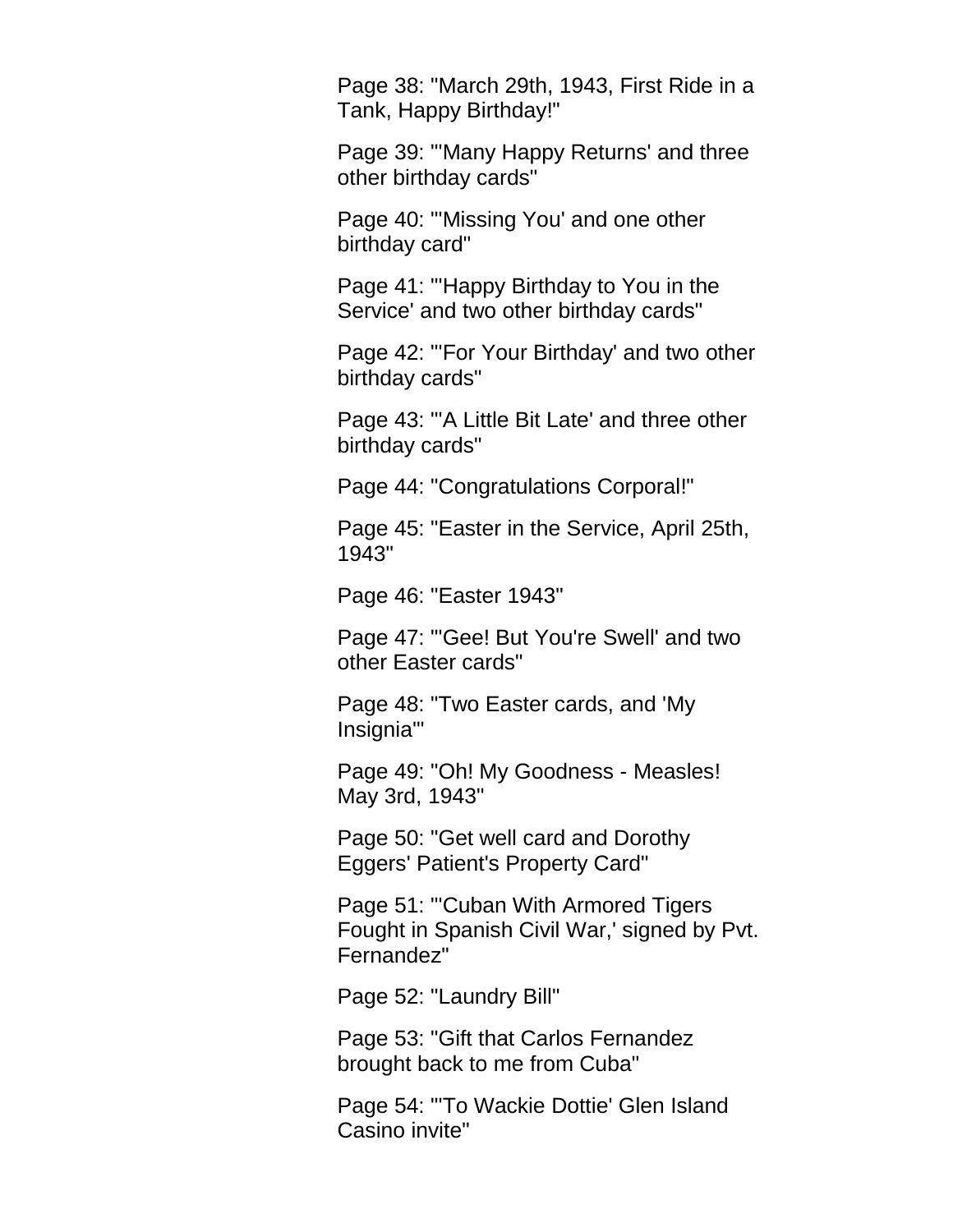Page 38: "March 29th, 1943, First Ride in a Tank, Happy Birthday!"

Page 39: "'Many Happy Returns' and three other birthday cards"

Page 40: "'Missing You' and one other birthday card"

Page 41: "'Happy Birthday to You in the Service' and two other birthday cards"

Page 42: "'For Your Birthday' and two other birthday cards"

Page 43: "'A Little Bit Late' and three other birthday cards"

Page 44: "Congratulations Corporal!"

Page 45: "Easter in the Service, April 25th, 1943"

Page 46: "Easter 1943"

Page 47: "'Gee! But You're Swell' and two other Easter cards"

Page 48: "Two Easter cards, and 'My Insignia'"

Page 49: "Oh! My Goodness - Measles! May 3rd, 1943"

Page 50: "Get well card and Dorothy Eggers' Patient's Property Card"

Page 51: "'Cuban With Armored Tigers Fought in Spanish Civil War,' signed by Pvt. Fernandez"

Page 52: "Laundry Bill"

Page 53: "Gift that Carlos Fernandez brought back to me from Cuba"

Page 54: "'To Wackie Dottie' Glen Island Casino invite"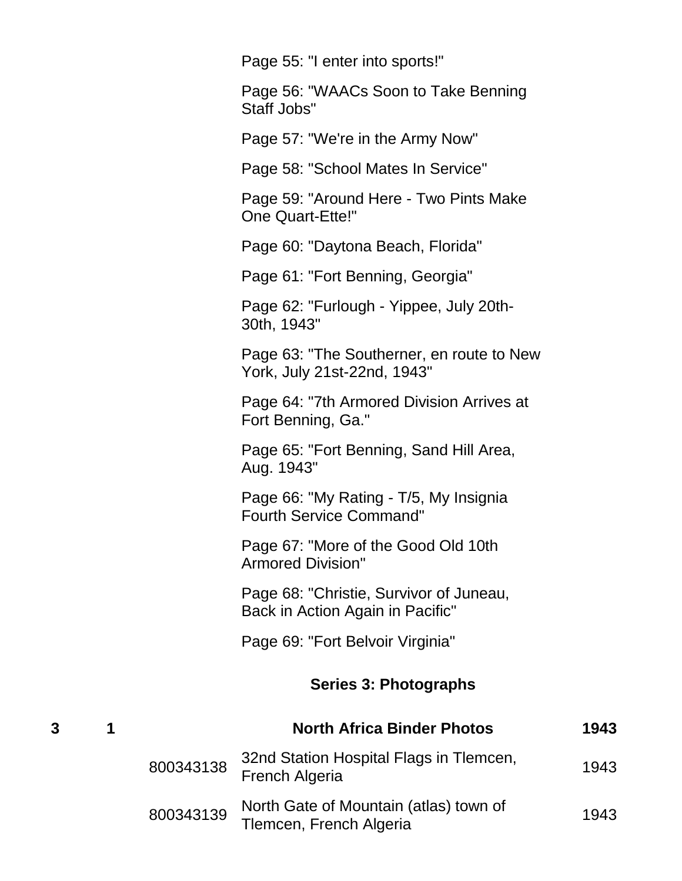Page 55: "I enter into sports!"

Page 56: "WAACs Soon to Take Benning Staff Jobs"

Page 57: "We're in the Army Now"

Page 58: "School Mates In Service"

Page 59: "Around Here - Two Pints Make One Quart-Ette!"

Page 60: "Daytona Beach, Florida"

Page 61: "Fort Benning, Georgia"

Page 62: "Furlough - Yippee, July 20th-30th, 1943"

Page 63: "The Southerner, en route to New York, July 21st-22nd, 1943"

Page 64: "7th Armored Division Arrives at Fort Benning, Ga."

Page 65: "Fort Benning, Sand Hill Area, Aug. 1943"

Page 66: "My Rating - T/5, My Insignia Fourth Service Command"

Page 67: "More of the Good Old 10th Armored Division"

Page 68: "Christie, Survivor of Juneau, Back in Action Again in Pacific"

Page 69: "Fort Belvoir Virginia"

## Series 3: Photographs

| | | | | |
|---|---|---|---|---|
| **3** | **1** | | **North Africa Binder Photos** | **1943** |
| | | 800343138 | 32nd Station Hospital Flags in Tlemcen, French Algeria | 1943 |
| | | 800343139 | North Gate of Mountain (atlas) town of Tlemcen, French Algeria | 1943 |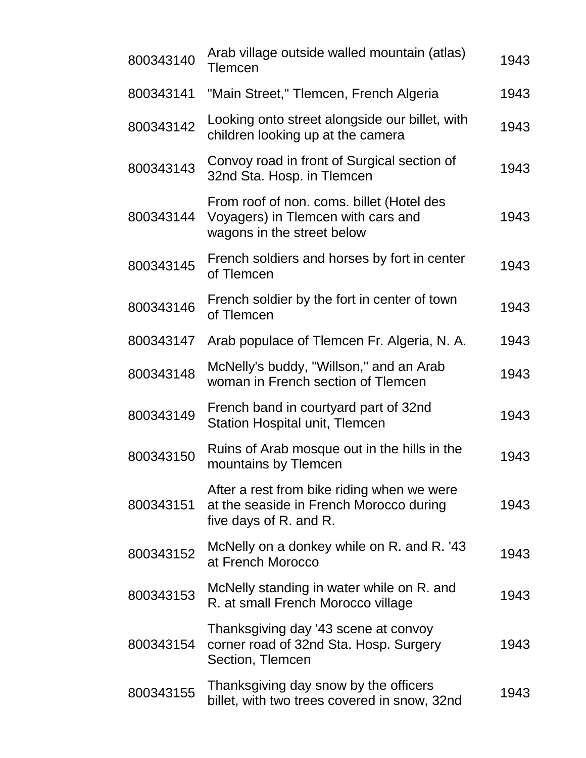| | | |
|---|---|---|
| 800343140 | Arab village outside walled mountain (atlas) Tlemcen | 1943 |
| 800343141 | "Main Street," Tlemcen, French Algeria | 1943 |
| 800343142 | Looking onto street alongside our billet, with children looking up at the camera | 1943 |
| 800343143 | Convoy road in front of Surgical section of 32nd Sta. Hosp. in Tlemcen | 1943 |
| 800343144 | From roof of non. coms. billet (Hotel des Voyagers) in Tlemcen with cars and wagons in the street below | 1943 |
| 800343145 | French soldiers and horses by fort in center of Tlemcen | 1943 |
| 800343146 | French soldier by the fort in center of town of Tlemcen | 1943 |
| 800343147 | Arab populace of Tlemcen Fr. Algeria, N. A. | 1943 |
| 800343148 | McNelly's buddy, "Willson," and an Arab woman in French section of Tlemcen | 1943 |
| 800343149 | French band in courtyard part of 32nd Station Hospital unit, Tlemcen | 1943 |
| 800343150 | Ruins of Arab mosque out in the hills in the mountains by Tlemcen | 1943 |
| 800343151 | After a rest from bike riding when we were at the seaside in French Morocco during five days of R. and R. | 1943 |
| 800343152 | McNelly on a donkey while on R. and R. '43 at French Morocco | 1943 |
| 800343153 | McNelly standing in water while on R. and R. at small French Morocco village | 1943 |
| 800343154 | Thanksgiving day '43 scene at convoy corner road of 32nd Sta. Hosp. Surgery Section, Tlemcen | 1943 |
| 800343155 | Thanksgiving day snow by the officers billet, with two trees covered in snow, 32nd | 1943 |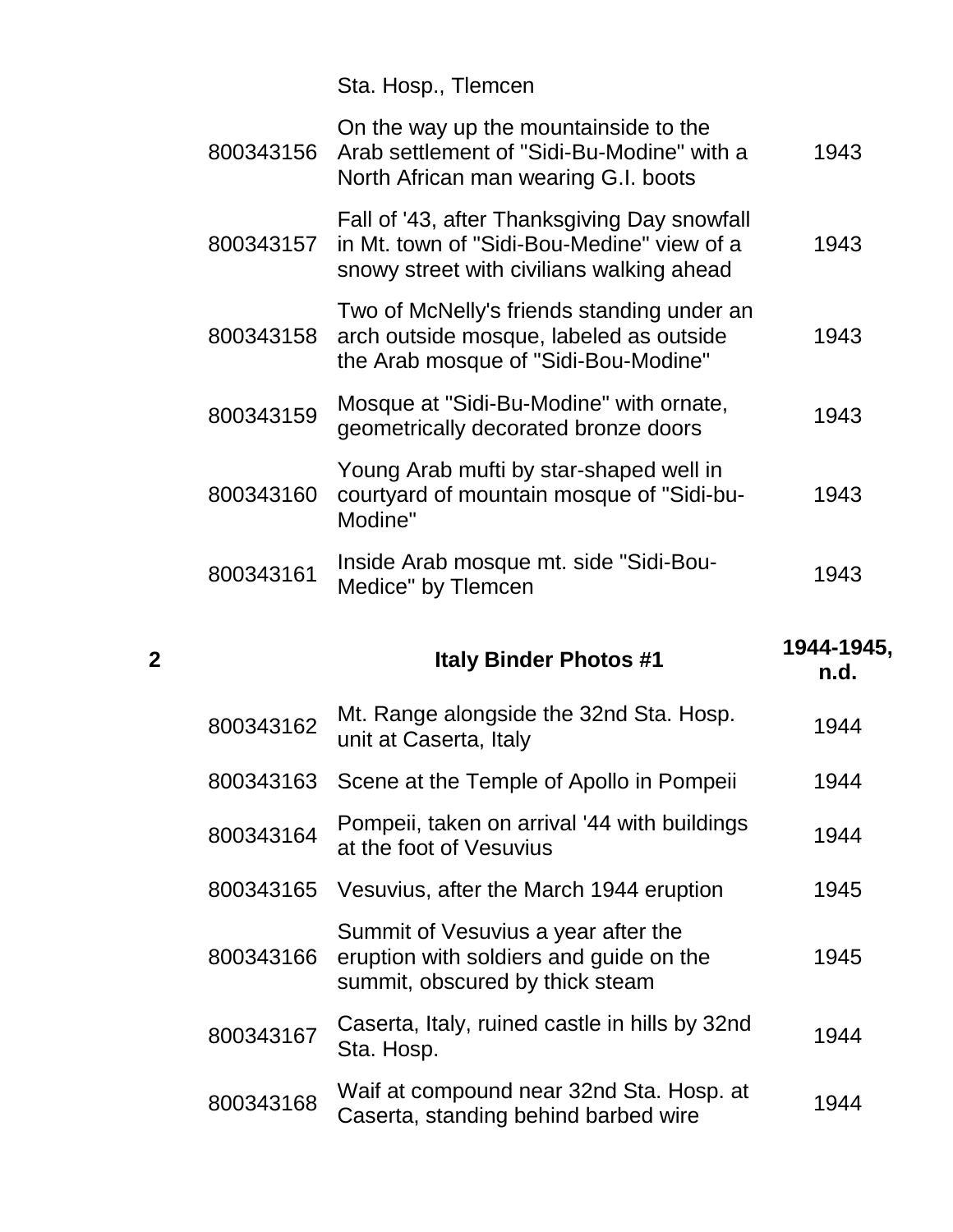| Box | Item ID | Description | Date |
|---|---|---|---|
| | | Sta. Hosp., Tlemcen | |
| | 800343156 | On the way up the mountainside to the Arab settlement of "Sidi-Bu-Modine" with a North African man wearing G.I. boots | 1943 |
| | 800343157 | Fall of '43, after Thanksgiving Day snowfall in Mt. town of "Sidi-Bou-Medine" view of a snowy street with civilians walking ahead | 1943 |
| | 800343158 | Two of McNelly's friends standing under an arch outside mosque, labeled as outside the Arab mosque of "Sidi-Bou-Modine" | 1943 |
| | 800343159 | Mosque at "Sidi-Bu-Modine" with ornate, geometrically decorated bronze doors | 1943 |
| | 800343160 | Young Arab mufti by star-shaped well in courtyard of mountain mosque of "Sidi-bu-Modine" | 1943 |
| | 800343161 | Inside Arab mosque mt. side "Sidi-Bou-Medice" by Tlemcen | 1943 |
| **2** | | **Italy Binder Photos #1** | **1944-1945, n.d.** |
| | 800343162 | Mt. Range alongside the 32nd Sta. Hosp. unit at Caserta, Italy | 1944 |
| | 800343163 | Scene at the Temple of Apollo in Pompeii | 1944 |
| | 800343164 | Pompeii, taken on arrival '44 with buildings at the foot of Vesuvius | 1944 |
| | 800343165 | Vesuvius, after the March 1944 eruption | 1945 |
| | 800343166 | Summit of Vesuvius a year after the eruption with soldiers and guide on the summit, obscured by thick steam | 1945 |
| | 800343167 | Caserta, Italy, ruined castle in hills by 32nd Sta. Hosp. | 1944 |
| | 800343168 | Waif at compound near 32nd Sta. Hosp. at Caserta, standing behind barbed wire | 1944 |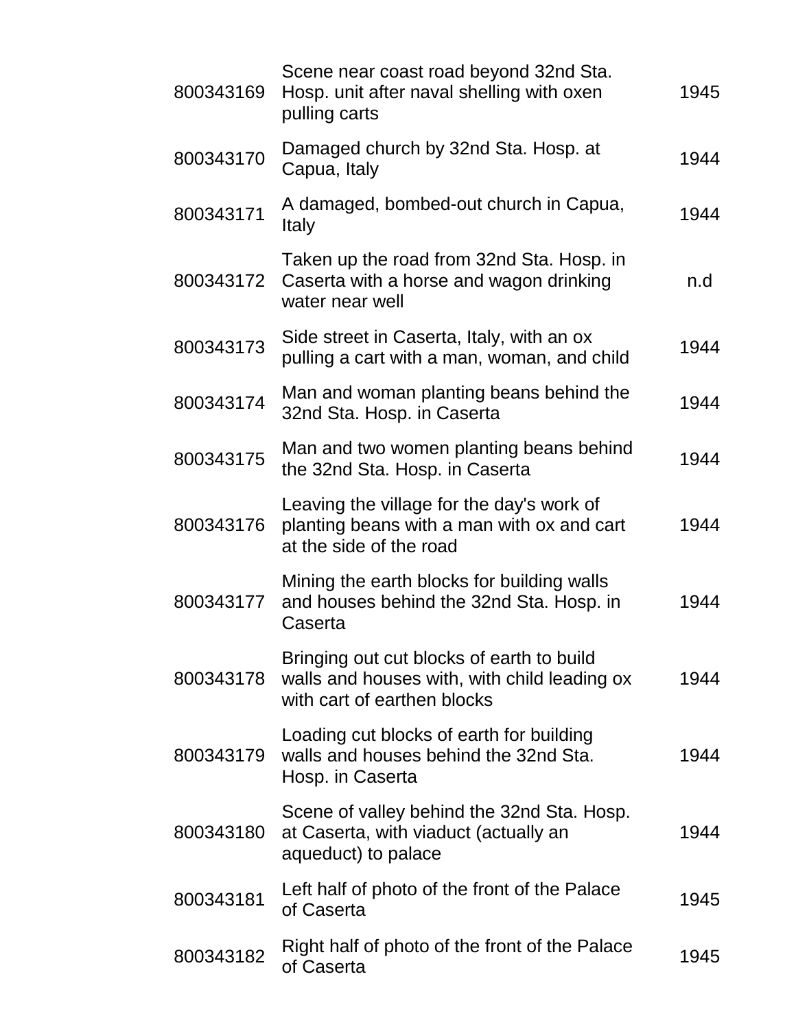| | | |
|---|---|---|
| 800343169 | Scene near coast road beyond 32nd Sta. Hosp. unit after naval shelling with oxen pulling carts | 1945 |
| 800343170 | Damaged church by 32nd Sta. Hosp. at Capua, Italy | 1944 |
| 800343171 | A damaged, bombed-out church in Capua, Italy | 1944 |
| 800343172 | Taken up the road from 32nd Sta. Hosp. in Caserta with a horse and wagon drinking water near well | n.d |
| 800343173 | Side street in Caserta, Italy, with an ox pulling a cart with a man, woman, and child | 1944 |
| 800343174 | Man and woman planting beans behind the 32nd Sta. Hosp. in Caserta | 1944 |
| 800343175 | Man and two women planting beans behind the 32nd Sta. Hosp. in Caserta | 1944 |
| 800343176 | Leaving the village for the day's work of planting beans with a man with ox and cart at the side of the road | 1944 |
| 800343177 | Mining the earth blocks for building walls and houses behind the 32nd Sta. Hosp. in Caserta | 1944 |
| 800343178 | Bringing out cut blocks of earth to build walls and houses with, with child leading ox with cart of earthen blocks | 1944 |
| 800343179 | Loading cut blocks of earth for building walls and houses behind the 32nd Sta. Hosp. in Caserta | 1944 |
| 800343180 | Scene of valley behind the 32nd Sta. Hosp. at Caserta, with viaduct (actually an aqueduct) to palace | 1944 |
| 800343181 | Left half of photo of the front of the Palace of Caserta | 1945 |
| 800343182 | Right half of photo of the front of the Palace of Caserta | 1945 |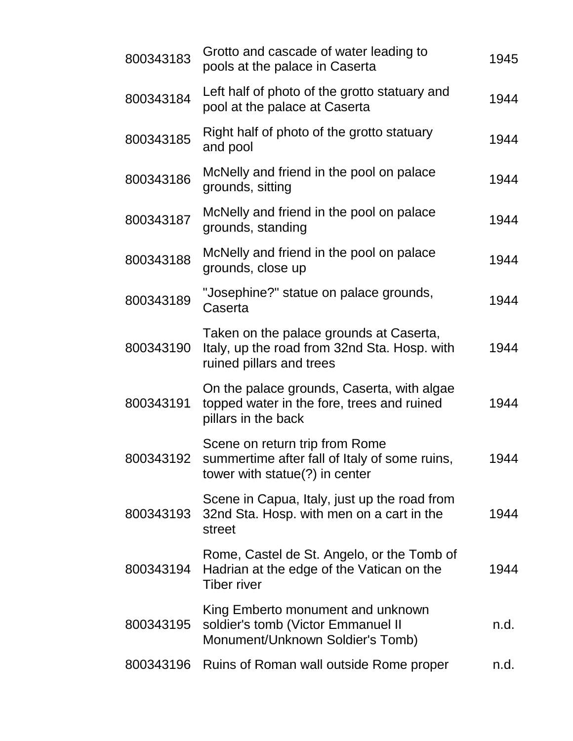| | | |
|---|---|---|
| 800343183 | Grotto and cascade of water leading to pools at the palace in Caserta | 1945 |
| 800343184 | Left half of photo of the grotto statuary and pool at the palace at Caserta | 1944 |
| 800343185 | Right half of photo of the grotto statuary and pool | 1944 |
| 800343186 | McNelly and friend in the pool on palace grounds, sitting | 1944 |
| 800343187 | McNelly and friend in the pool on palace grounds, standing | 1944 |
| 800343188 | McNelly and friend in the pool on palace grounds, close up | 1944 |
| 800343189 | "Josephine?" statue on palace grounds, Caserta | 1944 |
| 800343190 | Taken on the palace grounds at Caserta, Italy, up the road from 32nd Sta. Hosp. with ruined pillars and trees | 1944 |
| 800343191 | On the palace grounds, Caserta, with algae topped water in the fore, trees and ruined pillars in the back | 1944 |
| 800343192 | Scene on return trip from Rome summertime after fall of Italy of some ruins, tower with statue(?) in center | 1944 |
| 800343193 | Scene in Capua, Italy, just up the road from 32nd Sta. Hosp. with men on a cart in the street | 1944 |
| 800343194 | Rome, Castel de St. Angelo, or the Tomb of Hadrian at the edge of the Vatican on the Tiber river | 1944 |
| 800343195 | King Emberto monument and unknown soldier's tomb (Victor Emmanuel II Monument/Unknown Soldier's Tomb) | n.d. |
| 800343196 | Ruins of Roman wall outside Rome proper | n.d. |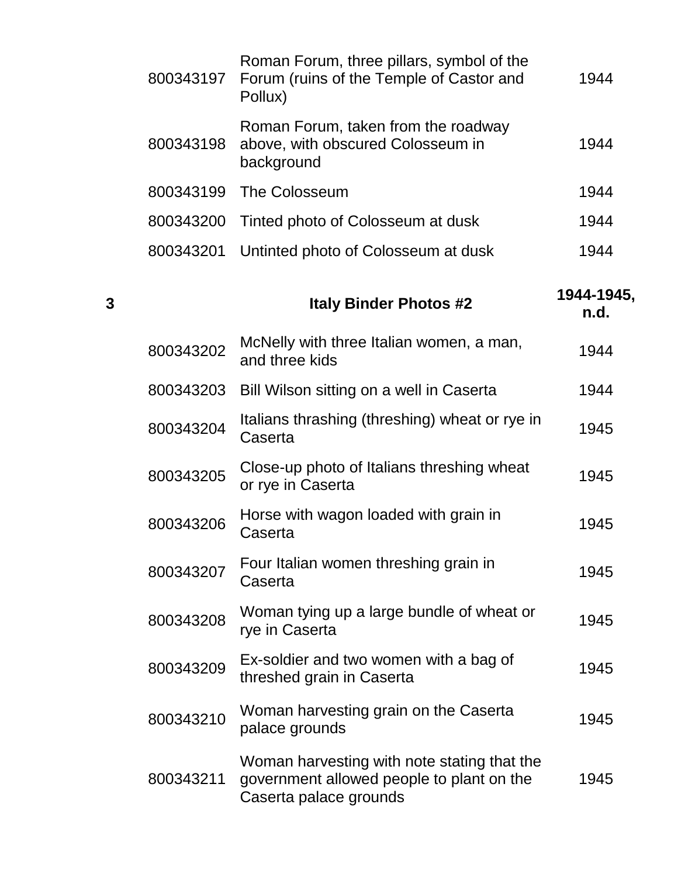| | | | |
|---|---|---|---|
| | 800343197 | Roman Forum, three pillars, symbol of the Forum (ruins of the Temple of Castor and Pollux) | 1944 |
| | 800343198 | Roman Forum, taken from the roadway above, with obscured Colosseum in background | 1944 |
| | 800343199 | The Colosseum | 1944 |
| | 800343200 | Tinted photo of Colosseum at dusk | 1944 |
| | 800343201 | Untinted photo of Colosseum at dusk | 1944 |
| **3** | | **Italy Binder Photos #2** | **1944-1945, n.d.** |
| | 800343202 | McNelly with three Italian women, a man, and three kids | 1944 |
| | 800343203 | Bill Wilson sitting on a well in Caserta | 1944 |
| | 800343204 | Italians thrashing (threshing) wheat or rye in Caserta | 1945 |
| | 800343205 | Close-up photo of Italians threshing wheat or rye in Caserta | 1945 |
| | 800343206 | Horse with wagon loaded with grain in Caserta | 1945 |
| | 800343207 | Four Italian women threshing grain in Caserta | 1945 |
| | 800343208 | Woman tying up a large bundle of wheat or rye in Caserta | 1945 |
| | 800343209 | Ex-soldier and two women with a bag of threshed grain in Caserta | 1945 |
| | 800343210 | Woman harvesting grain on the Caserta palace grounds | 1945 |
| | 800343211 | Woman harvesting with note stating that the government allowed people to plant on the Caserta palace grounds | 1945 |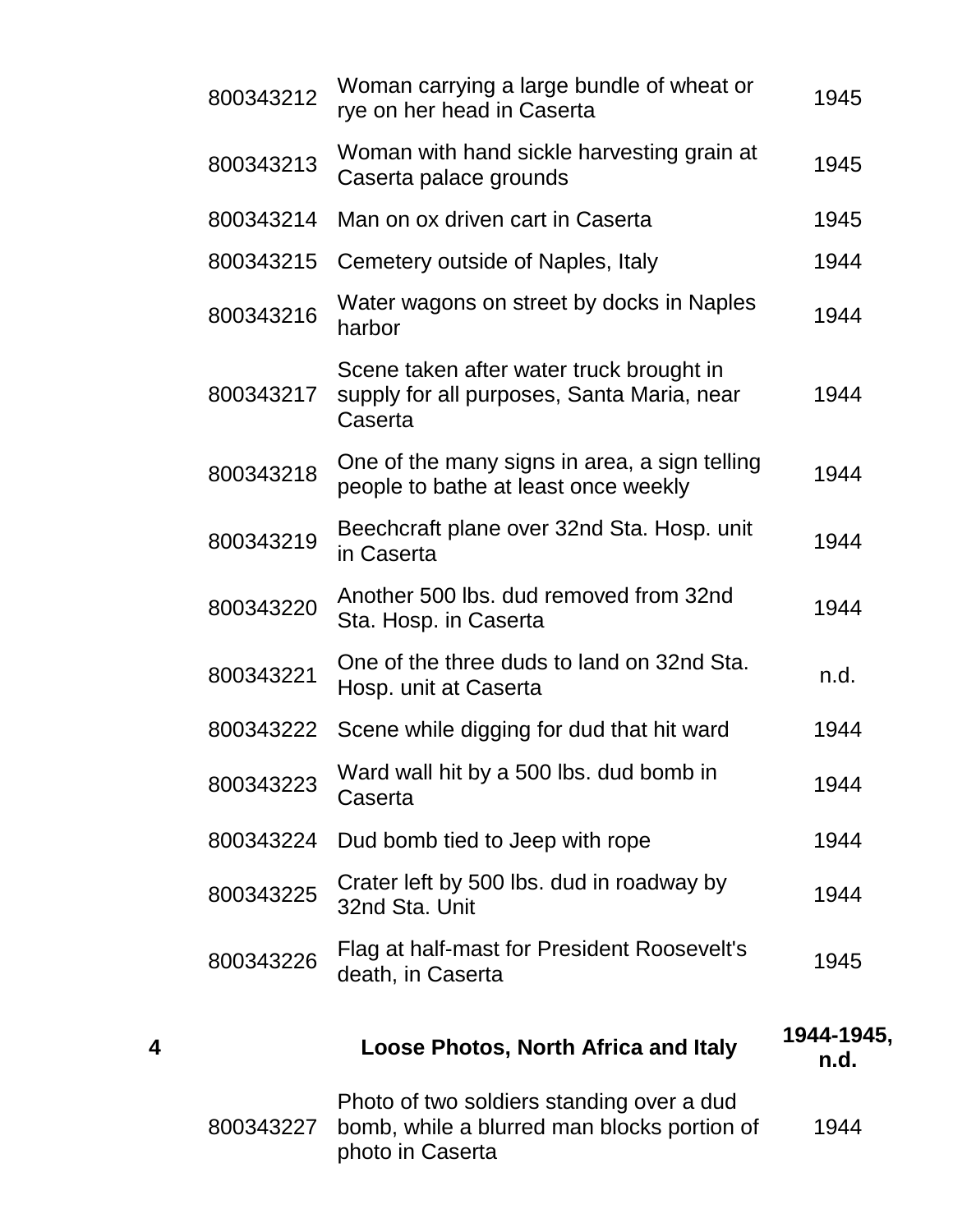| | | | |
|---|---|---|---|
| | 800343212 | Woman carrying a large bundle of wheat or rye on her head in Caserta | 1945 |
| | 800343213 | Woman with hand sickle harvesting grain at Caserta palace grounds | 1945 |
| | 800343214 | Man on ox driven cart in Caserta | 1945 |
| | 800343215 | Cemetery outside of Naples, Italy | 1944 |
| | 800343216 | Water wagons on street by docks in Naples harbor | 1944 |
| | 800343217 | Scene taken after water truck brought in supply for all purposes, Santa Maria, near Caserta | 1944 |
| | 800343218 | One of the many signs in area, a sign telling people to bathe at least once weekly | 1944 |
| | 800343219 | Beechcraft plane over 32nd Sta. Hosp. unit in Caserta | 1944 |
| | 800343220 | Another 500 lbs. dud removed from 32nd Sta. Hosp. in Caserta | 1944 |
| | 800343221 | One of the three duds to land on 32nd Sta. Hosp. unit at Caserta | n.d. |
| | 800343222 | Scene while digging for dud that hit ward | 1944 |
| | 800343223 | Ward wall hit by a 500 lbs. dud bomb in Caserta | 1944 |
| | 800343224 | Dud bomb tied to Jeep with rope | 1944 |
| | 800343225 | Crater left by 500 lbs. dud in roadway by 32nd Sta. Unit | 1944 |
| | 800343226 | Flag at half-mast for President Roosevelt's death, in Caserta | 1945 |
| **4** | | **Loose Photos, North Africa and Italy** | **1944-1945, n.d.** |
| | 800343227 | Photo of two soldiers standing over a dud bomb, while a blurred man blocks portion of photo in Caserta | 1944 |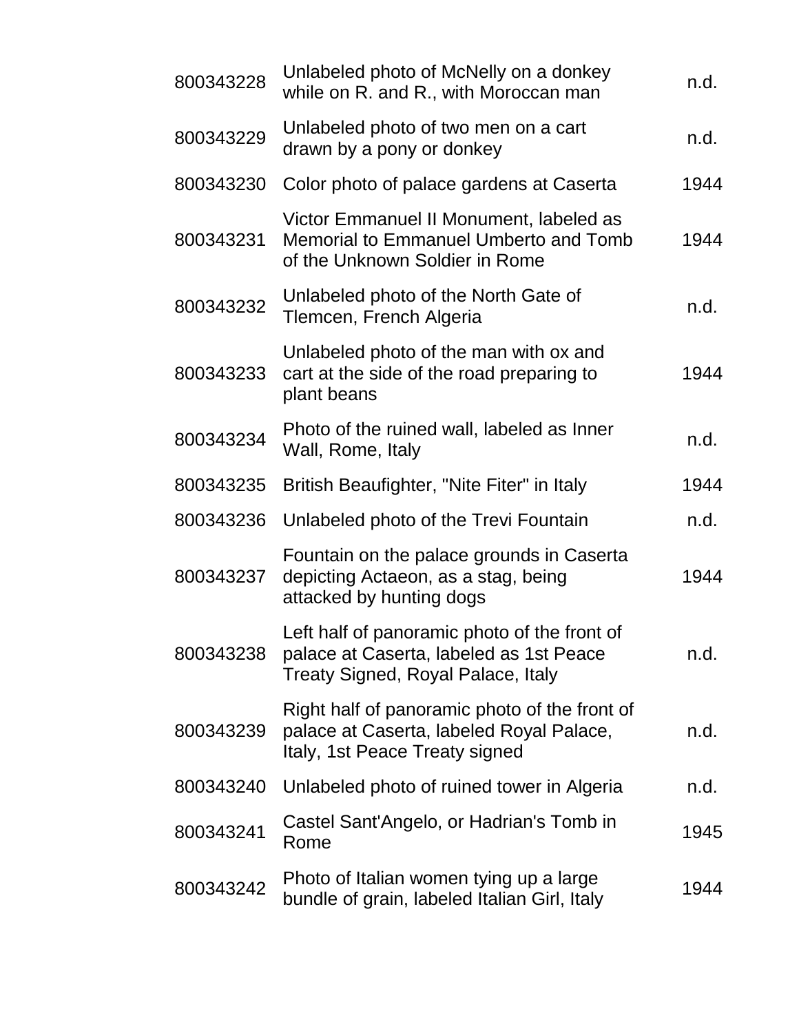| | | |
|---|---|---|
| 800343228 | Unlabeled photo of McNelly on a donkey while on R. and R., with Moroccan man | n.d. |
| 800343229 | Unlabeled photo of two men on a cart drawn by a pony or donkey | n.d. |
| 800343230 | Color photo of palace gardens at Caserta | 1944 |
| 800343231 | Victor Emmanuel II Monument, labeled as Memorial to Emmanuel Umberto and Tomb of the Unknown Soldier in Rome | 1944 |
| 800343232 | Unlabeled photo of the North Gate of Tlemcen, French Algeria | n.d. |
| 800343233 | Unlabeled photo of the man with ox and cart at the side of the road preparing to plant beans | 1944 |
| 800343234 | Photo of the ruined wall, labeled as Inner Wall, Rome, Italy | n.d. |
| 800343235 | British Beaufighter, "Nite Fiter" in Italy | 1944 |
| 800343236 | Unlabeled photo of the Trevi Fountain | n.d. |
| 800343237 | Fountain on the palace grounds in Caserta depicting Actaeon, as a stag, being attacked by hunting dogs | 1944 |
| 800343238 | Left half of panoramic photo of the front of palace at Caserta, labeled as 1st Peace Treaty Signed, Royal Palace, Italy | n.d. |
| 800343239 | Right half of panoramic photo of the front of palace at Caserta, labeled Royal Palace, Italy, 1st Peace Treaty signed | n.d. |
| 800343240 | Unlabeled photo of ruined tower in Algeria | n.d. |
| 800343241 | Castel Sant'Angelo, or Hadrian's Tomb in Rome | 1945 |
| 800343242 | Photo of Italian women tying up a large bundle of grain, labeled Italian Girl, Italy | 1944 |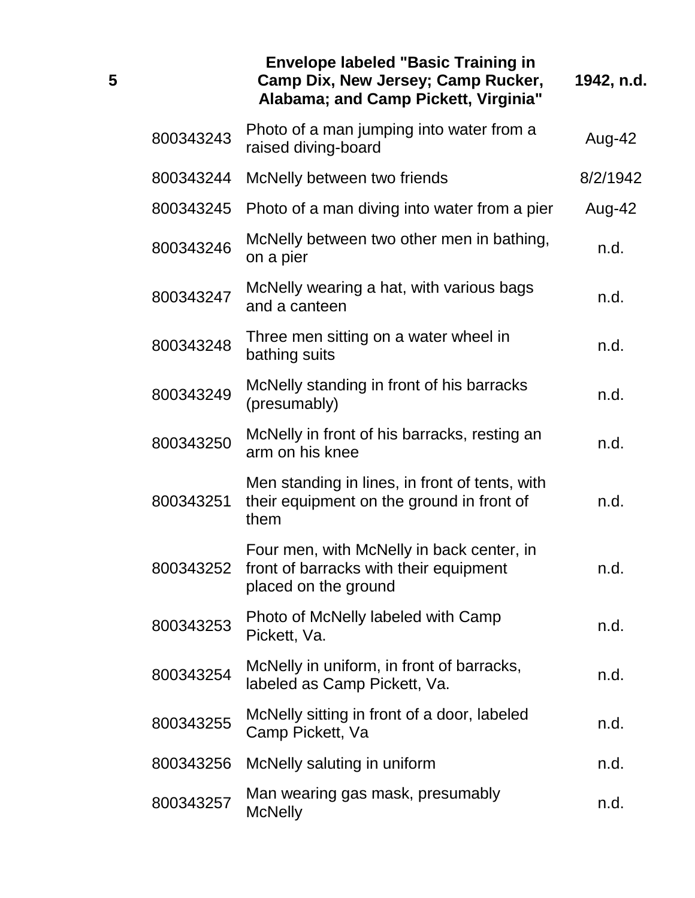| Box | Item ID | Description | Date |
|---|---|---|---|
| **5** | | **Envelope labeled "Basic Training in Camp Dix, New Jersey; Camp Rucker, Alabama; and Camp Pickett, Virginia"** | **1942, n.d.** |
| | 800343243 | Photo of a man jumping into water from a raised diving-board | Aug-42 |
| | 800343244 | McNelly between two friends | 8/2/1942 |
| | 800343245 | Photo of a man diving into water from a pier | Aug-42 |
| | 800343246 | McNelly between two other men in bathing, on a pier | n.d. |
| | 800343247 | McNelly wearing a hat, with various bags and a canteen | n.d. |
| | 800343248 | Three men sitting on a water wheel in bathing suits | n.d. |
| | 800343249 | McNelly standing in front of his barracks (presumably) | n.d. |
| | 800343250 | McNelly in front of his barracks, resting an arm on his knee | n.d. |
| | 800343251 | Men standing in lines, in front of tents, with their equipment on the ground in front of them | n.d. |
| | 800343252 | Four men, with McNelly in back center, in front of barracks with their equipment placed on the ground | n.d. |
| | 800343253 | Photo of McNelly labeled with Camp Pickett, Va. | n.d. |
| | 800343254 | McNelly in uniform, in front of barracks, labeled as Camp Pickett, Va. | n.d. |
| | 800343255 | McNelly sitting in front of a door, labeled Camp Pickett, Va | n.d. |
| | 800343256 | McNelly saluting in uniform | n.d. |
| | 800343257 | Man wearing gas mask, presumably McNelly | n.d. |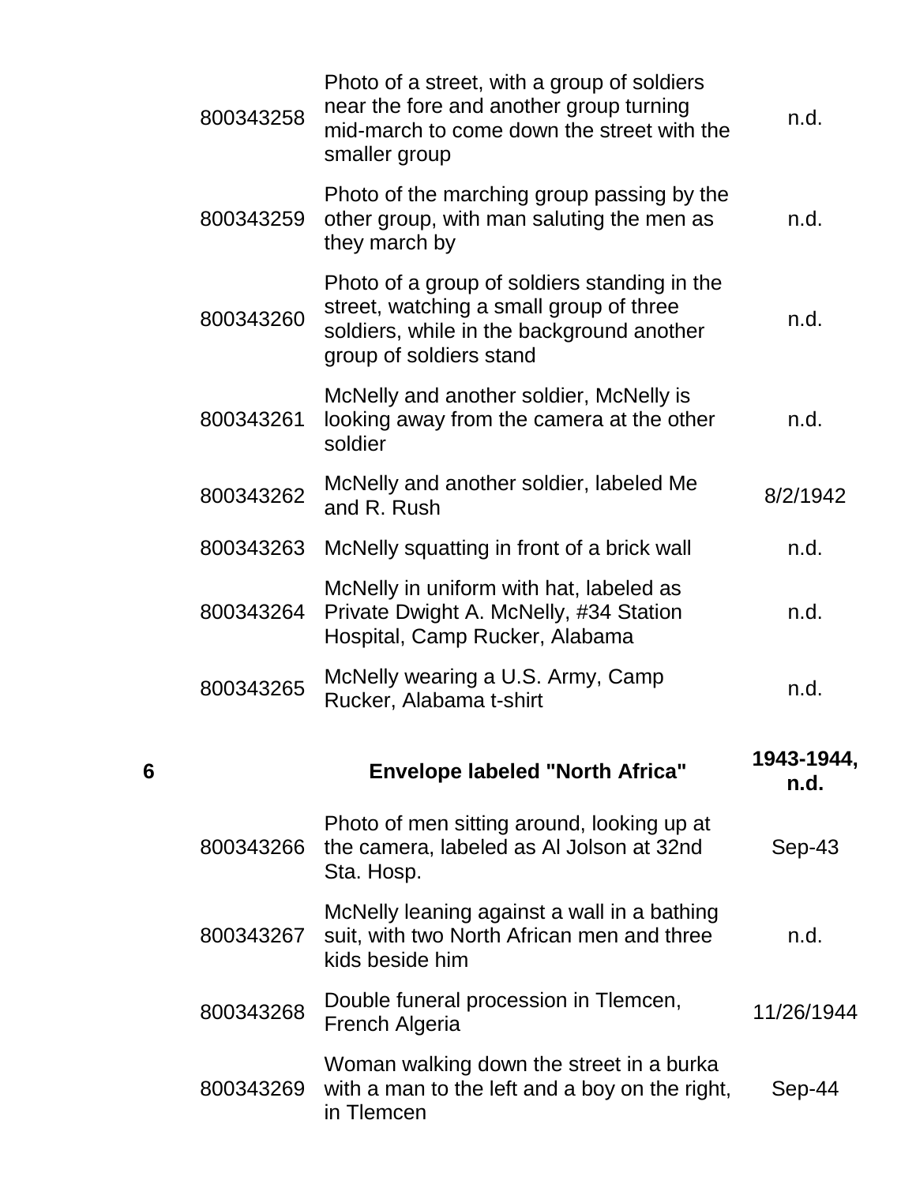| | | | |
|---|---|---|---|
| | 800343258 | Photo of a street, with a group of soldiers near the fore and another group turning mid-march to come down the street with the smaller group | n.d. |
| | 800343259 | Photo of the marching group passing by the other group, with man saluting the men as they march by | n.d. |
| | 800343260 | Photo of a group of soldiers standing in the street, watching a small group of three soldiers, while in the background another group of soldiers stand | n.d. |
| | 800343261 | McNelly and another soldier, McNelly is looking away from the camera at the other soldier | n.d. |
| | 800343262 | McNelly and another soldier, labeled Me and R. Rush | 8/2/1942 |
| | 800343263 | McNelly squatting in front of a brick wall | n.d. |
| | 800343264 | McNelly in uniform with hat, labeled as Private Dwight A. McNelly, #34 Station Hospital, Camp Rucker, Alabama | n.d. |
| | 800343265 | McNelly wearing a U.S. Army, Camp Rucker, Alabama t-shirt | n.d. |
| **6** | | **Envelope labeled "North Africa"** | **1943-1944, n.d.** |
| | 800343266 | Photo of men sitting around, looking up at the camera, labeled as Al Jolson at 32nd Sta. Hosp. | Sep-43 |
| | 800343267 | McNelly leaning against a wall in a bathing suit, with two North African men and three kids beside him | n.d. |
| | 800343268 | Double funeral procession in Tlemcen, French Algeria | 11/26/1944 |
| | 800343269 | Woman walking down the street in a burka with a man to the left and a boy on the right, in Tlemcen | Sep-44 |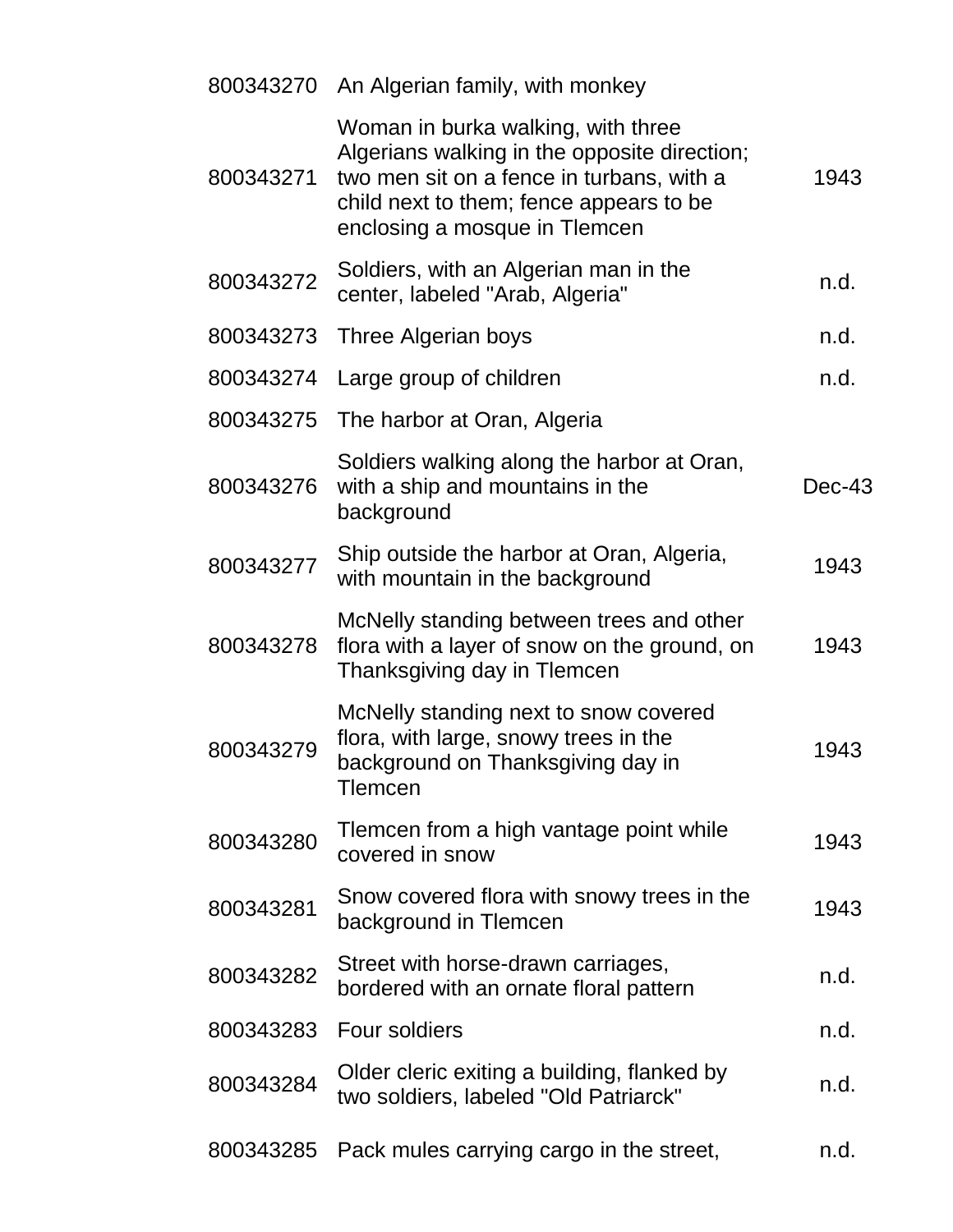| | | |
|---|---|---|
| 800343270 | An Algerian family, with monkey | |
| 800343271 | Woman in burka walking, with three Algerians walking in the opposite direction; two men sit on a fence in turbans, with a child next to them; fence appears to be enclosing a mosque in Tlemcen | 1943 |
| 800343272 | Soldiers, with an Algerian man in the center, labeled "Arab, Algeria" | n.d. |
| 800343273 | Three Algerian boys | n.d. |
| 800343274 | Large group of children | n.d. |
| 800343275 | The harbor at Oran, Algeria | |
| 800343276 | Soldiers walking along the harbor at Oran, with a ship and mountains in the background | Dec-43 |
| 800343277 | Ship outside the harbor at Oran, Algeria, with mountain in the background | 1943 |
| 800343278 | McNelly standing between trees and other flora with a layer of snow on the ground, on Thanksgiving day in Tlemcen | 1943 |
| 800343279 | McNelly standing next to snow covered flora, with large, snowy trees in the background on Thanksgiving day in Tlemcen | 1943 |
| 800343280 | Tlemcen from a high vantage point while covered in snow | 1943 |
| 800343281 | Snow covered flora with snowy trees in the background in Tlemcen | 1943 |
| 800343282 | Street with horse-drawn carriages, bordered with an ornate floral pattern | n.d. |
| 800343283 | Four soldiers | n.d. |
| 800343284 | Older cleric exiting a building, flanked by two soldiers, labeled "Old Patriarck" | n.d. |
| 800343285 | Pack mules carrying cargo in the street, | n.d. |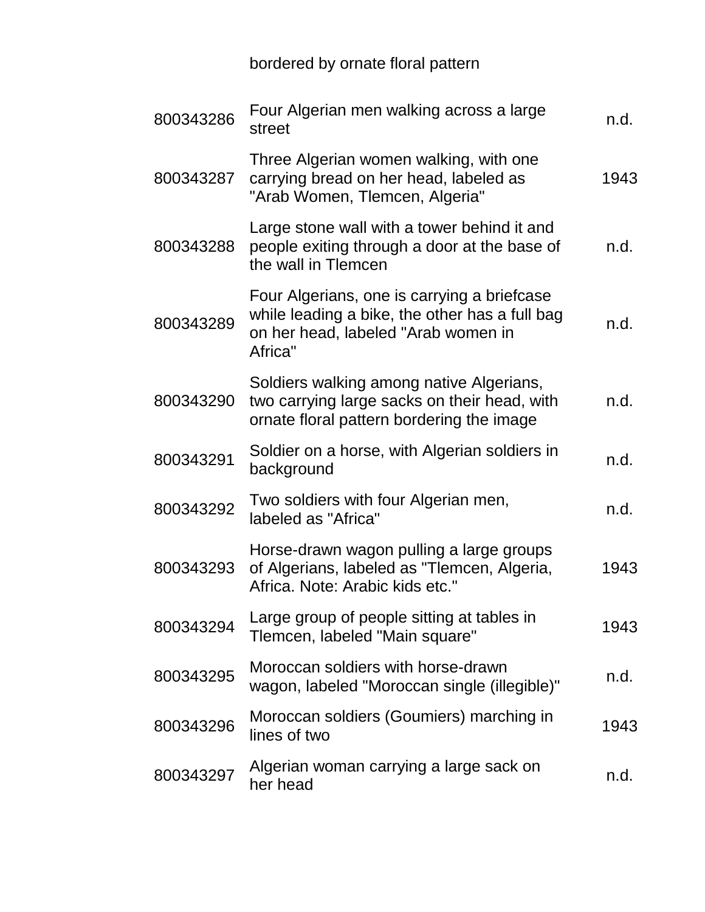| | | |
|---|---|---|
| | bordered by ornate floral pattern | |
| 800343286 | Four Algerian men walking across a large street | n.d. |
| 800343287 | Three Algerian women walking, with one carrying bread on her head, labeled as "Arab Women, Tlemcen, Algeria" | 1943 |
| 800343288 | Large stone wall with a tower behind it and people exiting through a door at the base of the wall in Tlemcen | n.d. |
| 800343289 | Four Algerians, one is carrying a briefcase while leading a bike, the other has a full bag on her head, labeled "Arab women in Africa" | n.d. |
| 800343290 | Soldiers walking among native Algerians, two carrying large sacks on their head, with ornate floral pattern bordering the image | n.d. |
| 800343291 | Soldier on a horse, with Algerian soldiers in background | n.d. |
| 800343292 | Two soldiers with four Algerian men, labeled as "Africa" | n.d. |
| 800343293 | Horse-drawn wagon pulling a large groups of Algerians, labeled as "Tlemcen, Algeria, Africa. Note: Arabic kids etc." | 1943 |
| 800343294 | Large group of people sitting at tables in Tlemcen, labeled "Main square" | 1943 |
| 800343295 | Moroccan soldiers with horse-drawn wagon, labeled "Moroccan single (illegible)" | n.d. |
| 800343296 | Moroccan soldiers (Goumiers) marching in lines of two | 1943 |
| 800343297 | Algerian woman carrying a large sack on her head | n.d. |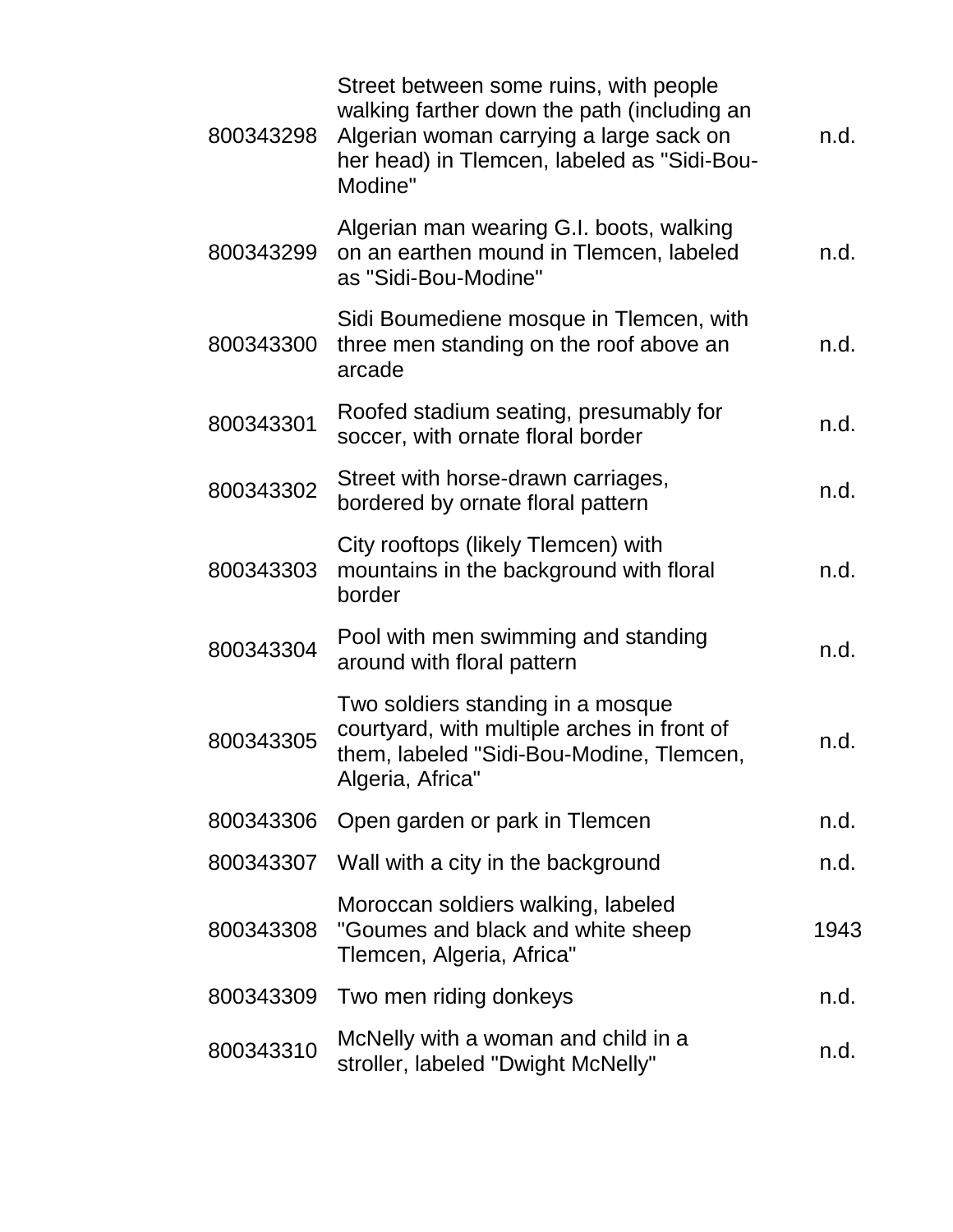| | | |
|---|---|---|
| 800343298 | Street between some ruins, with people walking farther down the path (including an Algerian woman carrying a large sack on her head) in Tlemcen, labeled as "Sidi-Bou-Modine" | n.d. |
| 800343299 | Algerian man wearing G.I. boots, walking on an earthen mound in Tlemcen, labeled as "Sidi-Bou-Modine" | n.d. |
| 800343300 | Sidi Boumediene mosque in Tlemcen, with three men standing on the roof above an arcade | n.d. |
| 800343301 | Roofed stadium seating, presumably for soccer, with ornate floral border | n.d. |
| 800343302 | Street with horse-drawn carriages, bordered by ornate floral pattern | n.d. |
| 800343303 | City rooftops (likely Tlemcen) with mountains in the background with floral border | n.d. |
| 800343304 | Pool with men swimming and standing around with floral pattern | n.d. |
| 800343305 | Two soldiers standing in a mosque courtyard, with multiple arches in front of them, labeled "Sidi-Bou-Modine, Tlemcen, Algeria, Africa" | n.d. |
| 800343306 | Open garden or park in Tlemcen | n.d. |
| 800343307 | Wall with a city in the background | n.d. |
| 800343308 | Moroccan soldiers walking, labeled "Goumes and black and white sheep Tlemcen, Algeria, Africa" | 1943 |
| 800343309 | Two men riding donkeys | n.d. |
| 800343310 | McNelly with a woman and child in a stroller, labeled "Dwight McNelly" | n.d. |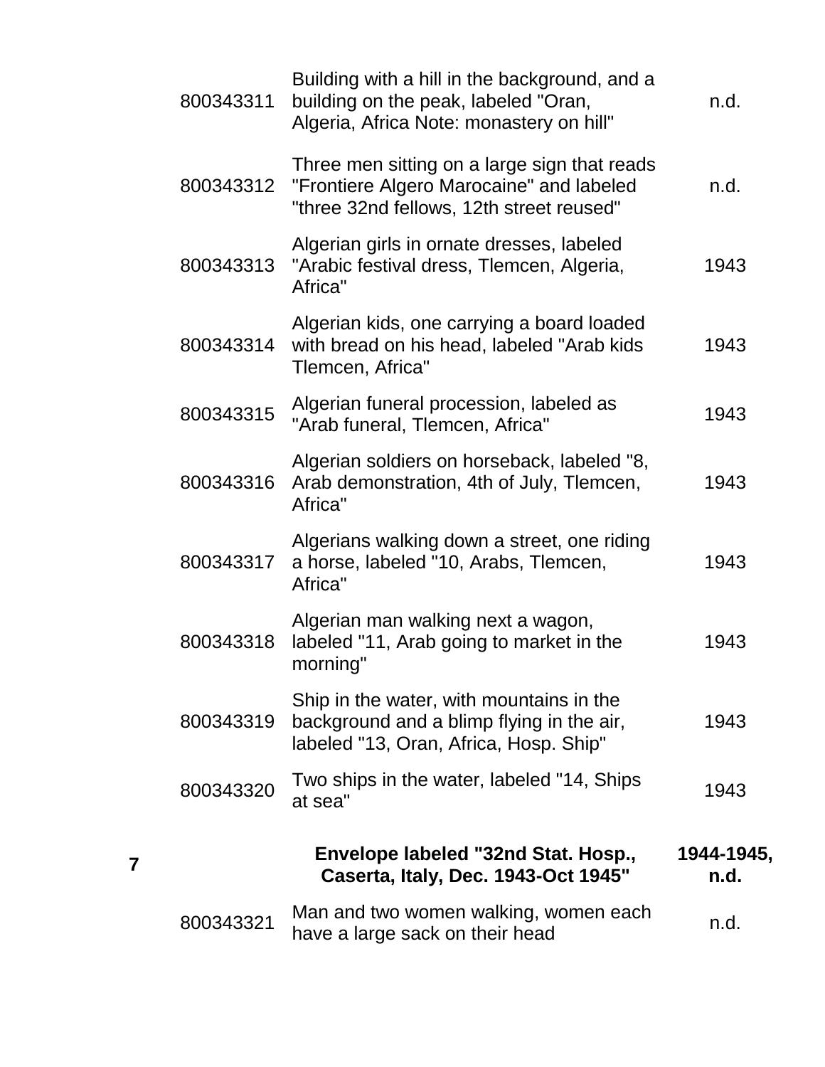| | | | |
|---|---|---|---|
| | 800343311 | Building with a hill in the background, and a building on the peak, labeled "Oran, Algeria, Africa Note: monastery on hill" | n.d. |
| | 800343312 | Three men sitting on a large sign that reads "Frontiere Algero Marocaine" and labeled "three 32nd fellows, 12th street reused" | n.d. |
| | 800343313 | Algerian girls in ornate dresses, labeled "Arabic festival dress, Tlemcen, Algeria, Africa" | 1943 |
| | 800343314 | Algerian kids, one carrying a board loaded with bread on his head, labeled "Arab kids Tlemcen, Africa" | 1943 |
| | 800343315 | Algerian funeral procession, labeled as "Arab funeral, Tlemcen, Africa" | 1943 |
| | 800343316 | Algerian soldiers on horseback, labeled "8, Arab demonstration, 4th of July, Tlemcen, Africa" | 1943 |
| | 800343317 | Algerians walking down a street, one riding a horse, labeled "10, Arabs, Tlemcen, Africa" | 1943 |
| | 800343318 | Algerian man walking next a wagon, labeled "11, Arab going to market in the morning" | 1943 |
| | 800343319 | Ship in the water, with mountains in the background and a blimp flying in the air, labeled "13, Oran, Africa, Hosp. Ship" | 1943 |
| | 800343320 | Two ships in the water, labeled "14, Ships at sea" | 1943 |
| **7** | | **Envelope labeled "32nd Stat. Hosp., Caserta, Italy, Dec. 1943-Oct 1945"** | **1944-1945, n.d.** |
| | 800343321 | Man and two women walking, women each have a large sack on their head | n.d. |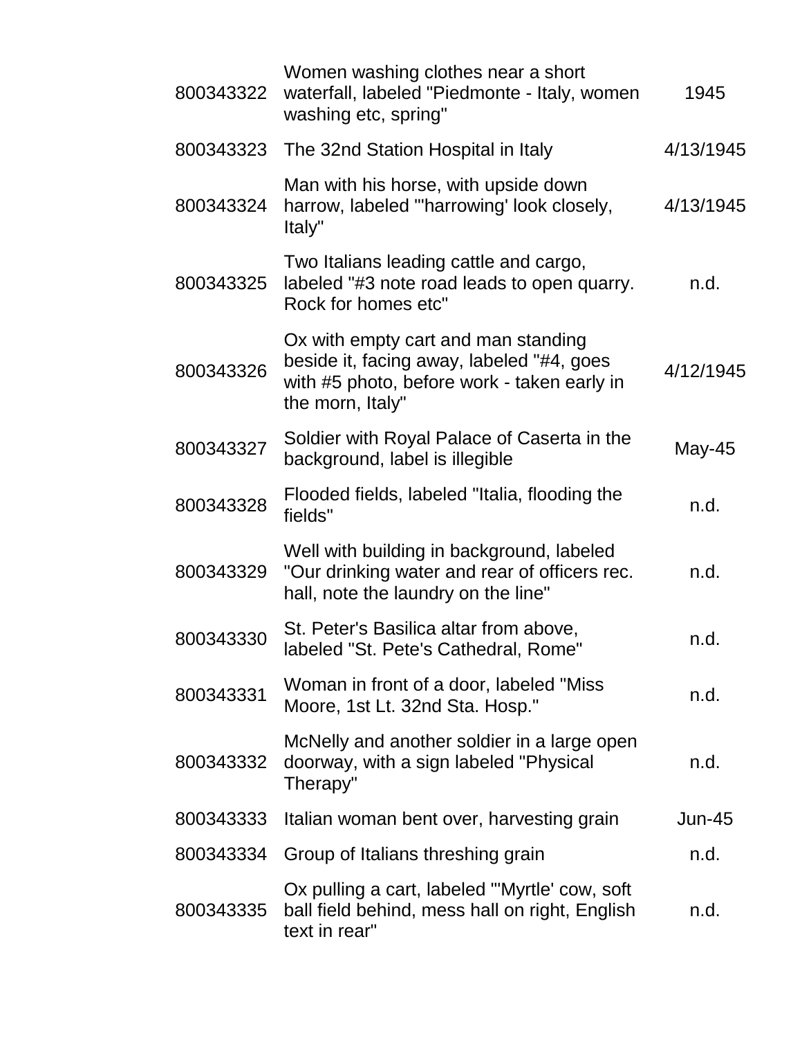| | | |
|---|---|---|
| 800343322 | Women washing clothes near a short waterfall, labeled "Piedmonte - Italy, women washing etc, spring" | 1945 |
| 800343323 | The 32nd Station Hospital in Italy | 4/13/1945 |
| 800343324 | Man with his horse, with upside down harrow, labeled "'harrowing' look closely, Italy" | 4/13/1945 |
| 800343325 | Two Italians leading cattle and cargo, labeled "#3 note road leads to open quarry. Rock for homes etc" | n.d. |
| 800343326 | Ox with empty cart and man standing beside it, facing away, labeled "#4, goes with #5 photo, before work - taken early in the morn, Italy" | 4/12/1945 |
| 800343327 | Soldier with Royal Palace of Caserta in the background, label is illegible | May-45 |
| 800343328 | Flooded fields, labeled "Italia, flooding the fields" | n.d. |
| 800343329 | Well with building in background, labeled "Our drinking water and rear of officers rec. hall, note the laundry on the line" | n.d. |
| 800343330 | St. Peter's Basilica altar from above, labeled "St. Pete's Cathedral, Rome" | n.d. |
| 800343331 | Woman in front of a door, labeled "Miss Moore, 1st Lt. 32nd Sta. Hosp." | n.d. |
| 800343332 | McNelly and another soldier in a large open doorway, with a sign labeled "Physical Therapy" | n.d. |
| 800343333 | Italian woman bent over, harvesting grain | Jun-45 |
| 800343334 | Group of Italians threshing grain | n.d. |
| 800343335 | Ox pulling a cart, labeled "'Myrtle' cow, soft ball field behind, mess hall on right, English text in rear" | n.d. |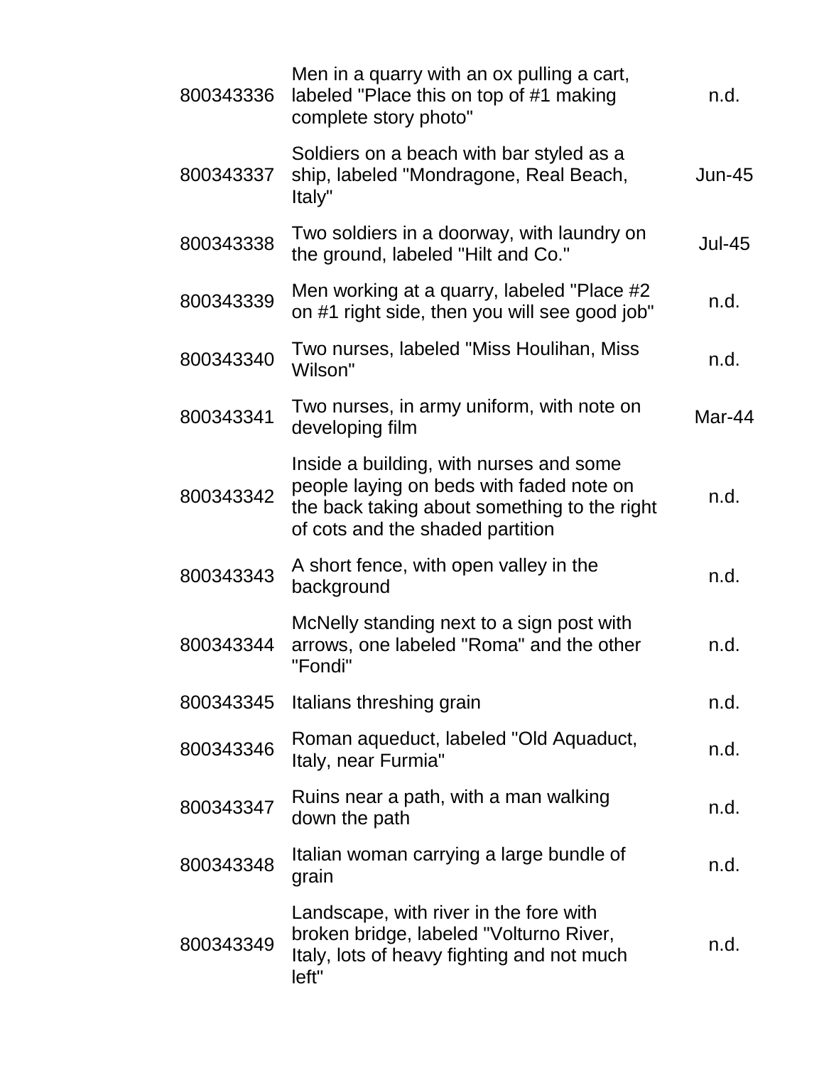| | | |
|---|---|---|
| 800343336 | Men in a quarry with an ox pulling a cart, labeled "Place this on top of #1 making complete story photo" | n.d. |
| 800343337 | Soldiers on a beach with bar styled as a ship, labeled "Mondragone, Real Beach, Italy" | Jun-45 |
| 800343338 | Two soldiers in a doorway, with laundry on the ground, labeled "Hilt and Co." | Jul-45 |
| 800343339 | Men working at a quarry, labeled "Place #2 on #1 right side, then you will see good job" | n.d. |
| 800343340 | Two nurses, labeled "Miss Houlihan, Miss Wilson" | n.d. |
| 800343341 | Two nurses, in army uniform, with note on developing film | Mar-44 |
| 800343342 | Inside a building, with nurses and some people laying on beds with faded note on the back taking about something to the right of cots and the shaded partition | n.d. |
| 800343343 | A short fence, with open valley in the background | n.d. |
| 800343344 | McNelly standing next to a sign post with arrows, one labeled "Roma" and the other "Fondi" | n.d. |
| 800343345 | Italians threshing grain | n.d. |
| 800343346 | Roman aqueduct, labeled "Old Aquaduct, Italy, near Furmia" | n.d. |
| 800343347 | Ruins near a path, with a man walking down the path | n.d. |
| 800343348 | Italian woman carrying a large bundle of grain | n.d. |
| 800343349 | Landscape, with river in the fore with broken bridge, labeled "Volturno River, Italy, lots of heavy fighting and not much left" | n.d. |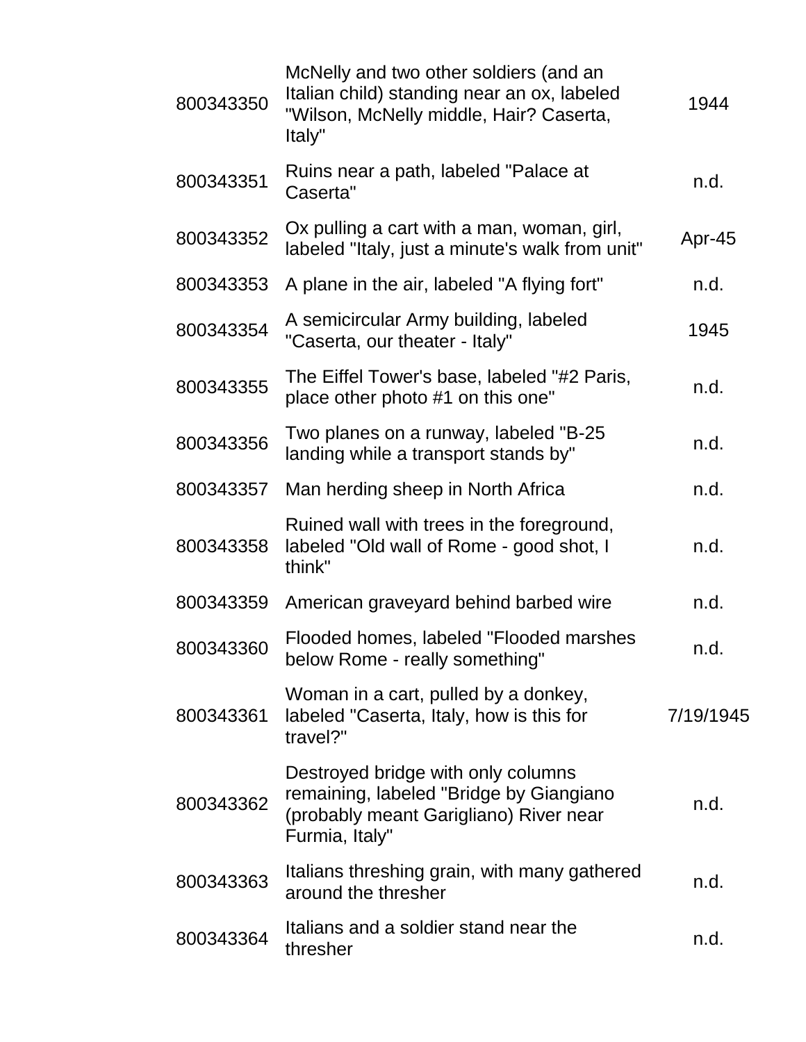| | | |
|---|---|---|
| 800343350 | McNelly and two other soldiers (and an Italian child) standing near an ox, labeled "Wilson, McNelly middle, Hair? Caserta, Italy" | 1944 |
| 800343351 | Ruins near a path, labeled "Palace at Caserta" | n.d. |
| 800343352 | Ox pulling a cart with a man, woman, girl, labeled "Italy, just a minute's walk from unit" | Apr-45 |
| 800343353 | A plane in the air, labeled "A flying fort" | n.d. |
| 800343354 | A semicircular Army building, labeled "Caserta, our theater - Italy" | 1945 |
| 800343355 | The Eiffel Tower's base, labeled "#2 Paris, place other photo #1 on this one" | n.d. |
| 800343356 | Two planes on a runway, labeled "B-25 landing while a transport stands by" | n.d. |
| 800343357 | Man herding sheep in North Africa | n.d. |
| 800343358 | Ruined wall with trees in the foreground, labeled "Old wall of Rome - good shot, I think" | n.d. |
| 800343359 | American graveyard behind barbed wire | n.d. |
| 800343360 | Flooded homes, labeled "Flooded marshes below Rome - really something" | n.d. |
| 800343361 | Woman in a cart, pulled by a donkey, labeled "Caserta, Italy, how is this for travel?" | 7/19/1945 |
| 800343362 | Destroyed bridge with only columns remaining, labeled "Bridge by Giangiano (probably meant Garigliano) River near Furmia, Italy" | n.d. |
| 800343363 | Italians threshing grain, with many gathered around the thresher | n.d. |
| 800343364 | Italians and a soldier stand near the thresher | n.d. |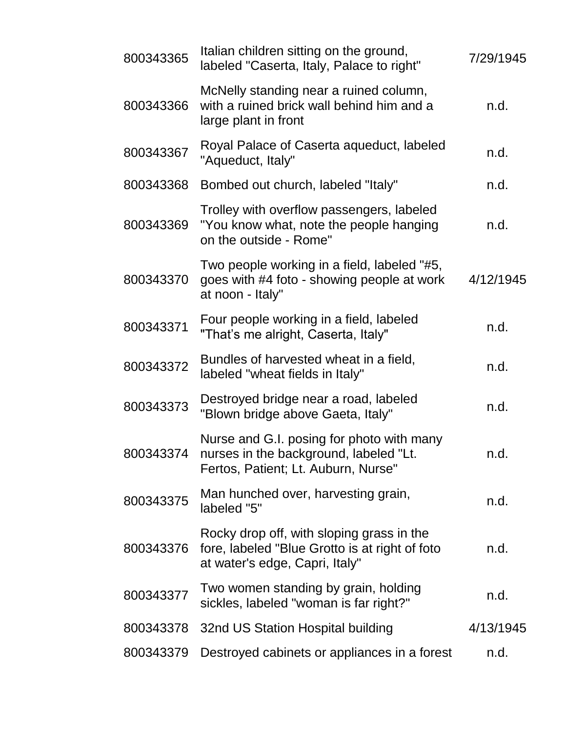| | | |
|---|---|---|
| 800343365 | Italian children sitting on the ground, labeled "Caserta, Italy, Palace to right" | 7/29/1945 |
| 800343366 | McNelly standing near a ruined column, with a ruined brick wall behind him and a large plant in front | n.d. |
| 800343367 | Royal Palace of Caserta aqueduct, labeled "Aqueduct, Italy" | n.d. |
| 800343368 | Bombed out church, labeled "Italy" | n.d. |
| 800343369 | Trolley with overflow passengers, labeled "You know what, note the people hanging on the outside - Rome" | n.d. |
| 800343370 | Two people working in a field, labeled "#5, goes with #4 foto - showing people at work at noon - Italy" | 4/12/1945 |
| 800343371 | Four people working in a field, labeled "That's me alright, Caserta, Italy" | n.d. |
| 800343372 | Bundles of harvested wheat in a field, labeled "wheat fields in Italy" | n.d. |
| 800343373 | Destroyed bridge near a road, labeled "Blown bridge above Gaeta, Italy" | n.d. |
| 800343374 | Nurse and G.I. posing for photo with many nurses in the background, labeled "Lt. Fertos, Patient; Lt. Auburn, Nurse" | n.d. |
| 800343375 | Man hunched over, harvesting grain, labeled "5" | n.d. |
| 800343376 | Rocky drop off, with sloping grass in the fore, labeled "Blue Grotto is at right of foto at water's edge, Capri, Italy" | n.d. |
| 800343377 | Two women standing by grain, holding sickles, labeled "woman is far right?" | n.d. |
| 800343378 | 32nd US Station Hospital building | 4/13/1945 |
| 800343379 | Destroyed cabinets or appliances in a forest | n.d. |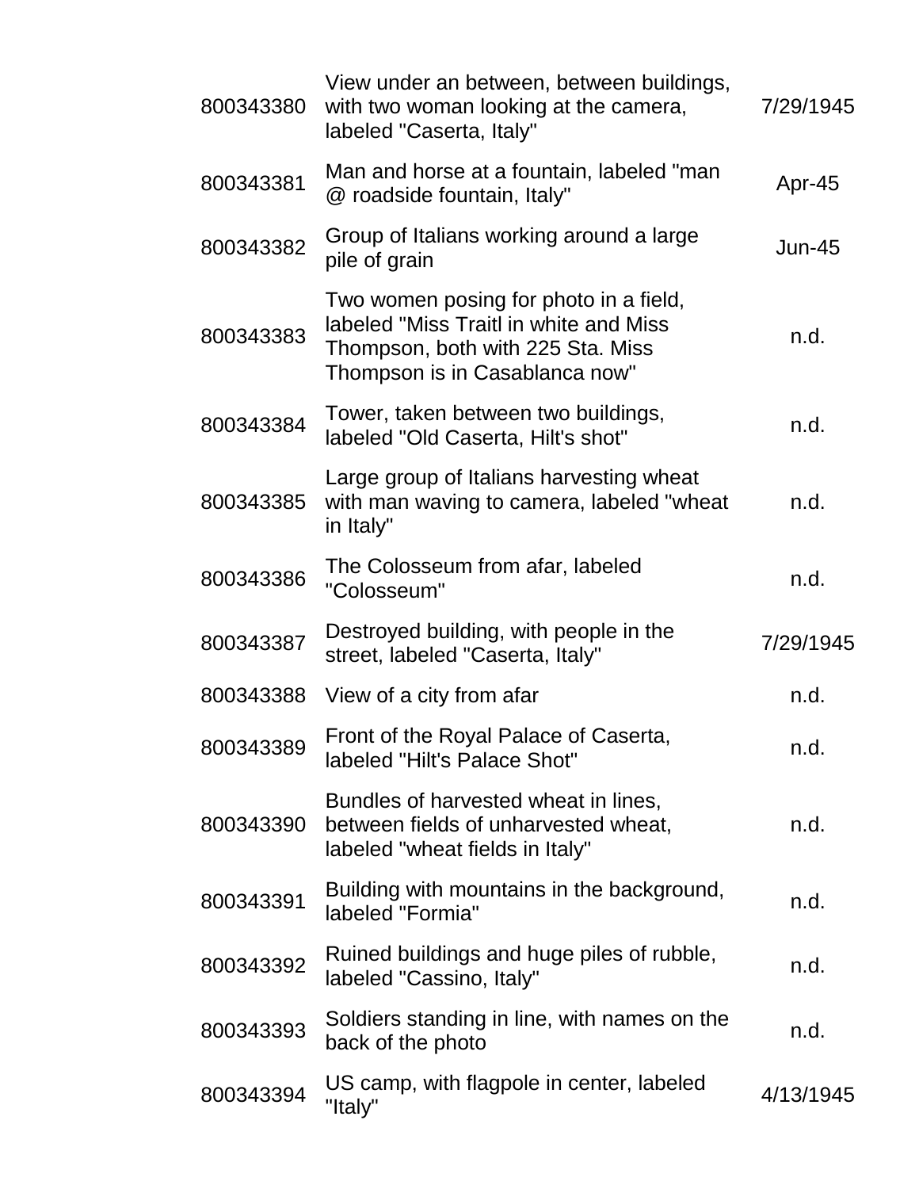| | | |
|---|---|---|
| 800343380 | View under an between, between buildings, with two woman looking at the camera, labeled "Caserta, Italy" | 7/29/1945 |
| 800343381 | Man and horse at a fountain, labeled "man @ roadside fountain, Italy" | Apr-45 |
| 800343382 | Group of Italians working around a large pile of grain | Jun-45 |
| 800343383 | Two women posing for photo in a field, labeled "Miss Traitl in white and Miss Thompson, both with 225 Sta. Miss Thompson is in Casablanca now" | n.d. |
| 800343384 | Tower, taken between two buildings, labeled "Old Caserta, Hilt's shot" | n.d. |
| 800343385 | Large group of Italians harvesting wheat with man waving to camera, labeled "wheat in Italy" | n.d. |
| 800343386 | The Colosseum from afar, labeled "Colosseum" | n.d. |
| 800343387 | Destroyed building, with people in the street, labeled "Caserta, Italy" | 7/29/1945 |
| 800343388 | View of a city from afar | n.d. |
| 800343389 | Front of the Royal Palace of Caserta, labeled "Hilt's Palace Shot" | n.d. |
| 800343390 | Bundles of harvested wheat in lines, between fields of unharvested wheat, labeled "wheat fields in Italy" | n.d. |
| 800343391 | Building with mountains in the background, labeled "Formia" | n.d. |
| 800343392 | Ruined buildings and huge piles of rubble, labeled "Cassino, Italy" | n.d. |
| 800343393 | Soldiers standing in line, with names on the back of the photo | n.d. |
| 800343394 | US camp, with flagpole in center, labeled "Italy" | 4/13/1945 |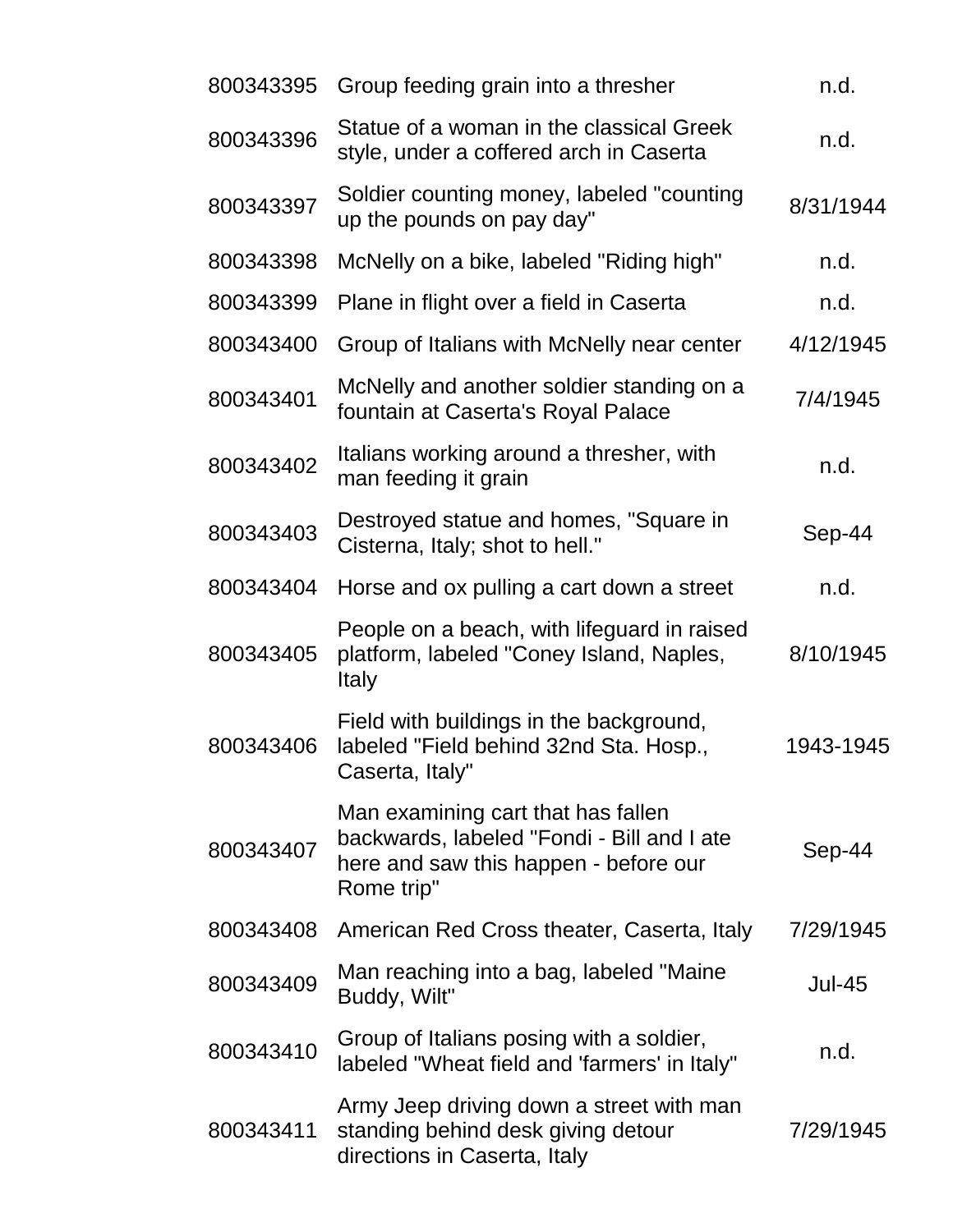| | | |
|---|---|---|
| 800343395 | Group feeding grain into a thresher | n.d. |
| 800343396 | Statue of a woman in the classical Greek style, under a coffered arch in Caserta | n.d. |
| 800343397 | Soldier counting money, labeled "counting up the pounds on pay day" | 8/31/1944 |
| 800343398 | McNelly on a bike, labeled "Riding high" | n.d. |
| 800343399 | Plane in flight over a field in Caserta | n.d. |
| 800343400 | Group of Italians with McNelly near center | 4/12/1945 |
| 800343401 | McNelly and another soldier standing on a fountain at Caserta's Royal Palace | 7/4/1945 |
| 800343402 | Italians working around a thresher, with man feeding it grain | n.d. |
| 800343403 | Destroyed statue and homes, "Square in Cisterna, Italy; shot to hell." | Sep-44 |
| 800343404 | Horse and ox pulling a cart down a street | n.d. |
| 800343405 | People on a beach, with lifeguard in raised platform, labeled "Coney Island, Naples, Italy | 8/10/1945 |
| 800343406 | Field with buildings in the background, labeled "Field behind 32nd Sta. Hosp., Caserta, Italy" | 1943-1945 |
| 800343407 | Man examining cart that has fallen backwards, labeled "Fondi - Bill and I ate here and saw this happen - before our Rome trip" | Sep-44 |
| 800343408 | American Red Cross theater, Caserta, Italy | 7/29/1945 |
| 800343409 | Man reaching into a bag, labeled "Maine Buddy, Wilt" | Jul-45 |
| 800343410 | Group of Italians posing with a soldier, labeled "Wheat field and 'farmers' in Italy" | n.d. |
| 800343411 | Army Jeep driving down a street with man standing behind desk giving detour directions in Caserta, Italy | 7/29/1945 |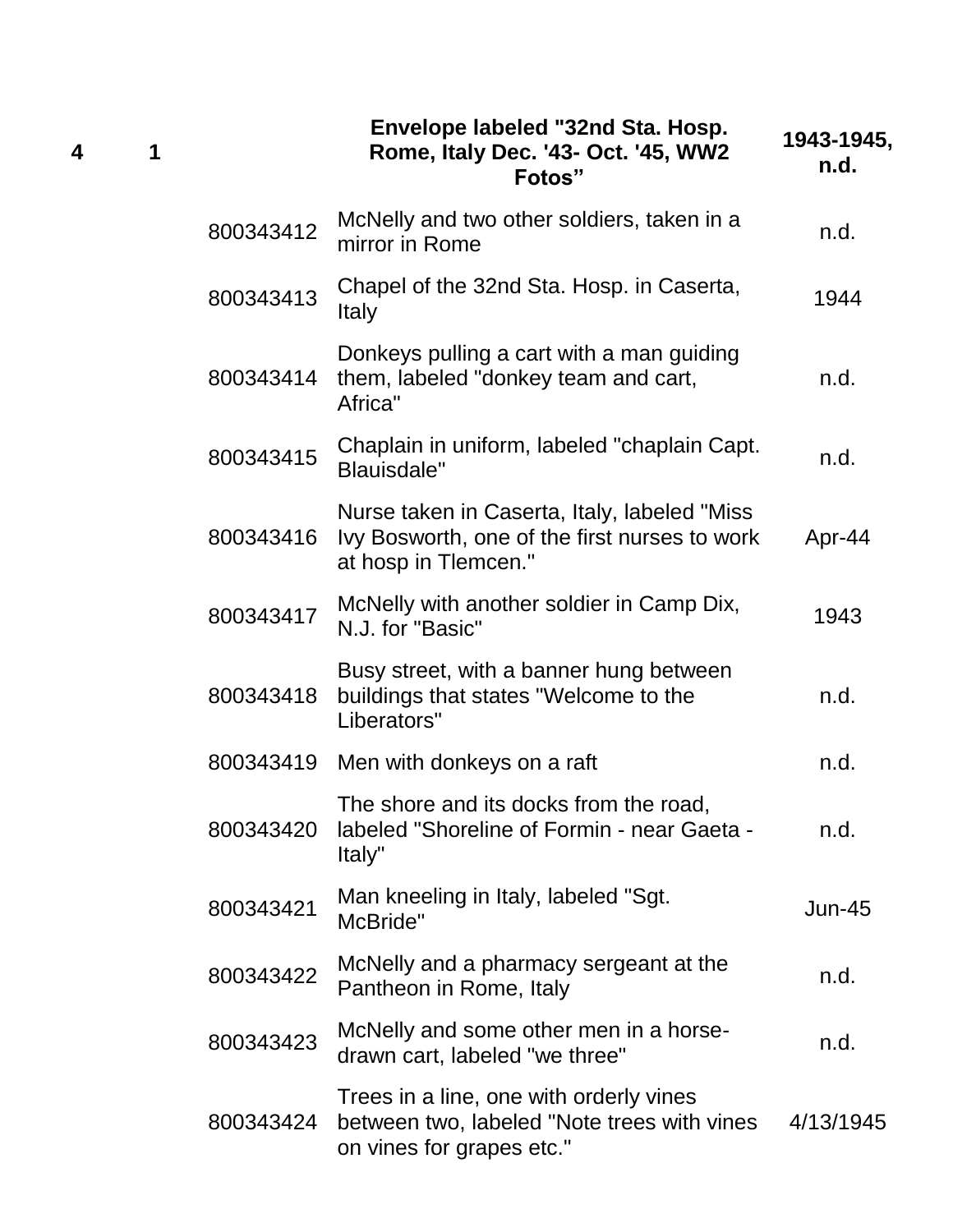| | | | | |
|---|---|---|---|---|
| **4** | **1** | | **Envelope labeled "32nd Sta. Hosp. Rome, Italy Dec. '43- Oct. '45, WW2 Fotos"** | **1943-1945, n.d.** |
| | | 800343412 | McNelly and two other soldiers, taken in a mirror in Rome | n.d. |
| | | 800343413 | Chapel of the 32nd Sta. Hosp. in Caserta, Italy | 1944 |
| | | 800343414 | Donkeys pulling a cart with a man guiding them, labeled "donkey team and cart, Africa" | n.d. |
| | | 800343415 | Chaplain in uniform, labeled "chaplain Capt. Blauisdale" | n.d. |
| | | 800343416 | Nurse taken in Caserta, Italy, labeled "Miss Ivy Bosworth, one of the first nurses to work at hosp in Tlemcen." | Apr-44 |
| | | 800343417 | McNelly with another soldier in Camp Dix, N.J. for "Basic" | 1943 |
| | | 800343418 | Busy street, with a banner hung between buildings that states "Welcome to the Liberators" | n.d. |
| | | 800343419 | Men with donkeys on a raft | n.d. |
| | | 800343420 | The shore and its docks from the road, labeled "Shoreline of Formin - near Gaeta - Italy" | n.d. |
| | | 800343421 | Man kneeling in Italy, labeled "Sgt. McBride" | Jun-45 |
| | | 800343422 | McNelly and a pharmacy sergeant at the Pantheon in Rome, Italy | n.d. |
| | | 800343423 | McNelly and some other men in a horse-drawn cart, labeled "we three" | n.d. |
| | | 800343424 | Trees in a line, one with orderly vines between two, labeled "Note trees with vines on vines for grapes etc." | 4/13/1945 |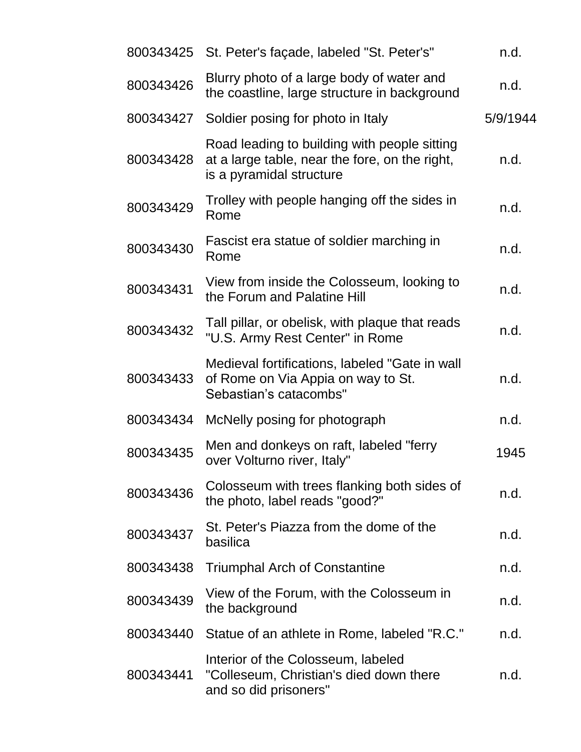| | | |
|---|---|---|
| 800343425 | St. Peter's façade, labeled "St. Peter's" | n.d. |
| 800343426 | Blurry photo of a large body of water and the coastline, large structure in background | n.d. |
| 800343427 | Soldier posing for photo in Italy | 5/9/1944 |
| 800343428 | Road leading to building with people sitting at a large table, near the fore, on the right, is a pyramidal structure | n.d. |
| 800343429 | Trolley with people hanging off the sides in Rome | n.d. |
| 800343430 | Fascist era statue of soldier marching in Rome | n.d. |
| 800343431 | View from inside the Colosseum, looking to the Forum and Palatine Hill | n.d. |
| 800343432 | Tall pillar, or obelisk, with plaque that reads "U.S. Army Rest Center" in Rome | n.d. |
| 800343433 | Medieval fortifications, labeled "Gate in wall of Rome on Via Appia on way to St. Sebastian's catacombs" | n.d. |
| 800343434 | McNelly posing for photograph | n.d. |
| 800343435 | Men and donkeys on raft, labeled "ferry over Volturno river, Italy" | 1945 |
| 800343436 | Colosseum with trees flanking both sides of the photo, label reads "good?" | n.d. |
| 800343437 | St. Peter's Piazza from the dome of the basilica | n.d. |
| 800343438 | Triumphal Arch of Constantine | n.d. |
| 800343439 | View of the Forum, with the Colosseum in the background | n.d. |
| 800343440 | Statue of an athlete in Rome, labeled "R.C." | n.d. |
| 800343441 | Interior of the Colosseum, labeled "Colleseum, Christian's died down there and so did prisoners" | n.d. |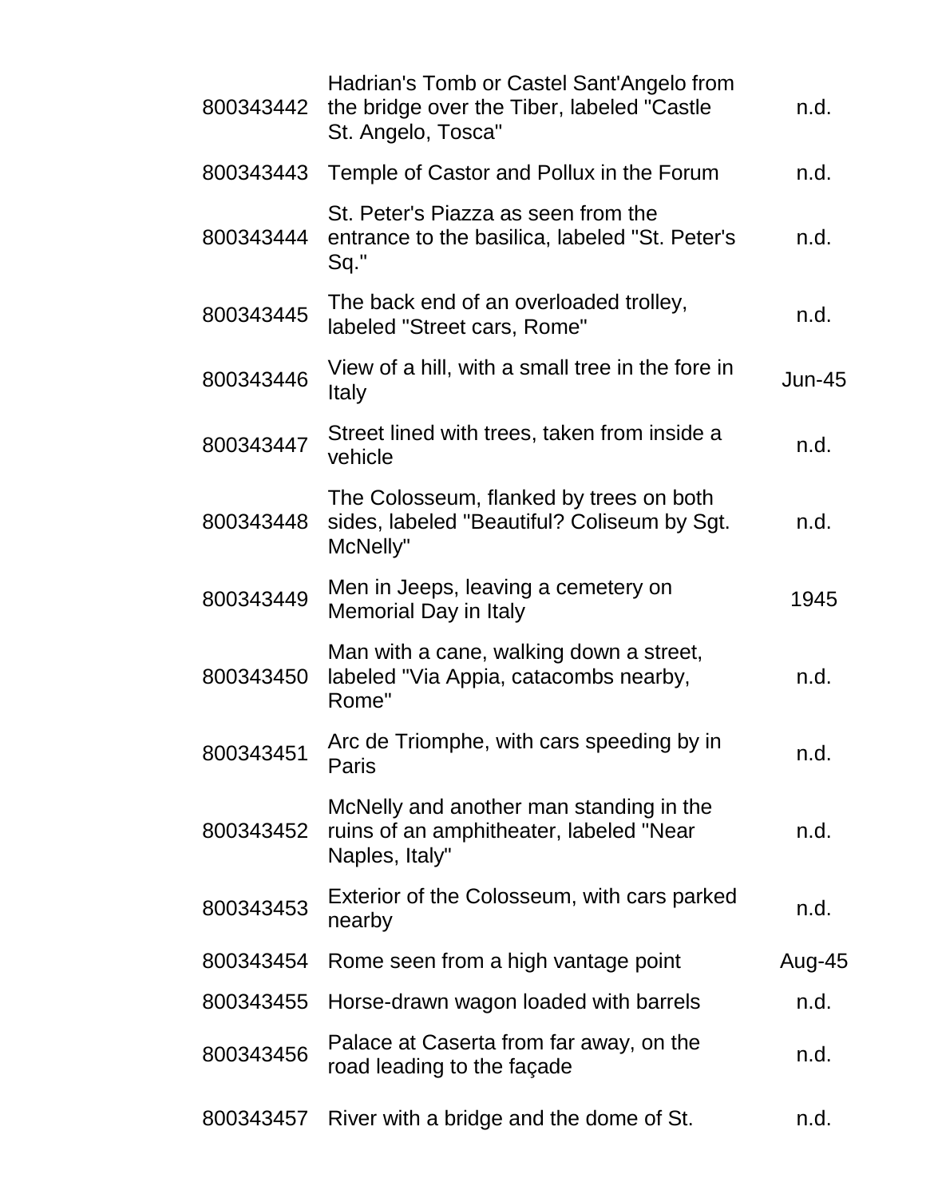| | | |
|---|---|---|
| 800343442 | Hadrian's Tomb or Castel Sant'Angelo from the bridge over the Tiber, labeled "Castle St. Angelo, Tosca" | n.d. |
| 800343443 | Temple of Castor and Pollux in the Forum | n.d. |
| 800343444 | St. Peter's Piazza as seen from the entrance to the basilica, labeled "St. Peter's Sq." | n.d. |
| 800343445 | The back end of an overloaded trolley, labeled "Street cars, Rome" | n.d. |
| 800343446 | View of a hill, with a small tree in the fore in Italy | Jun-45 |
| 800343447 | Street lined with trees, taken from inside a vehicle | n.d. |
| 800343448 | The Colosseum, flanked by trees on both sides, labeled "Beautiful? Coliseum by Sgt. McNelly" | n.d. |
| 800343449 | Men in Jeeps, leaving a cemetery on Memorial Day in Italy | 1945 |
| 800343450 | Man with a cane, walking down a street, labeled "Via Appia, catacombs nearby, Rome" | n.d. |
| 800343451 | Arc de Triomphe, with cars speeding by in Paris | n.d. |
| 800343452 | McNelly and another man standing in the ruins of an amphitheater, labeled "Near Naples, Italy" | n.d. |
| 800343453 | Exterior of the Colosseum, with cars parked nearby | n.d. |
| 800343454 | Rome seen from a high vantage point | Aug-45 |
| 800343455 | Horse-drawn wagon loaded with barrels | n.d. |
| 800343456 | Palace at Caserta from far away, on the road leading to the façade | n.d. |
| 800343457 | River with a bridge and the dome of St. | n.d. |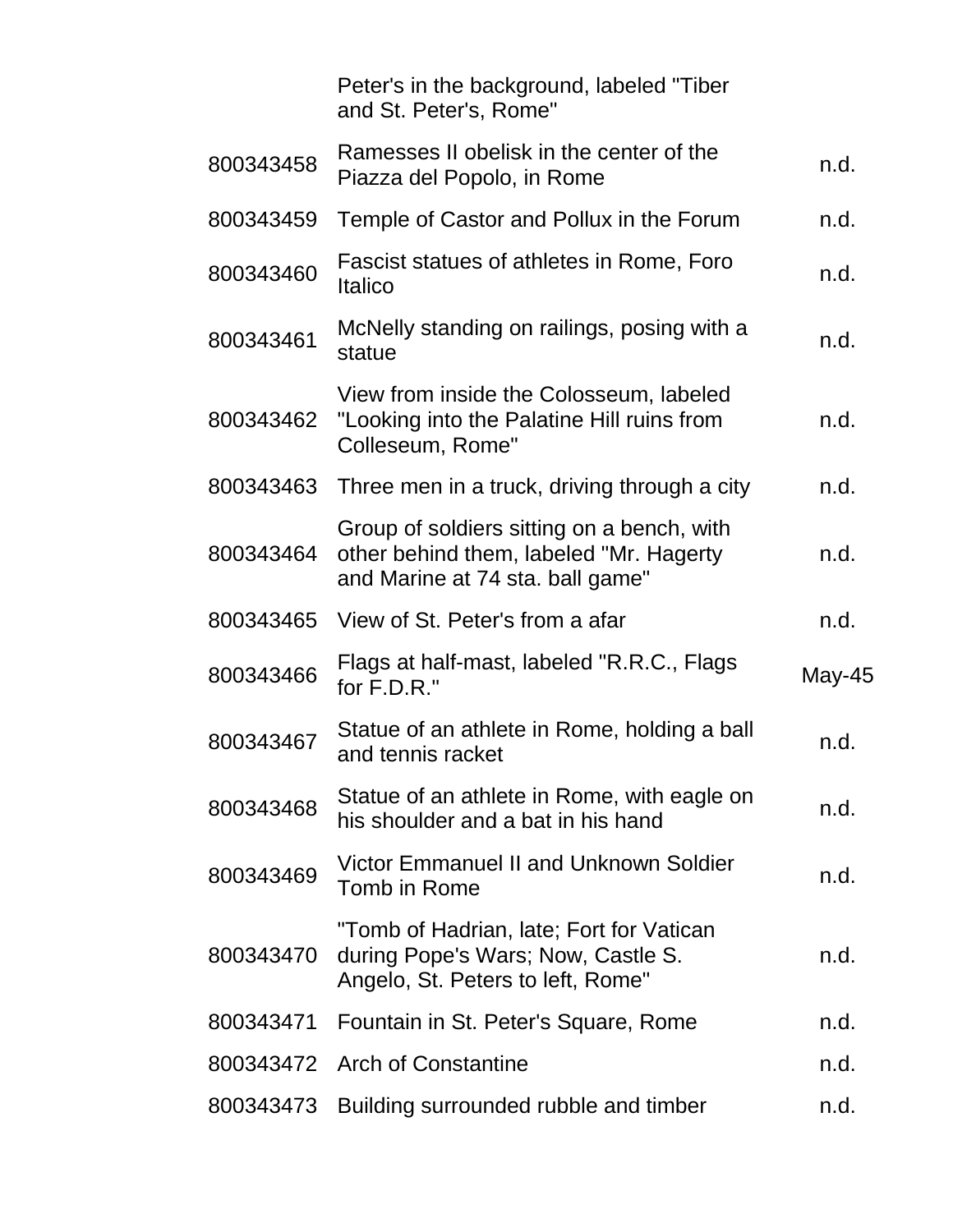| | | |
|---|---|---|
| | Peter's in the background, labeled "Tiber and St. Peter's, Rome" | |
| 800343458 | Ramesses II obelisk in the center of the Piazza del Popolo, in Rome | n.d. |
| 800343459 | Temple of Castor and Pollux in the Forum | n.d. |
| 800343460 | Fascist statues of athletes in Rome, Foro Italico | n.d. |
| 800343461 | McNelly standing on railings, posing with a statue | n.d. |
| 800343462 | View from inside the Colosseum, labeled "Looking into the Palatine Hill ruins from Colleseum, Rome" | n.d. |
| 800343463 | Three men in a truck, driving through a city | n.d. |
| 800343464 | Group of soldiers sitting on a bench, with other behind them, labeled "Mr. Hagerty and Marine at 74 sta. ball game" | n.d. |
| 800343465 | View of St. Peter's from a afar | n.d. |
| 800343466 | Flags at half-mast, labeled "R.R.C., Flags for F.D.R." | May-45 |
| 800343467 | Statue of an athlete in Rome, holding a ball and tennis racket | n.d. |
| 800343468 | Statue of an athlete in Rome, with eagle on his shoulder and a bat in his hand | n.d. |
| 800343469 | Victor Emmanuel II and Unknown Soldier Tomb in Rome | n.d. |
| 800343470 | "Tomb of Hadrian, late; Fort for Vatican during Pope's Wars; Now, Castle S. Angelo, St. Peters to left, Rome" | n.d. |
| 800343471 | Fountain in St. Peter's Square, Rome | n.d. |
| 800343472 | Arch of Constantine | n.d. |
| 800343473 | Building surrounded rubble and timber | n.d. |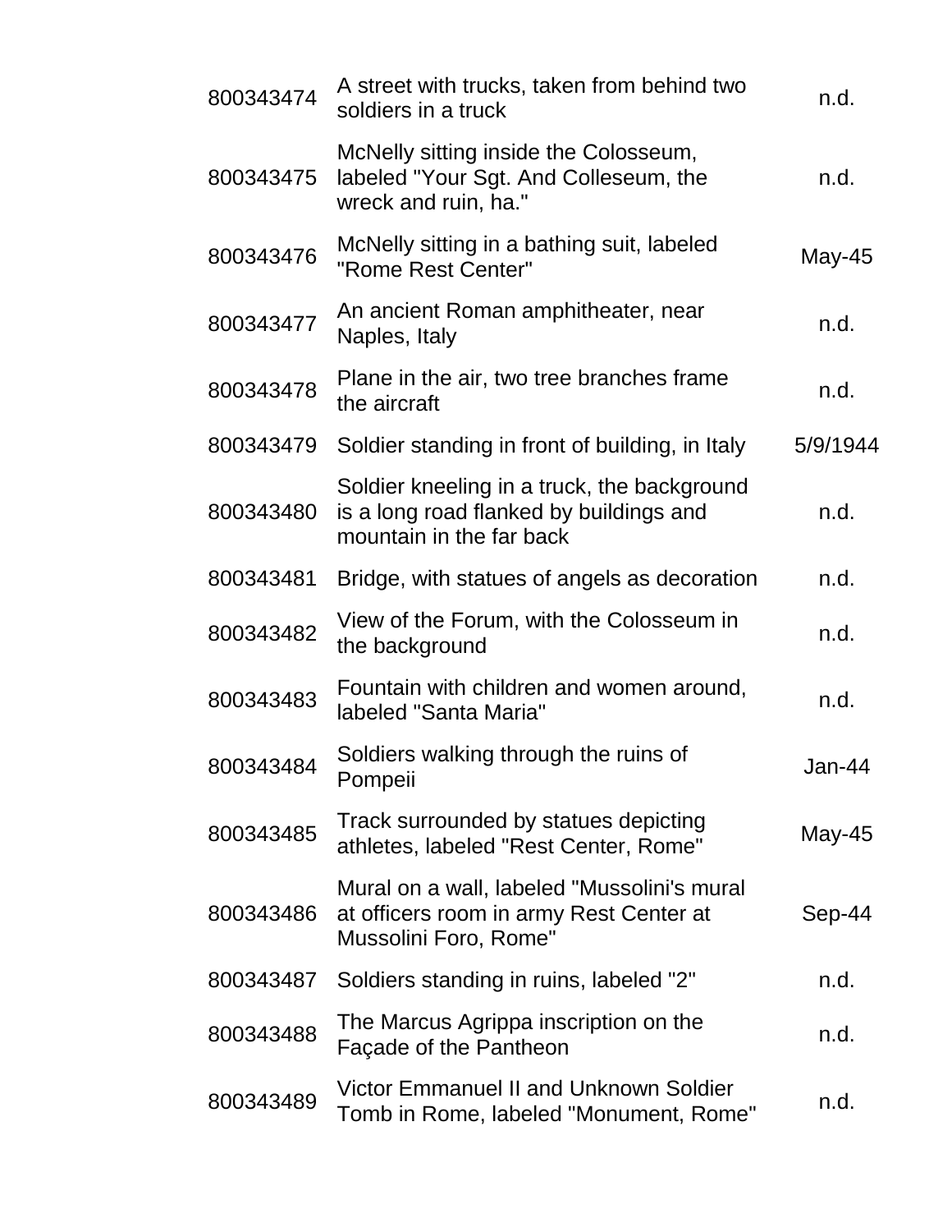| | | |
|---|---|---|
| 800343474 | A street with trucks, taken from behind two soldiers in a truck | n.d. |
| 800343475 | McNelly sitting inside the Colosseum, labeled "Your Sgt. And Colleseum, the wreck and ruin, ha." | n.d. |
| 800343476 | McNelly sitting in a bathing suit, labeled "Rome Rest Center" | May-45 |
| 800343477 | An ancient Roman amphitheater, near Naples, Italy | n.d. |
| 800343478 | Plane in the air, two tree branches frame the aircraft | n.d. |
| 800343479 | Soldier standing in front of building, in Italy | 5/9/1944 |
| 800343480 | Soldier kneeling in a truck, the background is a long road flanked by buildings and mountain in the far back | n.d. |
| 800343481 | Bridge, with statues of angels as decoration | n.d. |
| 800343482 | View of the Forum, with the Colosseum in the background | n.d. |
| 800343483 | Fountain with children and women around, labeled "Santa Maria" | n.d. |
| 800343484 | Soldiers walking through the ruins of Pompeii | Jan-44 |
| 800343485 | Track surrounded by statues depicting athletes, labeled "Rest Center, Rome" | May-45 |
| 800343486 | Mural on a wall, labeled "Mussolini's mural at officers room in army Rest Center at Mussolini Foro, Rome" | Sep-44 |
| 800343487 | Soldiers standing in ruins, labeled "2" | n.d. |
| 800343488 | The Marcus Agrippa inscription on the Façade of the Pantheon | n.d. |
| 800343489 | Victor Emmanuel II and Unknown Soldier Tomb in Rome, labeled "Monument, Rome" | n.d. |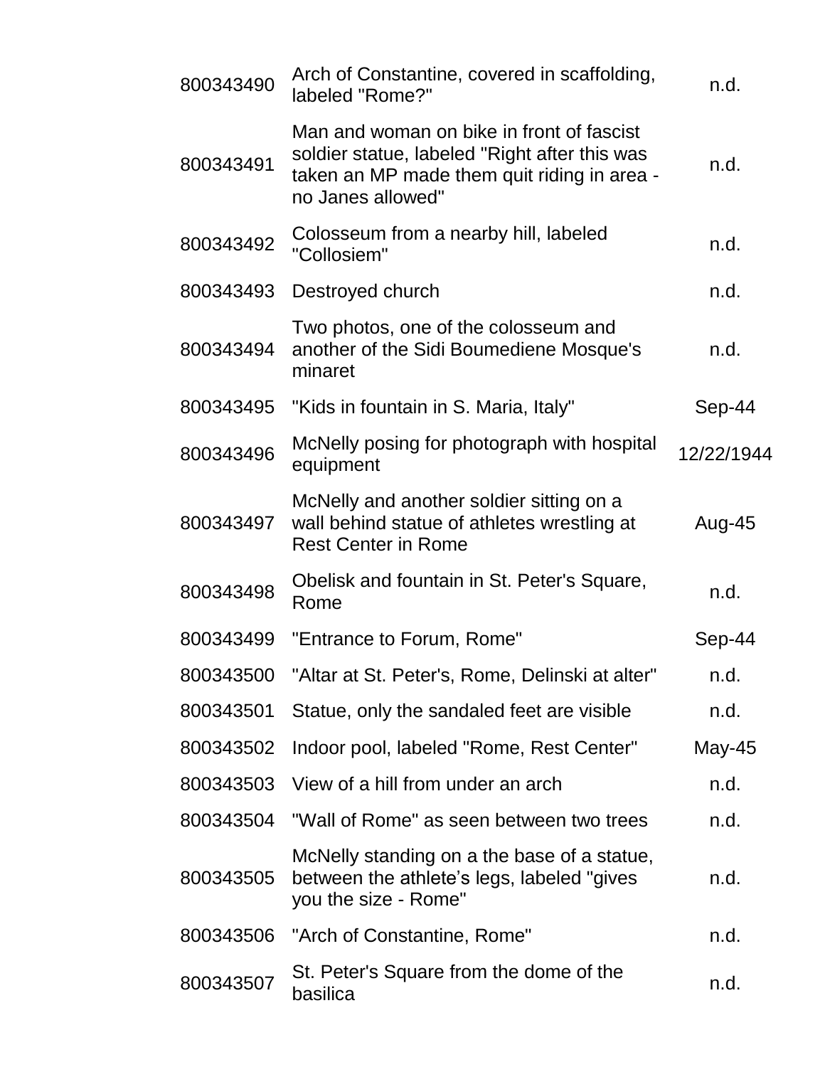| | | |
|---|---|---|
| 800343490 | Arch of Constantine, covered in scaffolding, labeled "Rome?" | n.d. |
| 800343491 | Man and woman on bike in front of fascist soldier statue, labeled "Right after this was taken an MP made them quit riding in area - no Janes allowed" | n.d. |
| 800343492 | Colosseum from a nearby hill, labeled "Collosiem" | n.d. |
| 800343493 | Destroyed church | n.d. |
| 800343494 | Two photos, one of the colosseum and another of the Sidi Boumediene Mosque's minaret | n.d. |
| 800343495 | "Kids in fountain in S. Maria, Italy" | Sep-44 |
| 800343496 | McNelly posing for photograph with hospital equipment | 12/22/1944 |
| 800343497 | McNelly and another soldier sitting on a wall behind statue of athletes wrestling at Rest Center in Rome | Aug-45 |
| 800343498 | Obelisk and fountain in St. Peter's Square, Rome | n.d. |
| 800343499 | "Entrance to Forum, Rome" | Sep-44 |
| 800343500 | "Altar at St. Peter's, Rome, Delinski at alter" | n.d. |
| 800343501 | Statue, only the sandaled feet are visible | n.d. |
| 800343502 | Indoor pool, labeled "Rome, Rest Center" | May-45 |
| 800343503 | View of a hill from under an arch | n.d. |
| 800343504 | "Wall of Rome" as seen between two trees | n.d. |
| 800343505 | McNelly standing on a the base of a statue, between the athlete's legs, labeled "gives you the size - Rome" | n.d. |
| 800343506 | "Arch of Constantine, Rome" | n.d. |
| 800343507 | St. Peter's Square from the dome of the basilica | n.d. |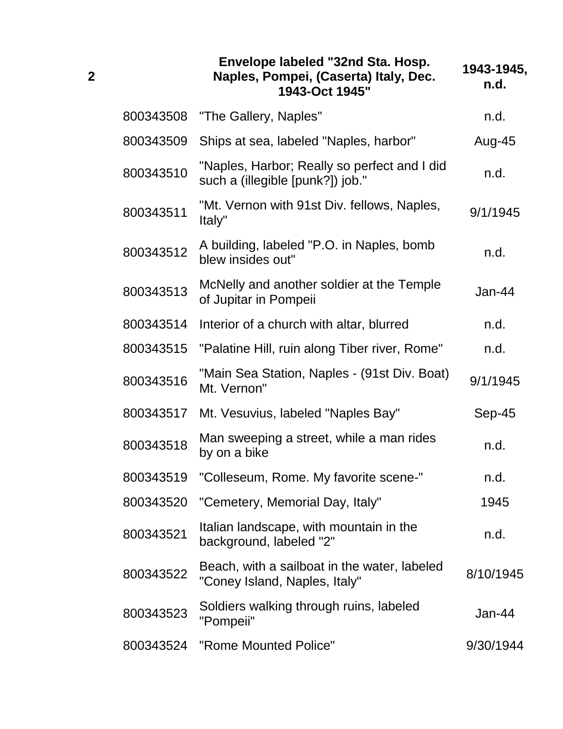| 2 | | Envelope labeled "32nd Sta. Hosp. Naples, Pompei, (Caserta) Italy, Dec. 1943-Oct 1945" | 1943-1945, n.d. |
|---|---|---|---|
| | 800343508 | "The Gallery, Naples" | n.d. |
| | 800343509 | Ships at sea, labeled "Naples, harbor" | Aug-45 |
| | 800343510 | "Naples, Harbor; Really so perfect and I did such a (illegible [punk?]) job." | n.d. |
| | 800343511 | "Mt. Vernon with 91st Div. fellows, Naples, Italy" | 9/1/1945 |
| | 800343512 | A building, labeled "P.O. in Naples, bomb blew insides out" | n.d. |
| | 800343513 | McNelly and another soldier at the Temple of Jupitar in Pompeii | Jan-44 |
| | 800343514 | Interior of a church with altar, blurred | n.d. |
| | 800343515 | "Palatine Hill, ruin along Tiber river, Rome" | n.d. |
| | 800343516 | "Main Sea Station, Naples - (91st Div. Boat) Mt. Vernon" | 9/1/1945 |
| | 800343517 | Mt. Vesuvius, labeled "Naples Bay" | Sep-45 |
| | 800343518 | Man sweeping a street, while a man rides by on a bike | n.d. |
| | 800343519 | "Colleseum, Rome. My favorite scene-" | n.d. |
| | 800343520 | "Cemetery, Memorial Day, Italy" | 1945 |
| | 800343521 | Italian landscape, with mountain in the background, labeled "2" | n.d. |
| | 800343522 | Beach, with a sailboat in the water, labeled "Coney Island, Naples, Italy" | 8/10/1945 |
| | 800343523 | Soldiers walking through ruins, labeled "Pompeii" | Jan-44 |
| | 800343524 | "Rome Mounted Police" | 9/30/1944 |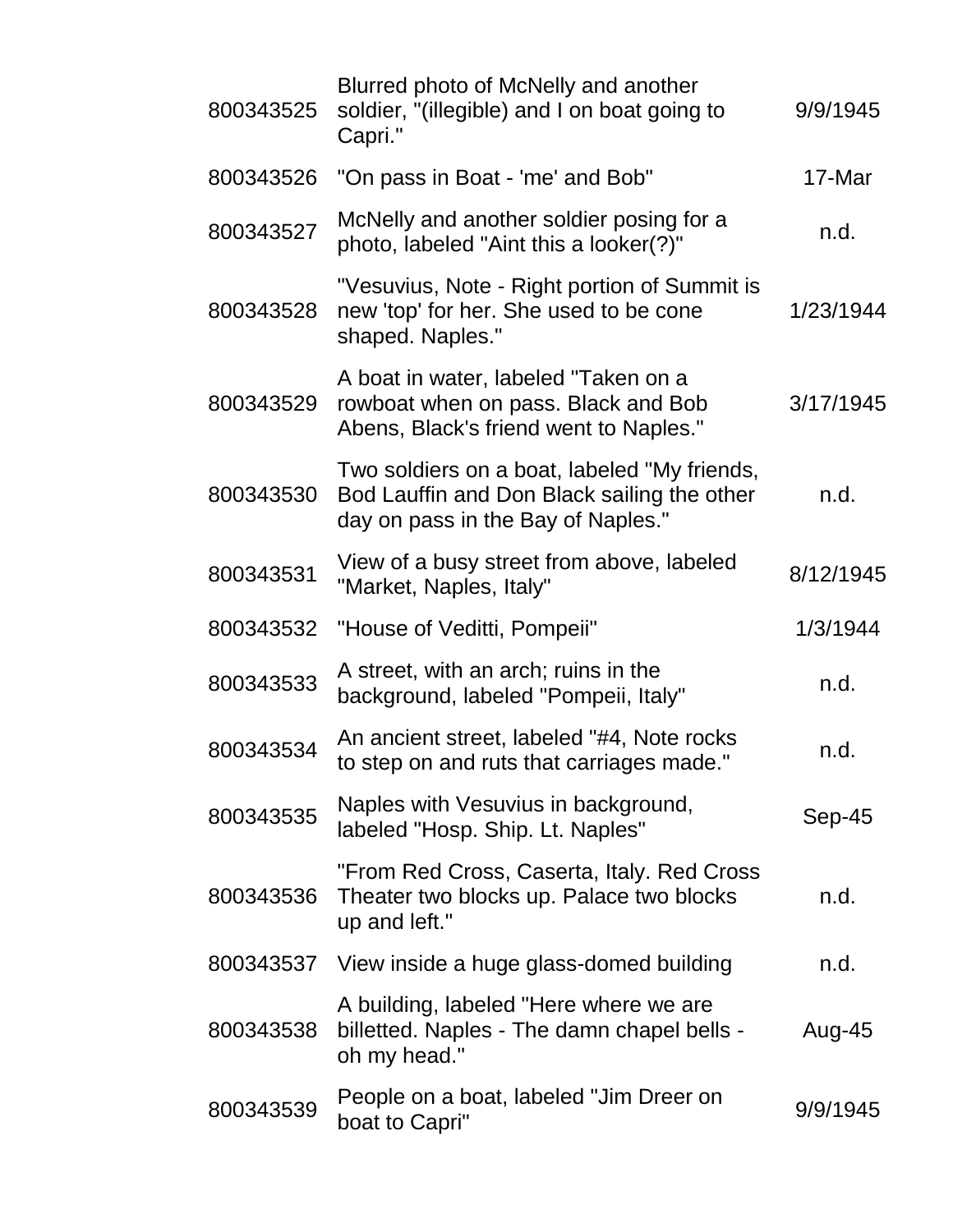| | | |
|---|---|---|
| 800343525 | Blurred photo of McNelly and another soldier, "(illegible) and I on boat going to Capri." | 9/9/1945 |
| 800343526 | "On pass in Boat - 'me' and Bob" | 17-Mar |
| 800343527 | McNelly and another soldier posing for a photo, labeled "Aint this a looker(?)" | n.d. |
| 800343528 | "Vesuvius, Note - Right portion of Summit is new 'top' for her. She used to be cone shaped. Naples." | 1/23/1944 |
| 800343529 | A boat in water, labeled "Taken on a rowboat when on pass. Black and Bob Abens, Black's friend went to Naples." | 3/17/1945 |
| 800343530 | Two soldiers on a boat, labeled "My friends, Bod Lauffin and Don Black sailing the other day on pass in the Bay of Naples." | n.d. |
| 800343531 | View of a busy street from above, labeled "Market, Naples, Italy" | 8/12/1945 |
| 800343532 | "House of Veditti, Pompeii" | 1/3/1944 |
| 800343533 | A street, with an arch; ruins in the background, labeled "Pompeii, Italy" | n.d. |
| 800343534 | An ancient street, labeled "#4, Note rocks to step on and ruts that carriages made." | n.d. |
| 800343535 | Naples with Vesuvius in background, labeled "Hosp. Ship. Lt. Naples" | Sep-45 |
| 800343536 | "From Red Cross, Caserta, Italy. Red Cross Theater two blocks up. Palace two blocks up and left." | n.d. |
| 800343537 | View inside a huge glass-domed building | n.d. |
| 800343538 | A building, labeled "Here where we are billetted. Naples - The damn chapel bells - oh my head." | Aug-45 |
| 800343539 | People on a boat, labeled "Jim Dreer on boat to Capri" | 9/9/1945 |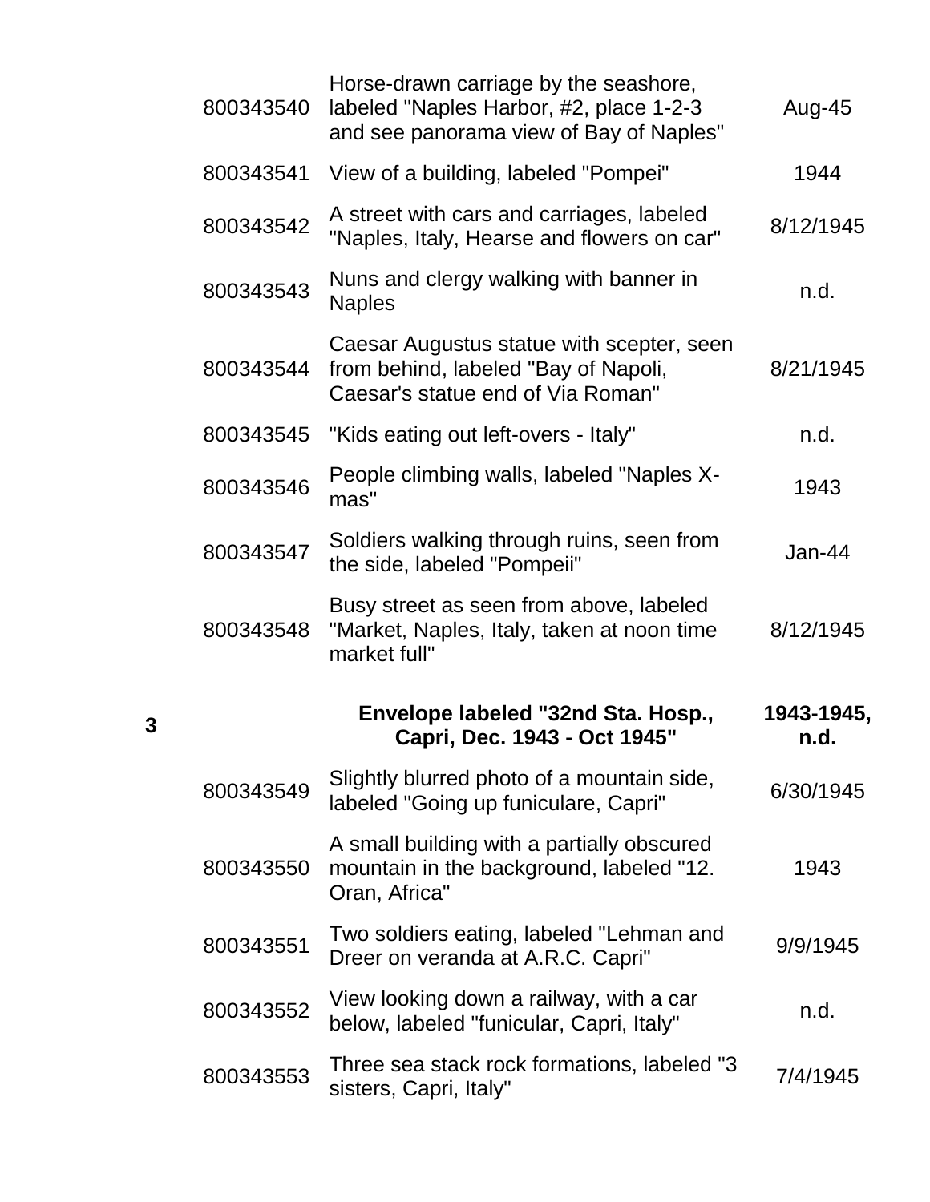| | | | |
|---|---|---|---|
| | 800343540 | Horse-drawn carriage by the seashore, labeled "Naples Harbor, #2, place 1-2-3 and see panorama view of Bay of Naples" | Aug-45 |
| | 800343541 | View of a building, labeled "Pompei" | 1944 |
| | 800343542 | A street with cars and carriages, labeled "Naples, Italy, Hearse and flowers on car" | 8/12/1945 |
| | 800343543 | Nuns and clergy walking with banner in Naples | n.d. |
| | 800343544 | Caesar Augustus statue with scepter, seen from behind, labeled "Bay of Napoli, Caesar's statue end of Via Roman" | 8/21/1945 |
| | 800343545 | "Kids eating out left-overs - Italy" | n.d. |
| | 800343546 | People climbing walls, labeled "Naples X-mas" | 1943 |
| | 800343547 | Soldiers walking through ruins, seen from the side, labeled "Pompeii" | Jan-44 |
| | 800343548 | Busy street as seen from above, labeled "Market, Naples, Italy, taken at noon time market full" | 8/12/1945 |
| **3** | | **Envelope labeled "32nd Sta. Hosp., Capri, Dec. 1943 - Oct 1945"** | **1943-1945, n.d.** |
| | 800343549 | Slightly blurred photo of a mountain side, labeled "Going up funiculare, Capri" | 6/30/1945 |
| | 800343550 | A small building with a partially obscured mountain in the background, labeled "12. Oran, Africa" | 1943 |
| | 800343551 | Two soldiers eating, labeled "Lehman and Dreer on veranda at A.R.C. Capri" | 9/9/1945 |
| | 800343552 | View looking down a railway, with a car below, labeled "funicular, Capri, Italy" | n.d. |
| | 800343553 | Three sea stack rock formations, labeled "3 sisters, Capri, Italy" | 7/4/1945 |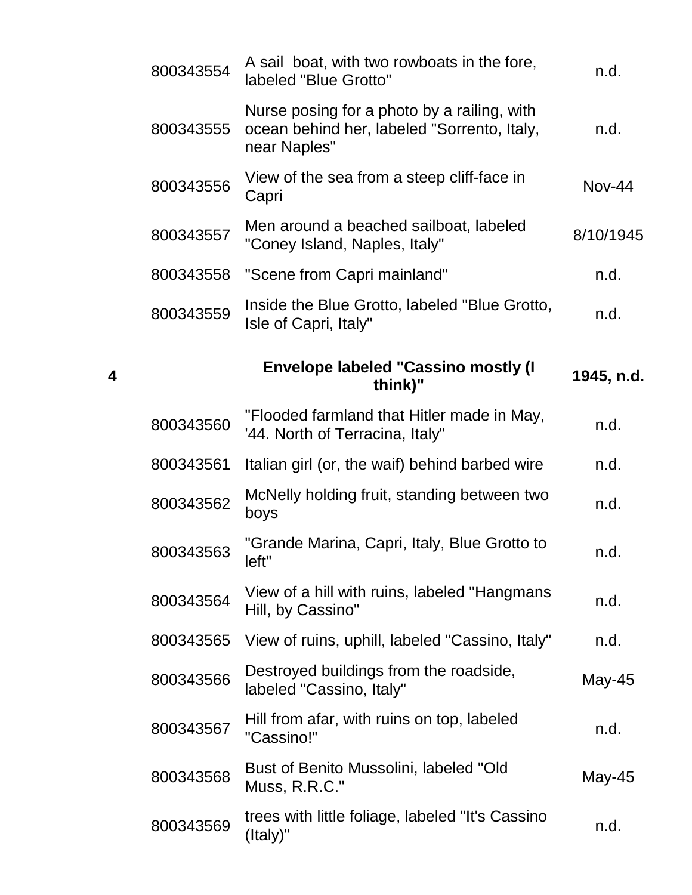| | | | |
|---|---|---|---|
| | 800343554 | A sail boat, with two rowboats in the fore, labeled "Blue Grotto" | n.d. |
| | 800343555 | Nurse posing for a photo by a railing, with ocean behind her, labeled "Sorrento, Italy, near Naples" | n.d. |
| | 800343556 | View of the sea from a steep cliff-face in Capri | Nov-44 |
| | 800343557 | Men around a beached sailboat, labeled "Coney Island, Naples, Italy" | 8/10/1945 |
| | 800343558 | "Scene from Capri mainland" | n.d. |
| | 800343559 | Inside the Blue Grotto, labeled "Blue Grotto, Isle of Capri, Italy" | n.d. |
| **4** | | **Envelope labeled "Cassino mostly (I think)"** | **1945, n.d.** |
| | 800343560 | "Flooded farmland that Hitler made in May, '44. North of Terracina, Italy" | n.d. |
| | 800343561 | Italian girl (or, the waif) behind barbed wire | n.d. |
| | 800343562 | McNelly holding fruit, standing between two boys | n.d. |
| | 800343563 | "Grande Marina, Capri, Italy, Blue Grotto to left" | n.d. |
| | 800343564 | View of a hill with ruins, labeled "Hangmans Hill, by Cassino" | n.d. |
| | 800343565 | View of ruins, uphill, labeled "Cassino, Italy" | n.d. |
| | 800343566 | Destroyed buildings from the roadside, labeled "Cassino, Italy" | May-45 |
| | 800343567 | Hill from afar, with ruins on top, labeled "Cassino!" | n.d. |
| | 800343568 | Bust of Benito Mussolini, labeled "Old Muss, R.R.C." | May-45 |
| | 800343569 | trees with little foliage, labeled "It's Cassino (Italy)" | n.d. |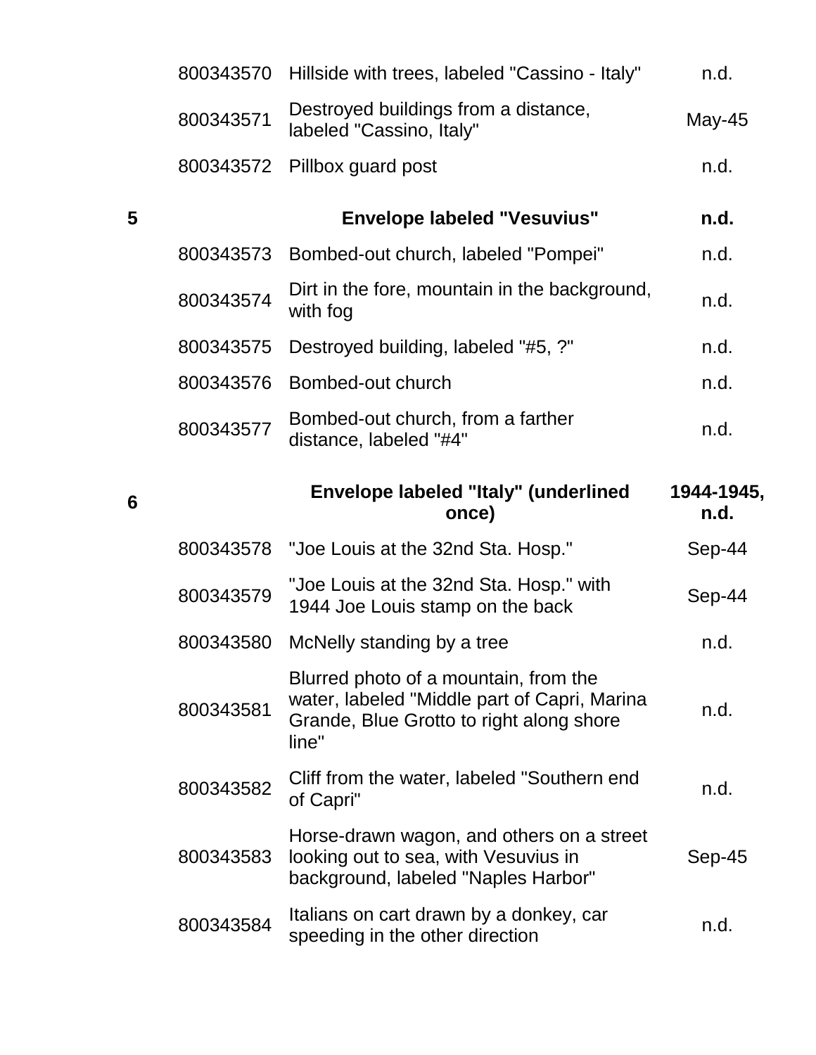| | | | |
|---|---|---|---|
| | 800343570 | Hillside with trees, labeled "Cassino - Italy" | n.d. |
| | 800343571 | Destroyed buildings from a distance, labeled "Cassino, Italy" | May-45 |
| | 800343572 | Pillbox guard post | n.d. |
| **5** | | **Envelope labeled "Vesuvius"** | **n.d.** |
| | 800343573 | Bombed-out church, labeled "Pompei" | n.d. |
| | 800343574 | Dirt in the fore, mountain in the background, with fog | n.d. |
| | 800343575 | Destroyed building, labeled "#5, ?" | n.d. |
| | 800343576 | Bombed-out church | n.d. |
| | 800343577 | Bombed-out church, from a farther distance, labeled "#4" | n.d. |
| **6** | | **Envelope labeled "Italy" (underlined once)** | **1944-1945, n.d.** |
| | 800343578 | "Joe Louis at the 32nd Sta. Hosp." | Sep-44 |
| | 800343579 | "Joe Louis at the 32nd Sta. Hosp." with 1944 Joe Louis stamp on the back | Sep-44 |
| | 800343580 | McNelly standing by a tree | n.d. |
| | 800343581 | Blurred photo of a mountain, from the water, labeled "Middle part of Capri, Marina Grande, Blue Grotto to right along shore line" | n.d. |
| | 800343582 | Cliff from the water, labeled "Southern end of Capri" | n.d. |
| | 800343583 | Horse-drawn wagon, and others on a street looking out to sea, with Vesuvius in background, labeled "Naples Harbor" | Sep-45 |
| | 800343584 | Italians on cart drawn by a donkey, car speeding in the other direction | n.d. |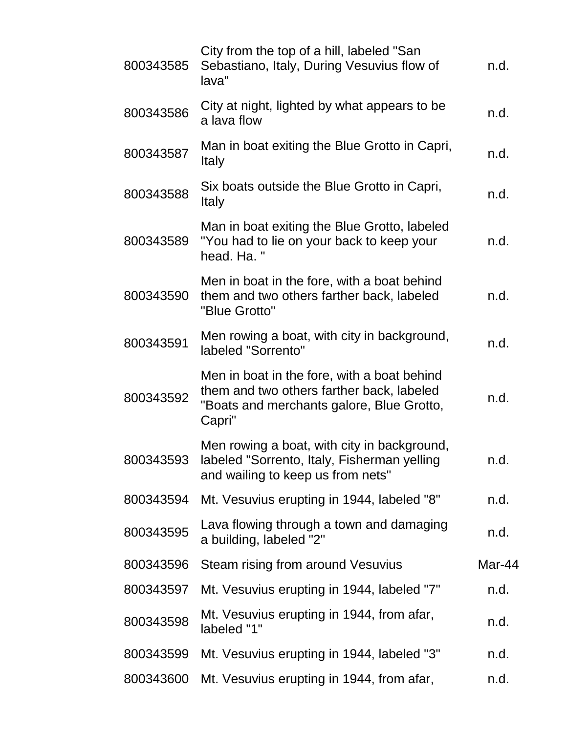| | | |
|---|---|---|
| 800343585 | City from the top of a hill, labeled "San Sebastiano, Italy, During Vesuvius flow of lava" | n.d. |
| 800343586 | City at night, lighted by what appears to be a lava flow | n.d. |
| 800343587 | Man in boat exiting the Blue Grotto in Capri, Italy | n.d. |
| 800343588 | Six boats outside the Blue Grotto in Capri, Italy | n.d. |
| 800343589 | Man in boat exiting the Blue Grotto, labeled "You had to lie on your back to keep your head. Ha. " | n.d. |
| 800343590 | Men in boat in the fore, with a boat behind them and two others farther back, labeled "Blue Grotto" | n.d. |
| 800343591 | Men rowing a boat, with city in background, labeled "Sorrento" | n.d. |
| 800343592 | Men in boat in the fore, with a boat behind them and two others farther back, labeled "Boats and merchants galore, Blue Grotto, Capri" | n.d. |
| 800343593 | Men rowing a boat, with city in background, labeled "Sorrento, Italy, Fisherman yelling and wailing to keep us from nets" | n.d. |
| 800343594 | Mt. Vesuvius erupting in 1944, labeled "8" | n.d. |
| 800343595 | Lava flowing through a town and damaging a building, labeled "2" | n.d. |
| 800343596 | Steam rising from around Vesuvius | Mar-44 |
| 800343597 | Mt. Vesuvius erupting in 1944, labeled "7" | n.d. |
| 800343598 | Mt. Vesuvius erupting in 1944, from afar, labeled "1" | n.d. |
| 800343599 | Mt. Vesuvius erupting in 1944, labeled "3" | n.d. |
| 800343600 | Mt. Vesuvius erupting in 1944, from afar, | n.d. |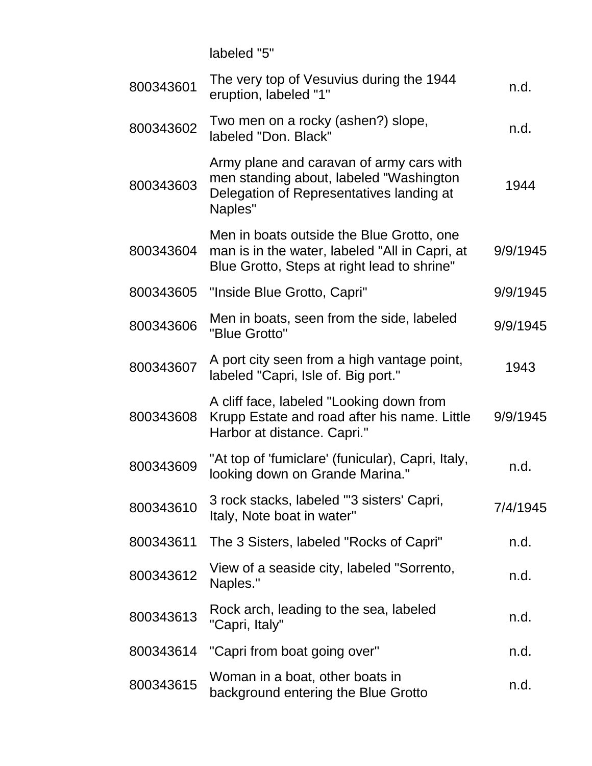| | labeled "5" | |
|---|---|---|
| 800343601 | The very top of Vesuvius during the 1944 eruption, labeled "1" | n.d. |
| 800343602 | Two men on a rocky (ashen?) slope, labeled "Don. Black" | n.d. |
| 800343603 | Army plane and caravan of army cars with men standing about, labeled "Washington Delegation of Representatives landing at Naples" | 1944 |
| 800343604 | Men in boats outside the Blue Grotto, one man is in the water, labeled "All in Capri, at Blue Grotto, Steps at right lead to shrine" | 9/9/1945 |
| 800343605 | "Inside Blue Grotto, Capri" | 9/9/1945 |
| 800343606 | Men in boats, seen from the side, labeled "Blue Grotto" | 9/9/1945 |
| 800343607 | A port city seen from a high vantage point, labeled "Capri, Isle of. Big port." | 1943 |
| 800343608 | A cliff face, labeled "Looking down from Krupp Estate and road after his name. Little Harbor at distance. Capri." | 9/9/1945 |
| 800343609 | "At top of 'fumiclare' (funicular), Capri, Italy, looking down on Grande Marina." | n.d. |
| 800343610 | 3 rock stacks, labeled "'3 sisters' Capri, Italy, Note boat in water" | 7/4/1945 |
| 800343611 | The 3 Sisters, labeled "Rocks of Capri" | n.d. |
| 800343612 | View of a seaside city, labeled "Sorrento, Naples." | n.d. |
| 800343613 | Rock arch, leading to the sea, labeled "Capri, Italy" | n.d. |
| 800343614 | "Capri from boat going over" | n.d. |
| 800343615 | Woman in a boat, other boats in background entering the Blue Grotto | n.d. |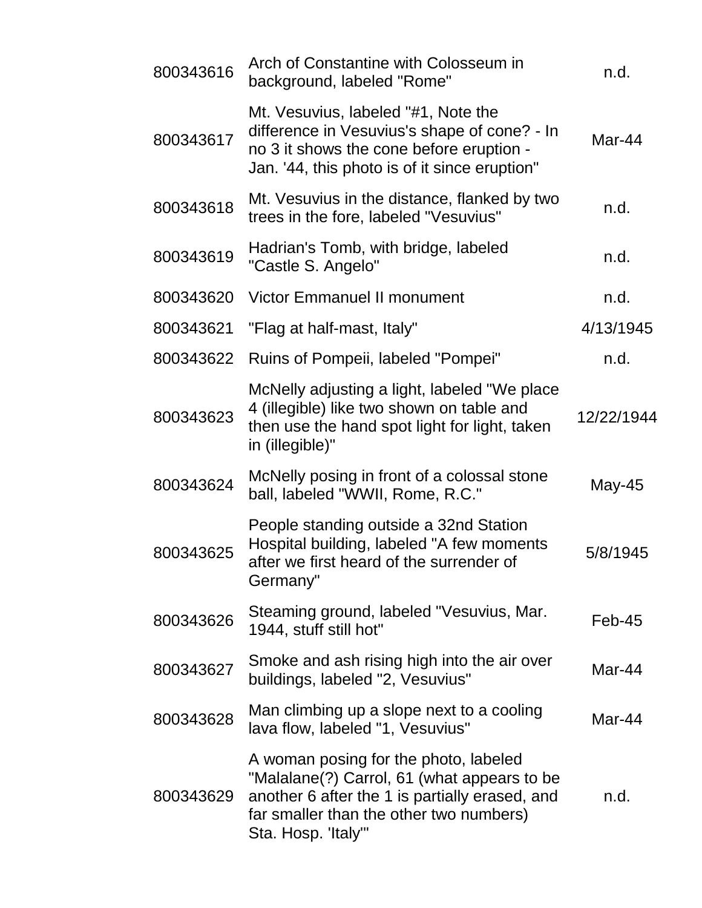| | | |
|---|---|---|
| 800343616 | Arch of Constantine with Colosseum in background, labeled "Rome" | n.d. |
| 800343617 | Mt. Vesuvius, labeled "#1, Note the difference in Vesuvius's shape of cone? - In no 3 it shows the cone before eruption - Jan. '44, this photo is of it since eruption" | Mar-44 |
| 800343618 | Mt. Vesuvius in the distance, flanked by two trees in the fore, labeled "Vesuvius" | n.d. |
| 800343619 | Hadrian's Tomb, with bridge, labeled "Castle S. Angelo" | n.d. |
| 800343620 | Victor Emmanuel II monument | n.d. |
| 800343621 | "Flag at half-mast, Italy" | 4/13/1945 |
| 800343622 | Ruins of Pompeii, labeled "Pompei" | n.d. |
| 800343623 | McNelly adjusting a light, labeled "We place 4 (illegible) like two shown on table and then use the hand spot light for light, taken in (illegible)" | 12/22/1944 |
| 800343624 | McNelly posing in front of a colossal stone ball, labeled "WWII, Rome, R.C." | May-45 |
| 800343625 | People standing outside a 32nd Station Hospital building, labeled "A few moments after we first heard of the surrender of Germany" | 5/8/1945 |
| 800343626 | Steaming ground, labeled "Vesuvius, Mar. 1944, stuff still hot" | Feb-45 |
| 800343627 | Smoke and ash rising high into the air over buildings, labeled "2, Vesuvius" | Mar-44 |
| 800343628 | Man climbing up a slope next to a cooling lava flow, labeled "1, Vesuvius" | Mar-44 |
| 800343629 | A woman posing for the photo, labeled "Malalane(?) Carrol, 61 (what appears to be another 6 after the 1 is partially erased, and far smaller than the other two numbers) Sta. Hosp. 'Italy'" | n.d. |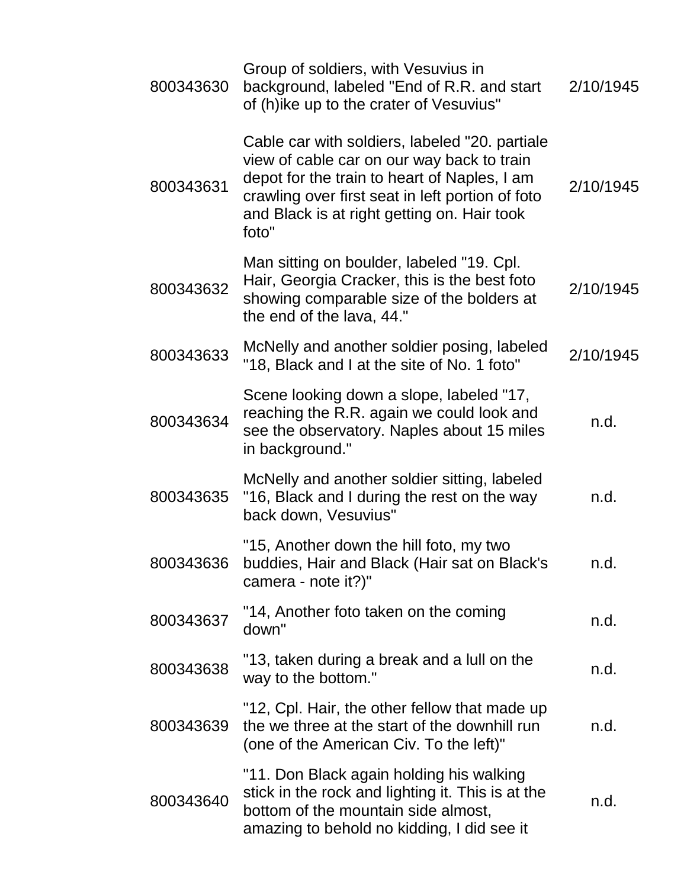| | | |
|---|---|---|
| 800343630 | Group of soldiers, with Vesuvius in background, labeled "End of R.R. and start of (h)ike up to the crater of Vesuvius" | 2/10/1945 |
| 800343631 | Cable car with soldiers, labeled "20. partiale view of cable car on our way back to train depot for the train to heart of Naples, I am crawling over first seat in left portion of foto and Black is at right getting on. Hair took foto" | 2/10/1945 |
| 800343632 | Man sitting on boulder, labeled "19. Cpl. Hair, Georgia Cracker, this is the best foto showing comparable size of the bolders at the end of the lava, 44." | 2/10/1945 |
| 800343633 | McNelly and another soldier posing, labeled "18, Black and I at the site of No. 1 foto" | 2/10/1945 |
| 800343634 | Scene looking down a slope, labeled "17, reaching the R.R. again we could look and see the observatory. Naples about 15 miles in background." | n.d. |
| 800343635 | McNelly and another soldier sitting, labeled "16, Black and I during the rest on the way back down, Vesuvius" | n.d. |
| 800343636 | "15, Another down the hill foto, my two buddies, Hair and Black (Hair sat on Black's camera - note it?)" | n.d. |
| 800343637 | "14, Another foto taken on the coming down" | n.d. |
| 800343638 | "13, taken during a break and a lull on the way to the bottom." | n.d. |
| 800343639 | "12, Cpl. Hair, the other fellow that made up the we three at the start of the downhill run (one of the American Civ. To the left)" | n.d. |
| 800343640 | "11. Don Black again holding his walking stick in the rock and lighting it. This is at the bottom of the mountain side almost, amazing to behold no kidding, I did see it | n.d. |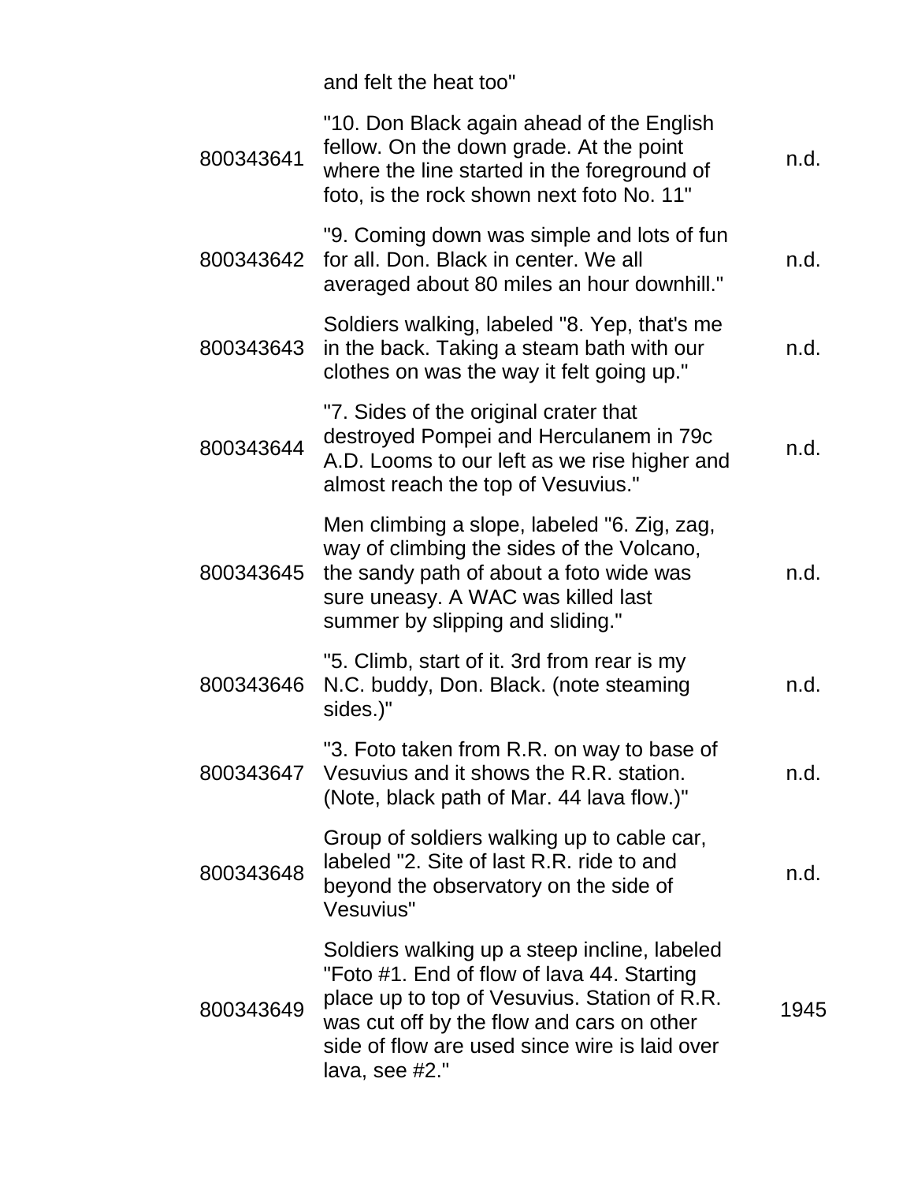| | | |
|---|---|---|
| | and felt the heat too" | |
| 800343641 | "10. Don Black again ahead of the English fellow. On the down grade. At the point where the line started in the foreground of foto, is the rock shown next foto No. 11" | n.d. |
| 800343642 | "9. Coming down was simple and lots of fun for all. Don. Black in center. We all averaged about 80 miles an hour downhill." | n.d. |
| 800343643 | Soldiers walking, labeled "8. Yep, that's me in the back. Taking a steam bath with our clothes on was the way it felt going up." | n.d. |
| 800343644 | "7. Sides of the original crater that destroyed Pompei and Herculanem in 79c A.D. Looms to our left as we rise higher and almost reach the top of Vesuvius." | n.d. |
| 800343645 | Men climbing a slope, labeled "6. Zig, zag, way of climbing the sides of the Volcano, the sandy path of about a foto wide was sure uneasy. A WAC was killed last summer by slipping and sliding." | n.d. |
| 800343646 | "5. Climb, start of it. 3rd from rear is my N.C. buddy, Don. Black. (note steaming sides.)" | n.d. |
| 800343647 | "3. Foto taken from R.R. on way to base of Vesuvius and it shows the R.R. station. (Note, black path of Mar. 44 lava flow.)" | n.d. |
| 800343648 | Group of soldiers walking up to cable car, labeled "2. Site of last R.R. ride to and beyond the observatory on the side of Vesuvius" | n.d. |
| 800343649 | Soldiers walking up a steep incline, labeled "Foto #1. End of flow of lava 44. Starting place up to top of Vesuvius. Station of R.R. was cut off by the flow and cars on other side of flow are used since wire is laid over lava, see #2." | 1945 |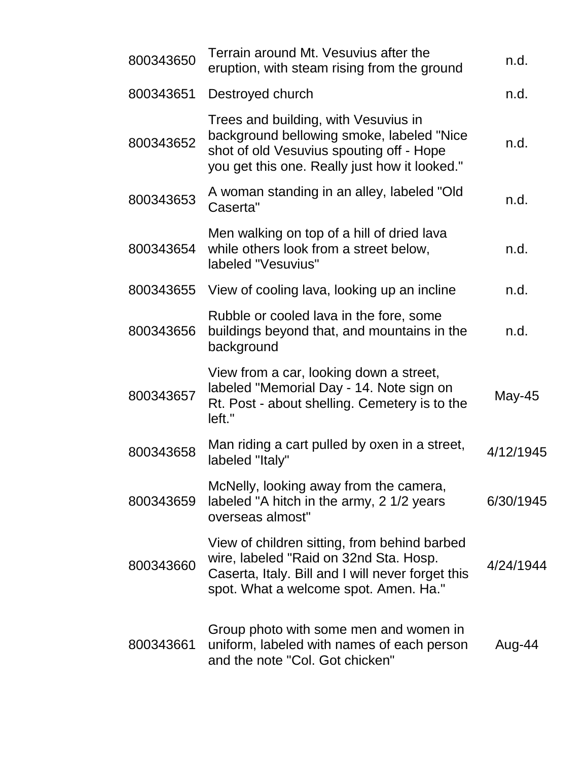| | | |
|---|---|---|
| 800343650 | Terrain around Mt. Vesuvius after the eruption, with steam rising from the ground | n.d. |
| 800343651 | Destroyed church | n.d. |
| 800343652 | Trees and building, with Vesuvius in background bellowing smoke, labeled "Nice shot of old Vesuvius spouting off - Hope you get this one. Really just how it looked." | n.d. |
| 800343653 | A woman standing in an alley, labeled "Old Caserta" | n.d. |
| 800343654 | Men walking on top of a hill of dried lava while others look from a street below, labeled "Vesuvius" | n.d. |
| 800343655 | View of cooling lava, looking up an incline | n.d. |
| 800343656 | Rubble or cooled lava in the fore, some buildings beyond that, and mountains in the background | n.d. |
| 800343657 | View from a car, looking down a street, labeled "Memorial Day - 14. Note sign on Rt. Post - about shelling. Cemetery is to the left." | May-45 |
| 800343658 | Man riding a cart pulled by oxen in a street, labeled "Italy" | 4/12/1945 |
| 800343659 | McNelly, looking away from the camera, labeled "A hitch in the army, 2 1/2 years overseas almost" | 6/30/1945 |
| 800343660 | View of children sitting, from behind barbed wire, labeled "Raid on 32nd Sta. Hosp. Caserta, Italy. Bill and I will never forget this spot. What a welcome spot. Amen. Ha." | 4/24/1944 |
| 800343661 | Group photo with some men and women in uniform, labeled with names of each person and the note "Col. Got chicken" | Aug-44 |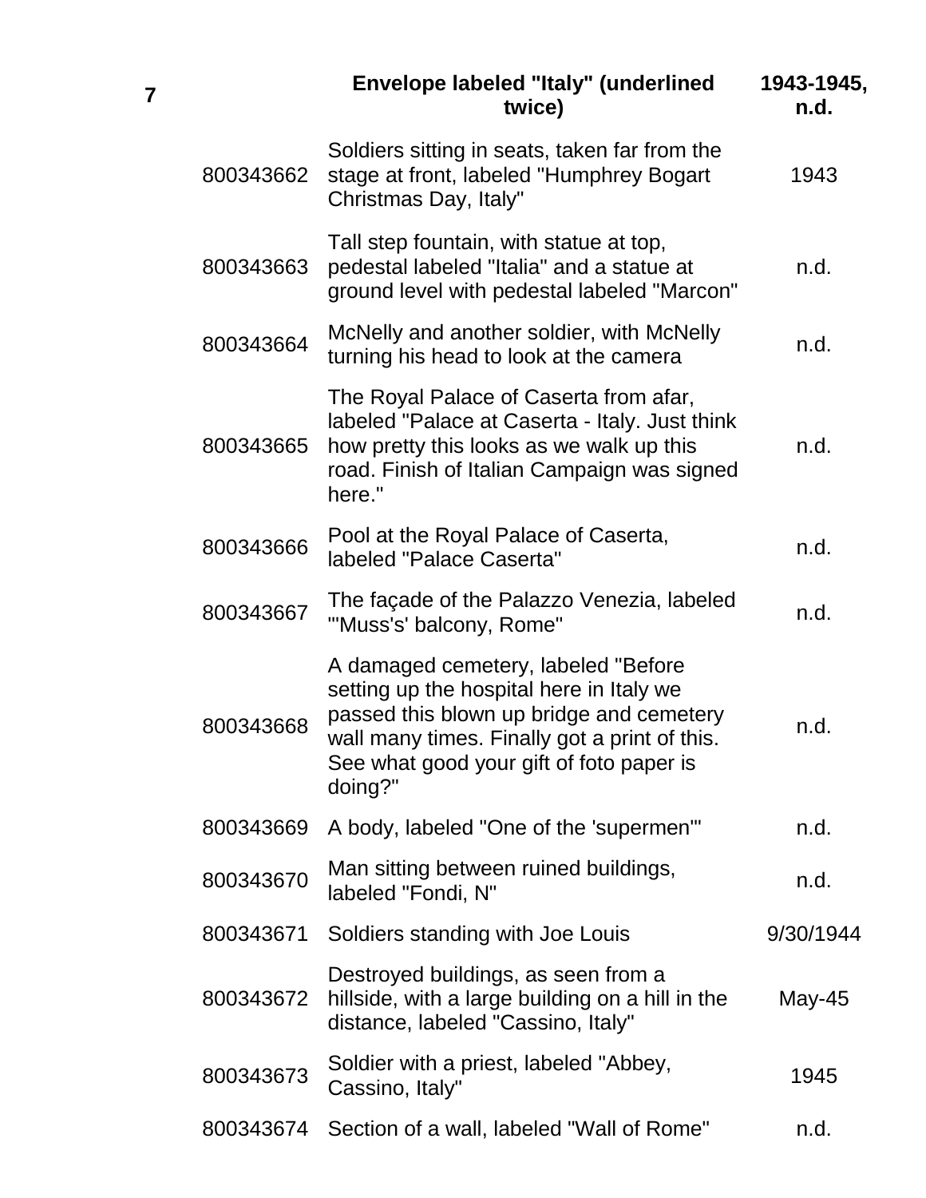| 7 | | Envelope labeled "Italy" (underlined twice) | 1943-1945, n.d. |
|---|---|---|---|
| | 800343662 | Soldiers sitting in seats, taken far from the stage at front, labeled "Humphrey Bogart Christmas Day, Italy" | 1943 |
| | 800343663 | Tall step fountain, with statue at top, pedestal labeled "Italia" and a statue at ground level with pedestal labeled "Marcon" | n.d. |
| | 800343664 | McNelly and another soldier, with McNelly turning his head to look at the camera | n.d. |
| | 800343665 | The Royal Palace of Caserta from afar, labeled "Palace at Caserta - Italy. Just think how pretty this looks as we walk up this road. Finish of Italian Campaign was signed here." | n.d. |
| | 800343666 | Pool at the Royal Palace of Caserta, labeled "Palace Caserta" | n.d. |
| | 800343667 | The façade of the Palazzo Venezia, labeled "'Muss's' balcony, Rome" | n.d. |
| | 800343668 | A damaged cemetery, labeled "Before setting up the hospital here in Italy we passed this blown up bridge and cemetery wall many times. Finally got a print of this. See what good your gift of foto paper is doing?" | n.d. |
| | 800343669 | A body, labeled "One of the 'supermen'" | n.d. |
| | 800343670 | Man sitting between ruined buildings, labeled "Fondi, N" | n.d. |
| | 800343671 | Soldiers standing with Joe Louis | 9/30/1944 |
| | 800343672 | Destroyed buildings, as seen from a hillside, with a large building on a hill in the distance, labeled "Cassino, Italy" | May-45 |
| | 800343673 | Soldier with a priest, labeled "Abbey, Cassino, Italy" | 1945 |
| | 800343674 | Section of a wall, labeled "Wall of Rome" | n.d. |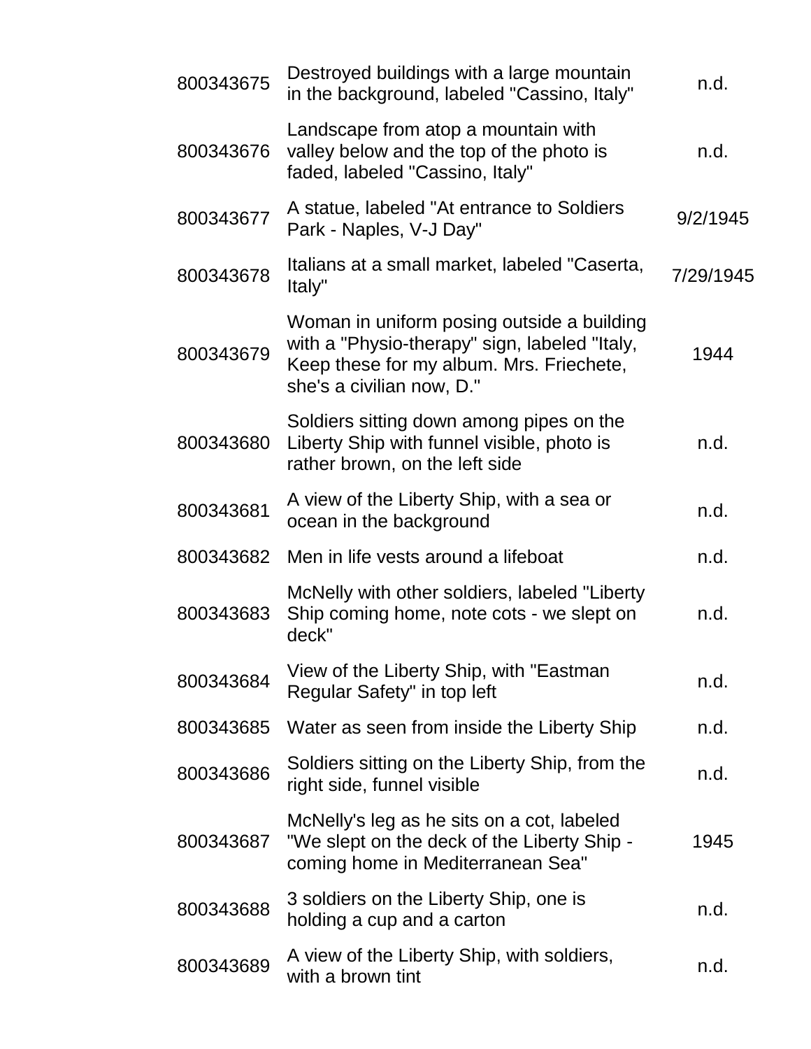| | | |
|---|---|---|
| 800343675 | Destroyed buildings with a large mountain in the background, labeled "Cassino, Italy" | n.d. |
| 800343676 | Landscape from atop a mountain with valley below and the top of the photo is faded, labeled "Cassino, Italy" | n.d. |
| 800343677 | A statue, labeled "At entrance to Soldiers Park - Naples, V-J Day" | 9/2/1945 |
| 800343678 | Italians at a small market, labeled "Caserta, Italy" | 7/29/1945 |
| 800343679 | Woman in uniform posing outside a building with a "Physio-therapy" sign, labeled "Italy, Keep these for my album. Mrs. Friechete, she's a civilian now, D." | 1944 |
| 800343680 | Soldiers sitting down among pipes on the Liberty Ship with funnel visible, photo is rather brown, on the left side | n.d. |
| 800343681 | A view of the Liberty Ship, with a sea or ocean in the background | n.d. |
| 800343682 | Men in life vests around a lifeboat | n.d. |
| 800343683 | McNelly with other soldiers, labeled "Liberty Ship coming home, note cots - we slept on deck" | n.d. |
| 800343684 | View of the Liberty Ship, with "Eastman Regular Safety" in top left | n.d. |
| 800343685 | Water as seen from inside the Liberty Ship | n.d. |
| 800343686 | Soldiers sitting on the Liberty Ship, from the right side, funnel visible | n.d. |
| 800343687 | McNelly's leg as he sits on a cot, labeled "We slept on the deck of the Liberty Ship - coming home in Mediterranean Sea" | 1945 |
| 800343688 | 3 soldiers on the Liberty Ship, one is holding a cup and a carton | n.d. |
| 800343689 | A view of the Liberty Ship, with soldiers, with a brown tint | n.d. |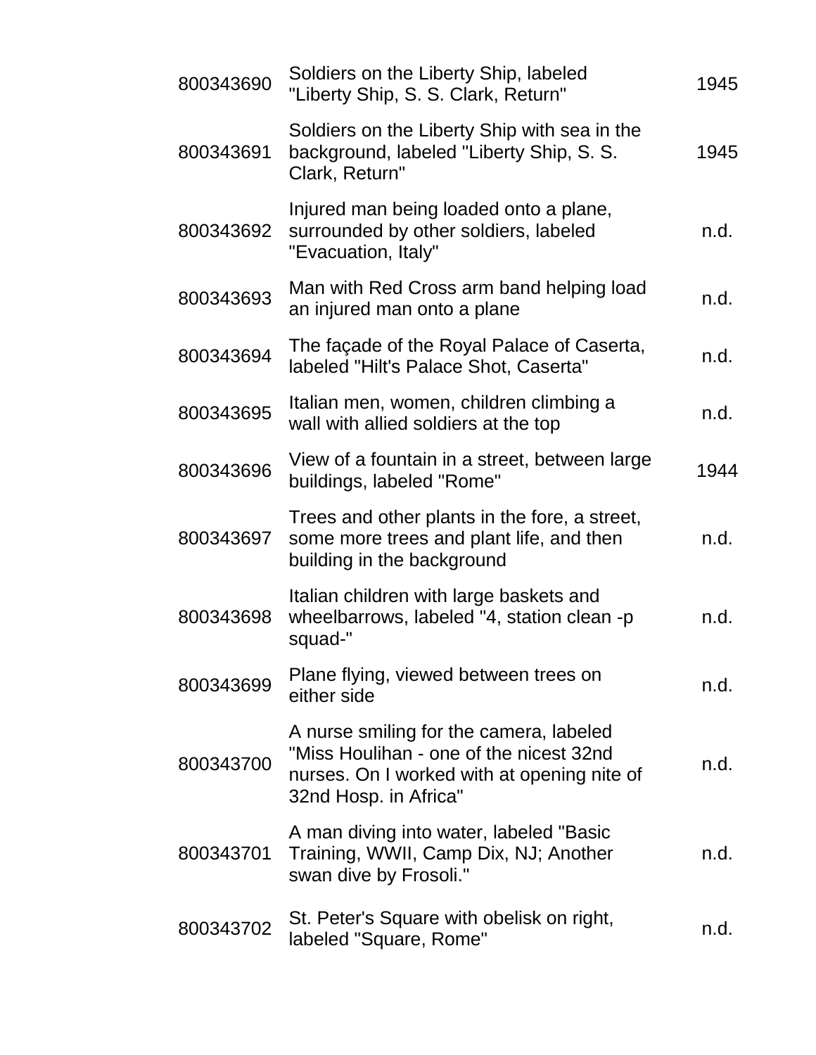| | | |
|---|---|---|
| 800343690 | Soldiers on the Liberty Ship, labeled "Liberty Ship, S. S. Clark, Return" | 1945 |
| 800343691 | Soldiers on the Liberty Ship with sea in the background, labeled "Liberty Ship, S. S. Clark, Return" | 1945 |
| 800343692 | Injured man being loaded onto a plane, surrounded by other soldiers, labeled "Evacuation, Italy" | n.d. |
| 800343693 | Man with Red Cross arm band helping load an injured man onto a plane | n.d. |
| 800343694 | The façade of the Royal Palace of Caserta, labeled "Hilt's Palace Shot, Caserta" | n.d. |
| 800343695 | Italian men, women, children climbing a wall with allied soldiers at the top | n.d. |
| 800343696 | View of a fountain in a street, between large buildings, labeled "Rome" | 1944 |
| 800343697 | Trees and other plants in the fore, a street, some more trees and plant life, and then building in the background | n.d. |
| 800343698 | Italian children with large baskets and wheelbarrows, labeled "4, station clean -p squad-" | n.d. |
| 800343699 | Plane flying, viewed between trees on either side | n.d. |
| 800343700 | A nurse smiling for the camera, labeled "Miss Houlihan - one of the nicest 32nd nurses. On I worked with at opening nite of 32nd Hosp. in Africa" | n.d. |
| 800343701 | A man diving into water, labeled "Basic Training, WWII, Camp Dix, NJ; Another swan dive by Frosoli." | n.d. |
| 800343702 | St. Peter's Square with obelisk on right, labeled "Square, Rome" | n.d. |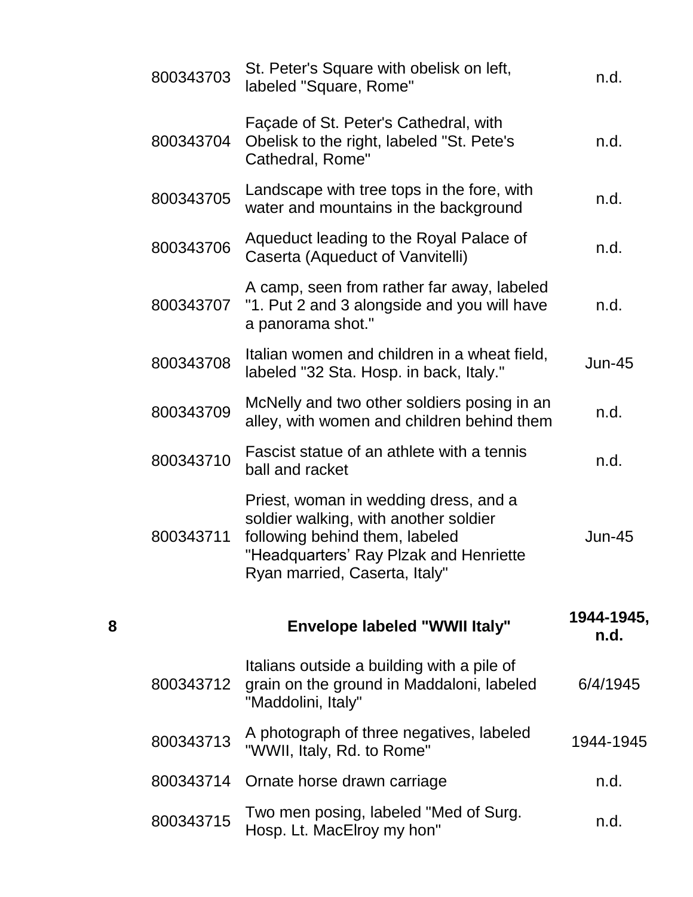| | | | |
|---|---|---|---|
| | 800343703 | St. Peter's Square with obelisk on left, labeled "Square, Rome" | n.d. |
| | 800343704 | Façade of St. Peter's Cathedral, with Obelisk to the right, labeled "St. Pete's Cathedral, Rome" | n.d. |
| | 800343705 | Landscape with tree tops in the fore, with water and mountains in the background | n.d. |
| | 800343706 | Aqueduct leading to the Royal Palace of Caserta (Aqueduct of Vanvitelli) | n.d. |
| | 800343707 | A camp, seen from rather far away, labeled "1. Put 2 and 3 alongside and you will have a panorama shot." | n.d. |
| | 800343708 | Italian women and children in a wheat field, labeled "32 Sta. Hosp. in back, Italy." | Jun-45 |
| | 800343709 | McNelly and two other soldiers posing in an alley, with women and children behind them | n.d. |
| | 800343710 | Fascist statue of an athlete with a tennis ball and racket | n.d. |
| | 800343711 | Priest, woman in wedding dress, and a soldier walking, with another soldier following behind them, labeled "Headquarters' Ray Plzak and Henriette Ryan married, Caserta, Italy" | Jun-45 |
| **8** | | **Envelope labeled "WWII Italy"** | **1944-1945, n.d.** |
| | 800343712 | Italians outside a building with a pile of grain on the ground in Maddaloni, labeled "Maddolini, Italy" | 6/4/1945 |
| | 800343713 | A photograph of three negatives, labeled "WWII, Italy, Rd. to Rome" | 1944-1945 |
| | 800343714 | Ornate horse drawn carriage | n.d. |
| | 800343715 | Two men posing, labeled "Med of Surg. Hosp. Lt. MacElroy my hon" | n.d. |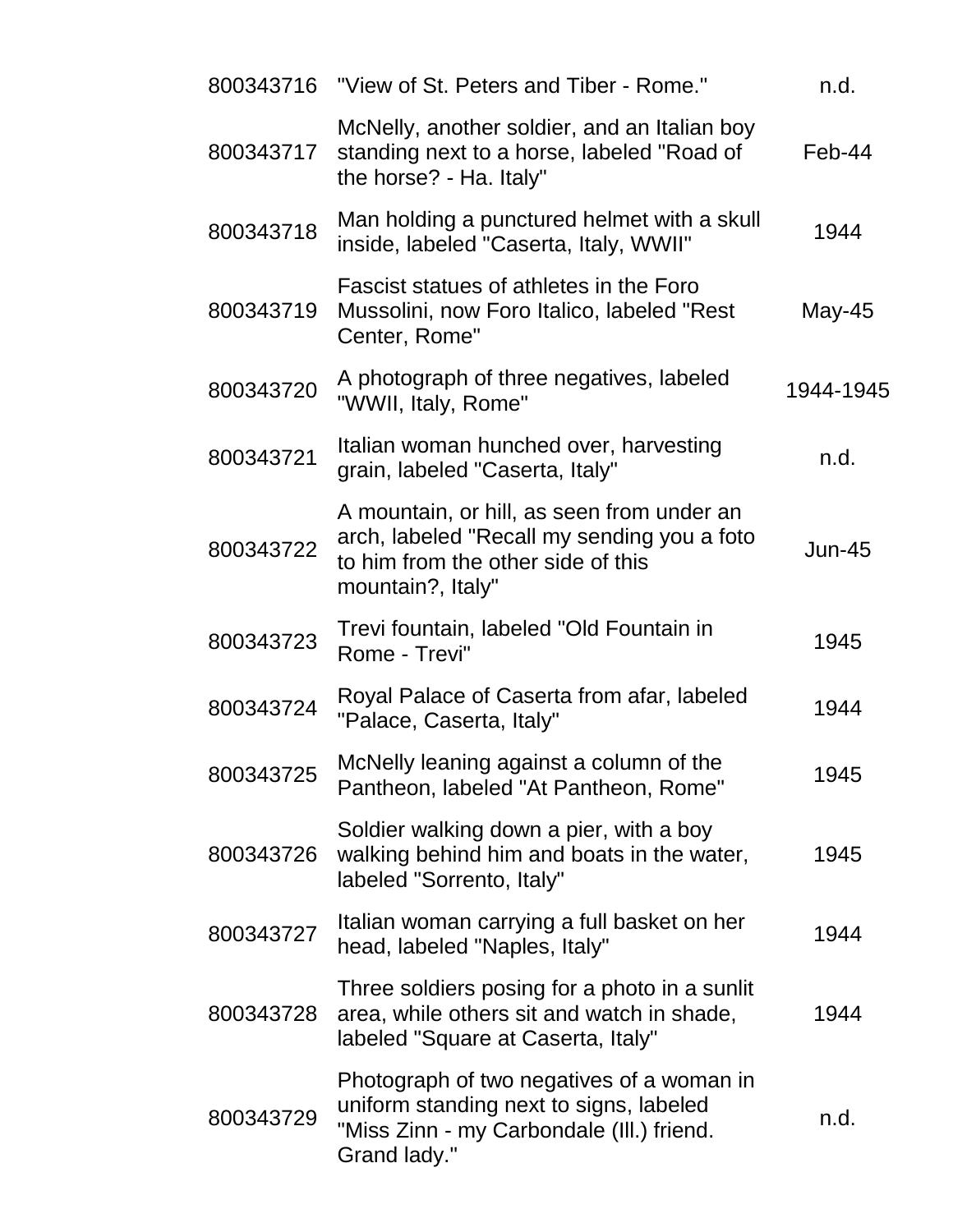| | | |
|---|---|---|
| 800343716 | "View of St. Peters and Tiber - Rome." | n.d. |
| 800343717 | McNelly, another soldier, and an Italian boy standing next to a horse, labeled "Road of the horse? - Ha. Italy" | Feb-44 |
| 800343718 | Man holding a punctured helmet with a skull inside, labeled "Caserta, Italy, WWII" | 1944 |
| 800343719 | Fascist statues of athletes in the Foro Mussolini, now Foro Italico, labeled "Rest Center, Rome" | May-45 |
| 800343720 | A photograph of three negatives, labeled "WWII, Italy, Rome" | 1944-1945 |
| 800343721 | Italian woman hunched over, harvesting grain, labeled "Caserta, Italy" | n.d. |
| 800343722 | A mountain, or hill, as seen from under an arch, labeled "Recall my sending you a foto to him from the other side of this mountain?, Italy" | Jun-45 |
| 800343723 | Trevi fountain, labeled "Old Fountain in Rome - Trevi" | 1945 |
| 800343724 | Royal Palace of Caserta from afar, labeled "Palace, Caserta, Italy" | 1944 |
| 800343725 | McNelly leaning against a column of the Pantheon, labeled "At Pantheon, Rome" | 1945 |
| 800343726 | Soldier walking down a pier, with a boy walking behind him and boats in the water, labeled "Sorrento, Italy" | 1945 |
| 800343727 | Italian woman carrying a full basket on her head, labeled "Naples, Italy" | 1944 |
| 800343728 | Three soldiers posing for a photo in a sunlit area, while others sit and watch in shade, labeled "Square at Caserta, Italy" | 1944 |
| 800343729 | Photograph of two negatives of a woman in uniform standing next to signs, labeled "Miss Zinn - my Carbondale (Ill.) friend. Grand lady." | n.d. |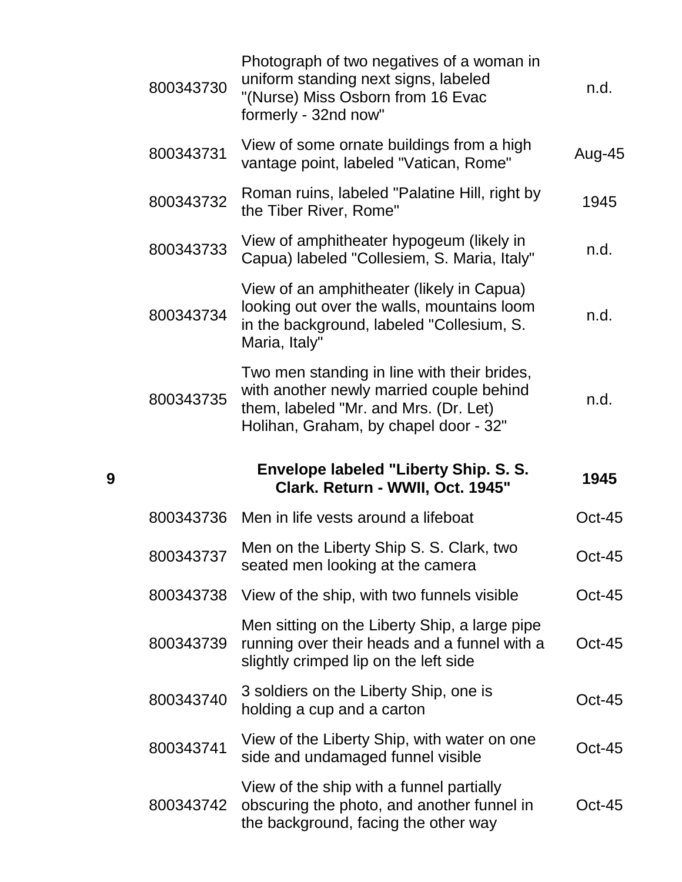| | | | |
|---|---|---|---|
| | 800343730 | Photograph of two negatives of a woman in uniform standing next signs, labeled "(Nurse) Miss Osborn from 16 Evac formerly - 32nd now" | n.d. |
| | 800343731 | View of some ornate buildings from a high vantage point, labeled "Vatican, Rome" | Aug-45 |
| | 800343732 | Roman ruins, labeled "Palatine Hill, right by the Tiber River, Rome" | 1945 |
| | 800343733 | View of amphitheater hypogeum (likely in Capua) labeled "Collesiem, S. Maria, Italy" | n.d. |
| | 800343734 | View of an amphitheater (likely in Capua) looking out over the walls, mountains loom in the background, labeled "Collesium, S. Maria, Italy" | n.d. |
| | 800343735 | Two men standing in line with their brides, with another newly married couple behind them, labeled "Mr. and Mrs. (Dr. Let) Holihan, Graham, by chapel door - 32" | n.d. |
| **9** | | **Envelope labeled "Liberty Ship. S. S. Clark. Return - WWII, Oct. 1945"** | **1945** |
| | 800343736 | Men in life vests around a lifeboat | Oct-45 |
| | 800343737 | Men on the Liberty Ship S. S. Clark, two seated men looking at the camera | Oct-45 |
| | 800343738 | View of the ship, with two funnels visible | Oct-45 |
| | 800343739 | Men sitting on the Liberty Ship, a large pipe running over their heads and a funnel with a slightly crimped lip on the left side | Oct-45 |
| | 800343740 | 3 soldiers on the Liberty Ship, one is holding a cup and a carton | Oct-45 |
| | 800343741 | View of the Liberty Ship, with water on one side and undamaged funnel visible | Oct-45 |
| | 800343742 | View of the ship with a funnel partially obscuring the photo, and another funnel in the background, facing the other way | Oct-45 |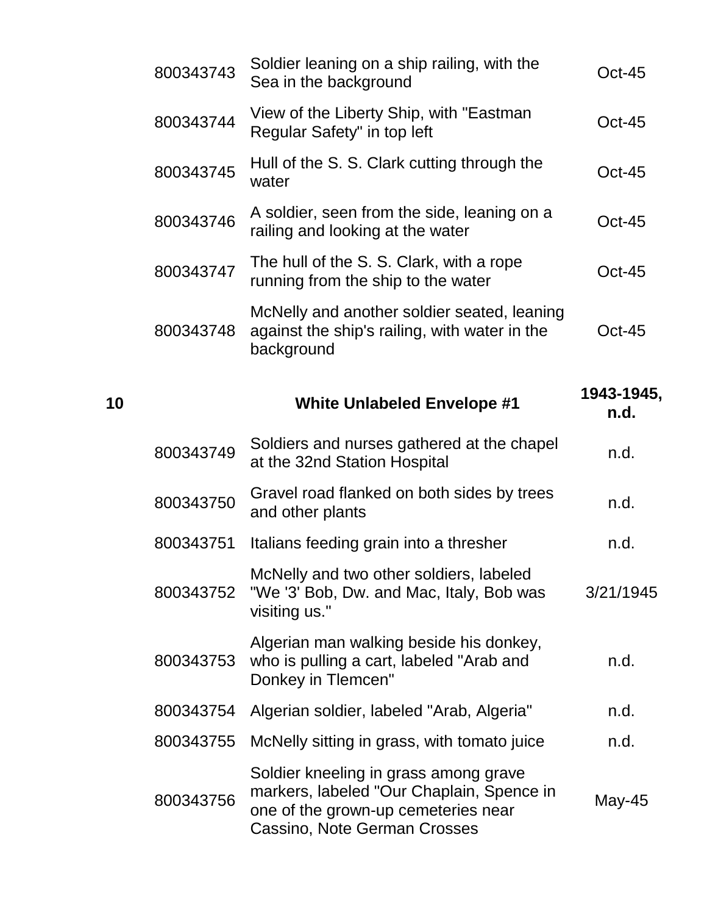| | | | |
|---|---|---|---|
| | 800343743 | Soldier leaning on a ship railing, with the Sea in the background | Oct-45 |
| | 800343744 | View of the Liberty Ship, with "Eastman Regular Safety" in top left | Oct-45 |
| | 800343745 | Hull of the S. S. Clark cutting through the water | Oct-45 |
| | 800343746 | A soldier, seen from the side, leaning on a railing and looking at the water | Oct-45 |
| | 800343747 | The hull of the S. S. Clark, with a rope running from the ship to the water | Oct-45 |
| | 800343748 | McNelly and another soldier seated, leaning against the ship's railing, with water in the background | Oct-45 |
| **10** | | **White Unlabeled Envelope #1** | **1943-1945, n.d.** |
| | 800343749 | Soldiers and nurses gathered at the chapel at the 32nd Station Hospital | n.d. |
| | 800343750 | Gravel road flanked on both sides by trees and other plants | n.d. |
| | 800343751 | Italians feeding grain into a thresher | n.d. |
| | 800343752 | McNelly and two other soldiers, labeled "We '3' Bob, Dw. and Mac, Italy, Bob was visiting us." | 3/21/1945 |
| | 800343753 | Algerian man walking beside his donkey, who is pulling a cart, labeled "Arab and Donkey in Tlemcen" | n.d. |
| | 800343754 | Algerian soldier, labeled "Arab, Algeria" | n.d. |
| | 800343755 | McNelly sitting in grass, with tomato juice | n.d. |
| | 800343756 | Soldier kneeling in grass among grave markers, labeled "Our Chaplain, Spence in one of the grown-up cemeteries near Cassino, Note German Crosses | May-45 |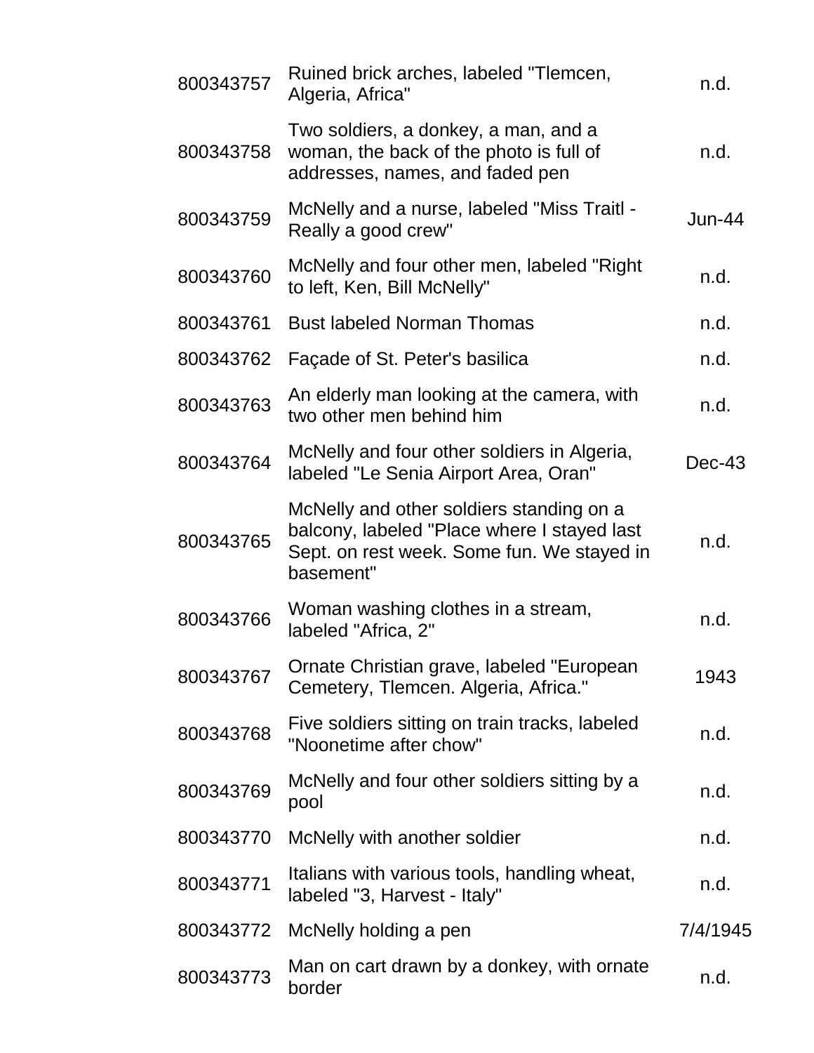| | | |
|---|---|---|
| 800343757 | Ruined brick arches, labeled "Tlemcen, Algeria, Africa" | n.d. |
| 800343758 | Two soldiers, a donkey, a man, and a woman, the back of the photo is full of addresses, names, and faded pen | n.d. |
| 800343759 | McNelly and a nurse, labeled "Miss Traitl - Really a good crew" | Jun-44 |
| 800343760 | McNelly and four other men, labeled "Right to left, Ken, Bill McNelly" | n.d. |
| 800343761 | Bust labeled Norman Thomas | n.d. |
| 800343762 | Façade of St. Peter's basilica | n.d. |
| 800343763 | An elderly man looking at the camera, with two other men behind him | n.d. |
| 800343764 | McNelly and four other soldiers in Algeria, labeled "Le Senia Airport Area, Oran" | Dec-43 |
| 800343765 | McNelly and other soldiers standing on a balcony, labeled "Place where I stayed last Sept. on rest week. Some fun. We stayed in basement" | n.d. |
| 800343766 | Woman washing clothes in a stream, labeled "Africa, 2" | n.d. |
| 800343767 | Ornate Christian grave, labeled "European Cemetery, Tlemcen. Algeria, Africa." | 1943 |
| 800343768 | Five soldiers sitting on train tracks, labeled "Noonetime after chow" | n.d. |
| 800343769 | McNelly and four other soldiers sitting by a pool | n.d. |
| 800343770 | McNelly with another soldier | n.d. |
| 800343771 | Italians with various tools, handling wheat, labeled "3, Harvest - Italy" | n.d. |
| 800343772 | McNelly holding a pen | 7/4/1945 |
| 800343773 | Man on cart drawn by a donkey, with ornate border | n.d. |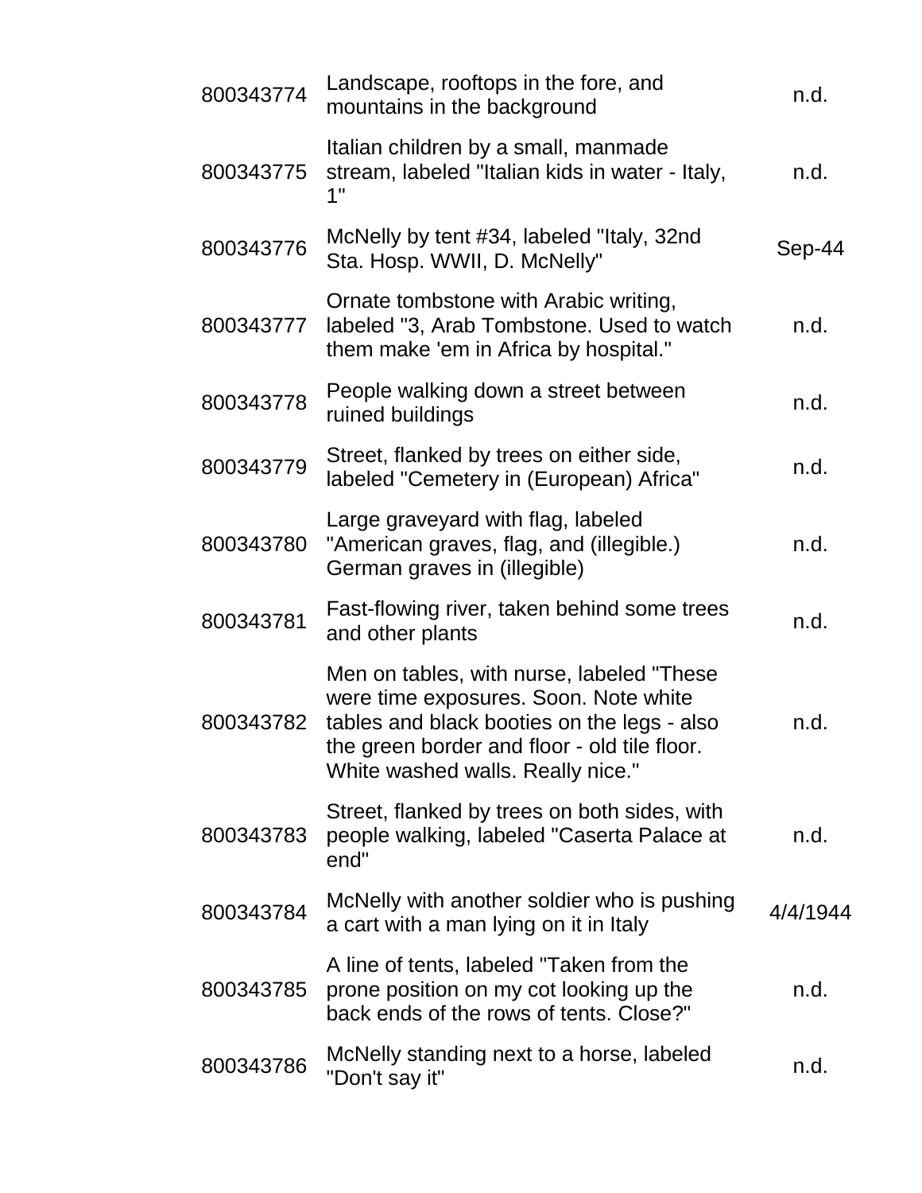| | | |
|---|---|---|
| 800343774 | Landscape, rooftops in the fore, and mountains in the background | n.d. |
| 800343775 | Italian children by a small, manmade stream, labeled "Italian kids in water - Italy, 1" | n.d. |
| 800343776 | McNelly by tent #34, labeled "Italy, 32nd Sta. Hosp. WWII, D. McNelly" | Sep-44 |
| 800343777 | Ornate tombstone with Arabic writing, labeled "3, Arab Tombstone. Used to watch them make 'em in Africa by hospital." | n.d. |
| 800343778 | People walking down a street between ruined buildings | n.d. |
| 800343779 | Street, flanked by trees on either side, labeled "Cemetery in (European) Africa" | n.d. |
| 800343780 | Large graveyard with flag, labeled "American graves, flag, and (illegible.) German graves in (illegible) | n.d. |
| 800343781 | Fast-flowing river, taken behind some trees and other plants | n.d. |
| 800343782 | Men on tables, with nurse, labeled "These were time exposures. Soon. Note white tables and black booties on the legs - also the green border and floor - old tile floor. White washed walls. Really nice." | n.d. |
| 800343783 | Street, flanked by trees on both sides, with people walking, labeled "Caserta Palace at end" | n.d. |
| 800343784 | McNelly with another soldier who is pushing a cart with a man lying on it in Italy | 4/4/1944 |
| 800343785 | A line of tents, labeled "Taken from the prone position on my cot looking up the back ends of the rows of tents. Close?" | n.d. |
| 800343786 | McNelly standing next to a horse, labeled "Don't say it" | n.d. |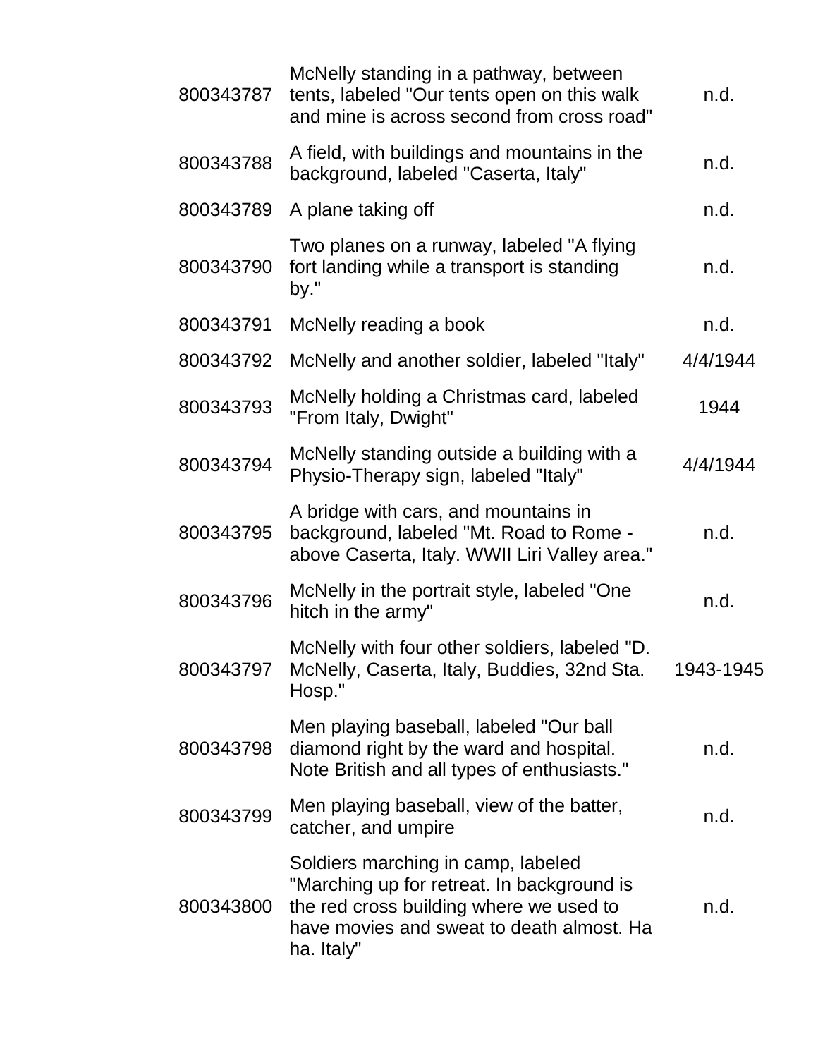| | | |
|---|---|---|
| 800343787 | McNelly standing in a pathway, between tents, labeled "Our tents open on this walk and mine is across second from cross road" | n.d. |
| 800343788 | A field, with buildings and mountains in the background, labeled "Caserta, Italy" | n.d. |
| 800343789 | A plane taking off | n.d. |
| 800343790 | Two planes on a runway, labeled "A flying fort landing while a transport is standing by." | n.d. |
| 800343791 | McNelly reading a book | n.d. |
| 800343792 | McNelly and another soldier, labeled "Italy" | 4/4/1944 |
| 800343793 | McNelly holding a Christmas card, labeled "From Italy, Dwight" | 1944 |
| 800343794 | McNelly standing outside a building with a Physio-Therapy sign, labeled "Italy" | 4/4/1944 |
| 800343795 | A bridge with cars, and mountains in background, labeled "Mt. Road to Rome - above Caserta, Italy. WWII Liri Valley area." | n.d. |
| 800343796 | McNelly in the portrait style, labeled "One hitch in the army" | n.d. |
| 800343797 | McNelly with four other soldiers, labeled "D. McNelly, Caserta, Italy, Buddies, 32nd Sta. Hosp." | 1943-1945 |
| 800343798 | Men playing baseball, labeled "Our ball diamond right by the ward and hospital. Note British and all types of enthusiasts." | n.d. |
| 800343799 | Men playing baseball, view of the batter, catcher, and umpire | n.d. |
| 800343800 | Soldiers marching in camp, labeled "Marching up for retreat. In background is the red cross building where we used to have movies and sweat to death almost. Ha ha. Italy" | n.d. |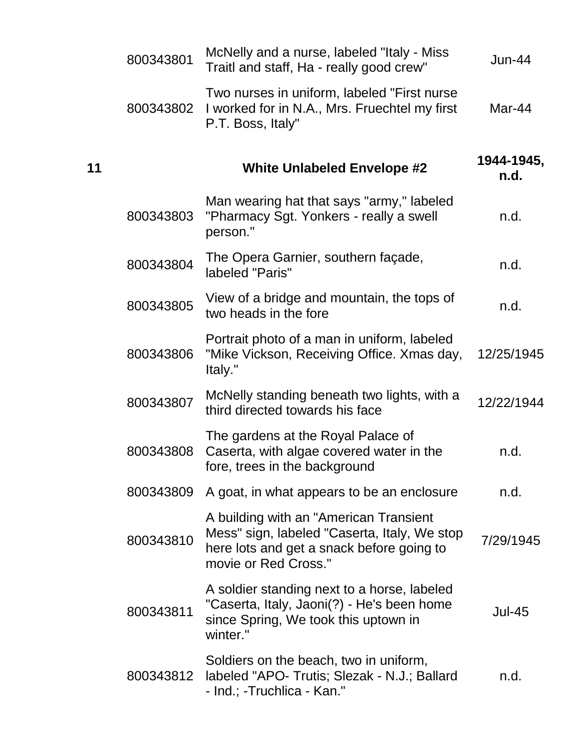| Box | Item ID | Description | Date |
|---|---|---|---|
| | 800343801 | McNelly and a nurse, labeled "Italy - Miss Traitl and staff, Ha - really good crew" | Jun-44 |
| | 800343802 | Two nurses in uniform, labeled "First nurse I worked for in N.A., Mrs. Fruechtel my first P.T. Boss, Italy" | Mar-44 |
| **11** | | **White Unlabeled Envelope #2** | **1944-1945, n.d.** |
| | 800343803 | Man wearing hat that says "army," labeled "Pharmacy Sgt. Yonkers - really a swell person." | n.d. |
| | 800343804 | The Opera Garnier, southern façade, labeled "Paris" | n.d. |
| | 800343805 | View of a bridge and mountain, the tops of two heads in the fore | n.d. |
| | 800343806 | Portrait photo of a man in uniform, labeled "Mike Vickson, Receiving Office. Xmas day, Italy." | 12/25/1945 |
| | 800343807 | McNelly standing beneath two lights, with a third directed towards his face | 12/22/1944 |
| | 800343808 | The gardens at the Royal Palace of Caserta, with algae covered water in the fore, trees in the background | n.d. |
| | 800343809 | A goat, in what appears to be an enclosure | n.d. |
| | 800343810 | A building with an "American Transient Mess" sign, labeled "Caserta, Italy, We stop here lots and get a snack before going to movie or Red Cross." | 7/29/1945 |
| | 800343811 | A soldier standing next to a horse, labeled "Caserta, Italy, Jaoni(?) - He's been home since Spring, We took this uptown in winter." | Jul-45 |
| | 800343812 | Soldiers on the beach, two in uniform, labeled "APO- Trutis; Slezak - N.J.; Ballard - Ind.; -Truchlica - Kan." | n.d. |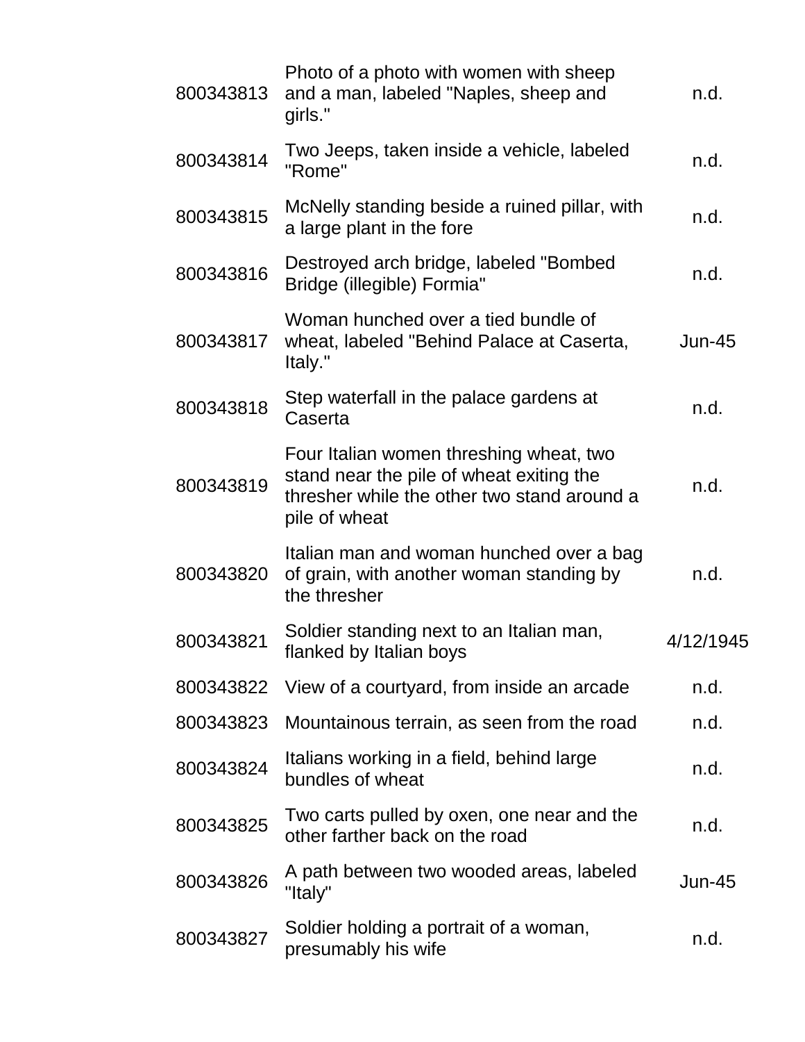| | | |
|---|---|---|
| 800343813 | Photo of a photo with women with sheep and a man, labeled "Naples, sheep and girls." | n.d. |
| 800343814 | Two Jeeps, taken inside a vehicle, labeled "Rome" | n.d. |
| 800343815 | McNelly standing beside a ruined pillar, with a large plant in the fore | n.d. |
| 800343816 | Destroyed arch bridge, labeled "Bombed Bridge (illegible) Formia" | n.d. |
| 800343817 | Woman hunched over a tied bundle of wheat, labeled "Behind Palace at Caserta, Italy." | Jun-45 |
| 800343818 | Step waterfall in the palace gardens at Caserta | n.d. |
| 800343819 | Four Italian women threshing wheat, two stand near the pile of wheat exiting the thresher while the other two stand around a pile of wheat | n.d. |
| 800343820 | Italian man and woman hunched over a bag of grain, with another woman standing by the thresher | n.d. |
| 800343821 | Soldier standing next to an Italian man, flanked by Italian boys | 4/12/1945 |
| 800343822 | View of a courtyard, from inside an arcade | n.d. |
| 800343823 | Mountainous terrain, as seen from the road | n.d. |
| 800343824 | Italians working in a field, behind large bundles of wheat | n.d. |
| 800343825 | Two carts pulled by oxen, one near and the other farther back on the road | n.d. |
| 800343826 | A path between two wooded areas, labeled "Italy" | Jun-45 |
| 800343827 | Soldier holding a portrait of a woman, presumably his wife | n.d. |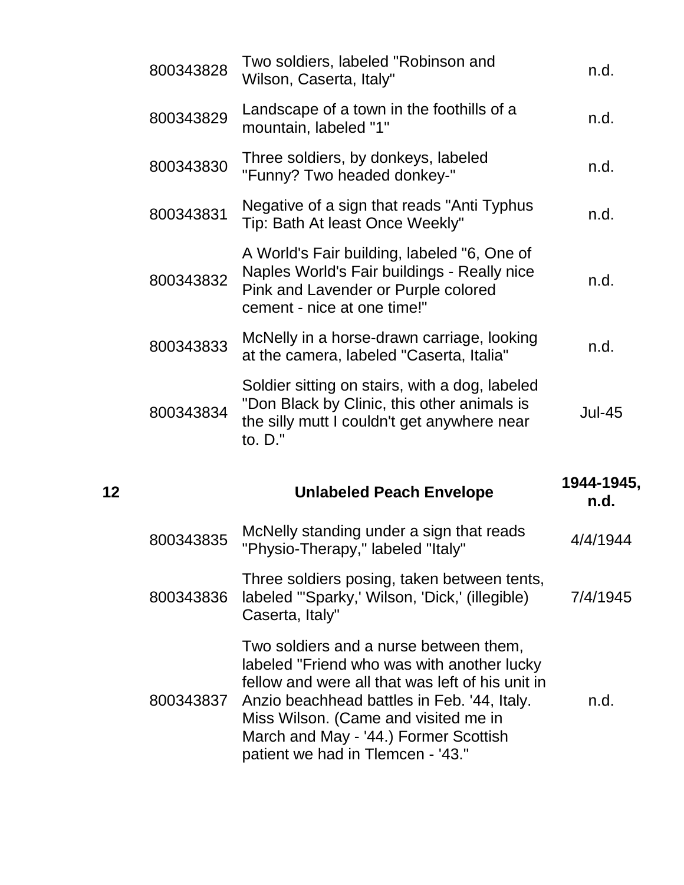| | | | |
|---|---|---|---|
| | 800343828 | Two soldiers, labeled "Robinson and Wilson, Caserta, Italy" | n.d. |
| | 800343829 | Landscape of a town in the foothills of a mountain, labeled "1" | n.d. |
| | 800343830 | Three soldiers, by donkeys, labeled "Funny? Two headed donkey-" | n.d. |
| | 800343831 | Negative of a sign that reads "Anti Typhus Tip: Bath At least Once Weekly" | n.d. |
| | 800343832 | A World's Fair building, labeled "6, One of Naples World's Fair buildings - Really nice Pink and Lavender or Purple colored cement - nice at one time!" | n.d. |
| | 800343833 | McNelly in a horse-drawn carriage, looking at the camera, labeled "Caserta, Italia" | n.d. |
| | 800343834 | Soldier sitting on stairs, with a dog, labeled "Don Black by Clinic, this other animals is the silly mutt I couldn't get anywhere near to. D." | Jul-45 |
| **12** | | **Unlabeled Peach Envelope** | **1944-1945, n.d.** |
| | 800343835 | McNelly standing under a sign that reads "Physio-Therapy," labeled "Italy" | 4/4/1944 |
| | 800343836 | Three soldiers posing, taken between tents, labeled "'Sparky,' Wilson, 'Dick,' (illegible) Caserta, Italy" | 7/4/1945 |
| | 800343837 | Two soldiers and a nurse between them, labeled "Friend who was with another lucky fellow and were all that was left of his unit in Anzio beachhead battles in Feb. '44, Italy. Miss Wilson. (Came and visited me in March and May - '44.) Former Scottish patient we had in Tlemcen - '43." | n.d. |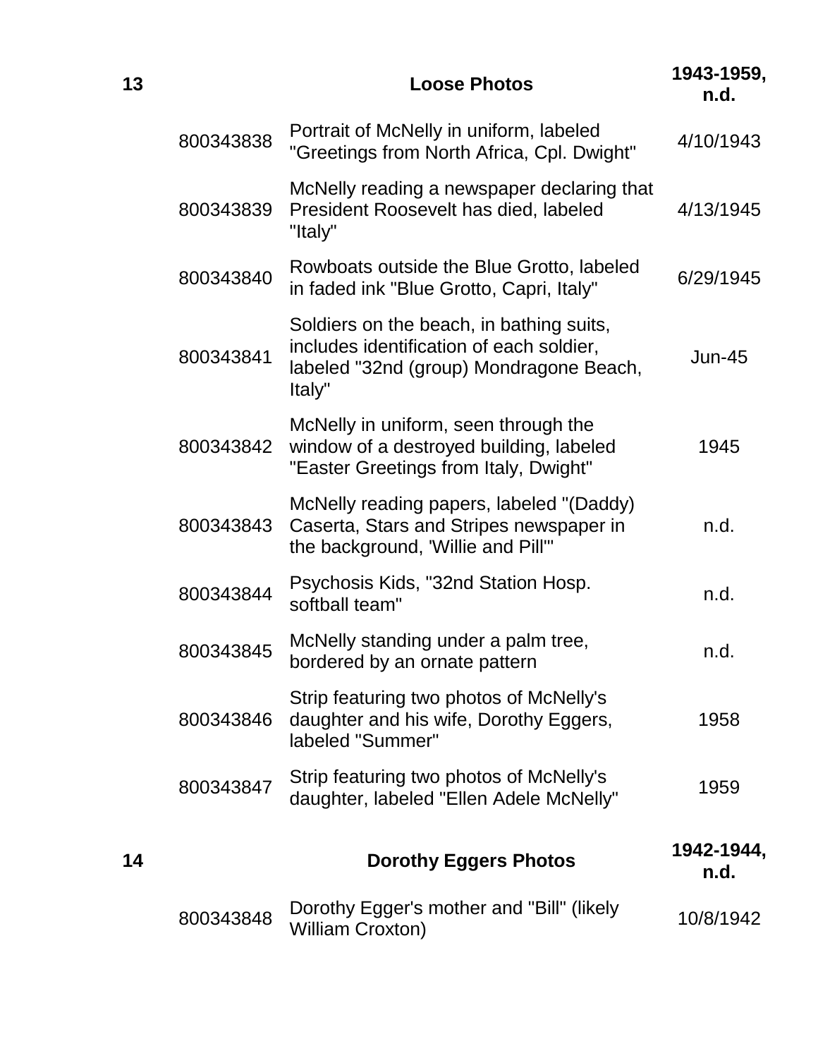| 13 | | **Loose Photos** | **1943-1959, n.d.** |
|---|---|---|---|
| | 800343838 | Portrait of McNelly in uniform, labeled "Greetings from North Africa, Cpl. Dwight" | 4/10/1943 |
| | 800343839 | McNelly reading a newspaper declaring that President Roosevelt has died, labeled "Italy" | 4/13/1945 |
| | 800343840 | Rowboats outside the Blue Grotto, labeled in faded ink "Blue Grotto, Capri, Italy" | 6/29/1945 |
| | 800343841 | Soldiers on the beach, in bathing suits, includes identification of each soldier, labeled "32nd (group) Mondragone Beach, Italy" | Jun-45 |
| | 800343842 | McNelly in uniform, seen through the window of a destroyed building, labeled "Easter Greetings from Italy, Dwight" | 1945 |
| | 800343843 | McNelly reading papers, labeled "(Daddy) Caserta, Stars and Stripes newspaper in the background, 'Willie and Pill'" | n.d. |
| | 800343844 | Psychosis Kids, "32nd Station Hosp. softball team" | n.d. |
| | 800343845 | McNelly standing under a palm tree, bordered by an ornate pattern | n.d. |
| | 800343846 | Strip featuring two photos of McNelly's daughter and his wife, Dorothy Eggers, labeled "Summer" | 1958 |
| | 800343847 | Strip featuring two photos of McNelly's daughter, labeled "Ellen Adele McNelly" | 1959 |
| **14** | | **Dorothy Eggers Photos** | **1942-1944, n.d.** |
| | 800343848 | Dorothy Egger's mother and "Bill" (likely William Croxton) | 10/8/1942 |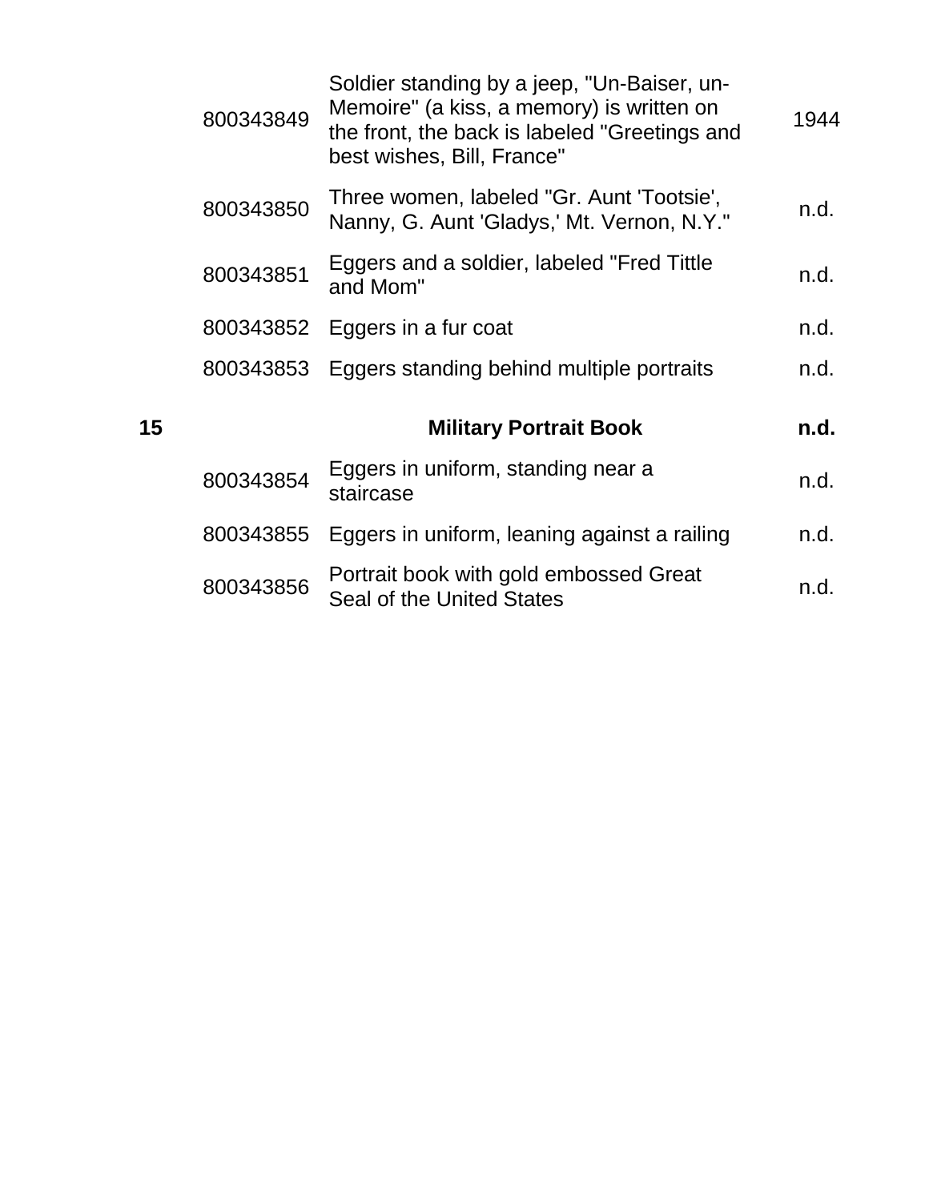| | | | |
|---|---|---|---|
| | 800343849 | Soldier standing by a jeep, "Un-Baiser, un-Memoire" (a kiss, a memory) is written on the front, the back is labeled "Greetings and best wishes, Bill, France" | 1944 |
| | 800343850 | Three women, labeled "Gr. Aunt 'Tootsie', Nanny, G. Aunt 'Gladys,' Mt. Vernon, N.Y." | n.d. |
| | 800343851 | Eggers and a soldier, labeled "Fred Tittle and Mom" | n.d. |
| | 800343852 | Eggers in a fur coat | n.d. |
| | 800343853 | Eggers standing behind multiple portraits | n.d. |
| **15** | | **Military Portrait Book** | **n.d.** |
| | 800343854 | Eggers in uniform, standing near a staircase | n.d. |
| | 800343855 | Eggers in uniform, leaning against a railing | n.d. |
| | 800343856 | Portrait book with gold embossed Great Seal of the United States | n.d. |